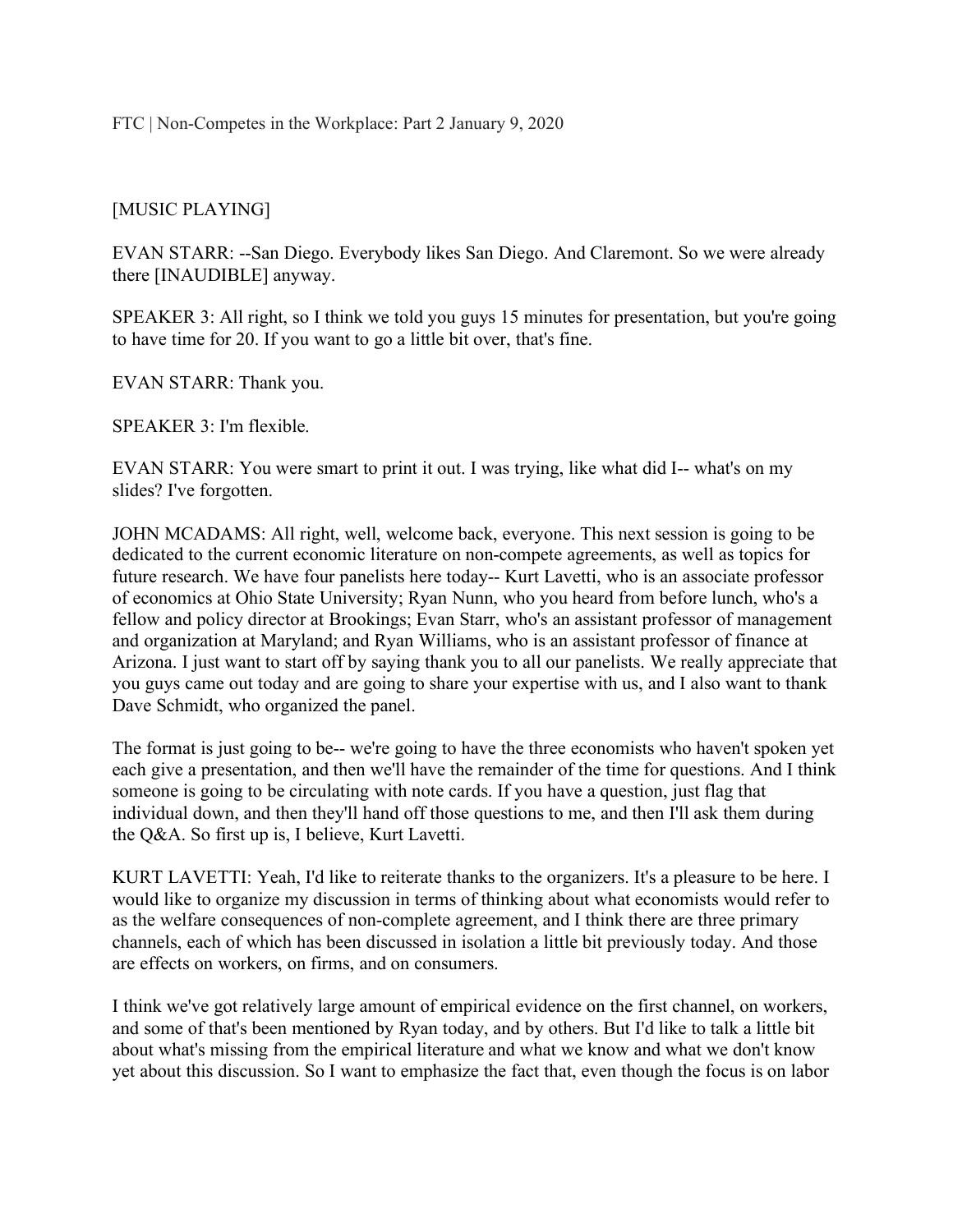FTC | Non-Competes in the Workplace: Part 2 January 9, 2020

[MUSIC PLAYING]

EVAN STARR: --San Diego. Everybody likes San Diego. And Claremont. So we were already there [INAUDIBLE] anyway.

SPEAKER 3: All right, so I think we told you guys 15 minutes for presentation, but you're going to have time for 20. If you want to go a little bit over, that's fine.

EVAN STARR: Thank you.

SPEAKER 3: I'm flexible.

EVAN STARR: You were smart to print it out. I was trying, like what did I-- what's on my slides? I've forgotten.

JOHN MCADAMS: All right, well, welcome back, everyone. This next session is going to be dedicated to the current economic literature on non-compete agreements, as well as topics for future research. We have four panelists here today-- Kurt Lavetti, who is an associate professor of economics at Ohio State University; Ryan Nunn, who you heard from before lunch, who's a fellow and policy director at Brookings; Evan Starr, who's an assistant professor of management and organization at Maryland; and Ryan Williams, who is an assistant professor of finance at Arizona. I just want to start off by saying thank you to all our panelists. We really appreciate that you guys came out today and are going to share your expertise with us, and I also want to thank Dave Schmidt, who organized the panel.

The format is just going to be-- we're going to have the three economists who haven't spoken yet each give a presentation, and then we'll have the remainder of the time for questions. And I think someone is going to be circulating with note cards. If you have a question, just flag that individual down, and then they'll hand off those questions to me, and then I'll ask them during the Q&A. So first up is, I believe, Kurt Lavetti.

KURT LAVETTI: Yeah, I'd like to reiterate thanks to the organizers. It's a pleasure to be here. I would like to organize my discussion in terms of thinking about what economists would refer to as the welfare consequences of non-complete agreement, and I think there are three primary channels, each of which has been discussed in isolation a little bit previously today. And those are effects on workers, on firms, and on consumers.

I think we've got relatively large amount of empirical evidence on the first channel, on workers, and some of that's been mentioned by Ryan today, and by others. But I'd like to talk a little bit about what's missing from the empirical literature and what we know and what we don't know yet about this discussion. So I want to emphasize the fact that, even though the focus is on labor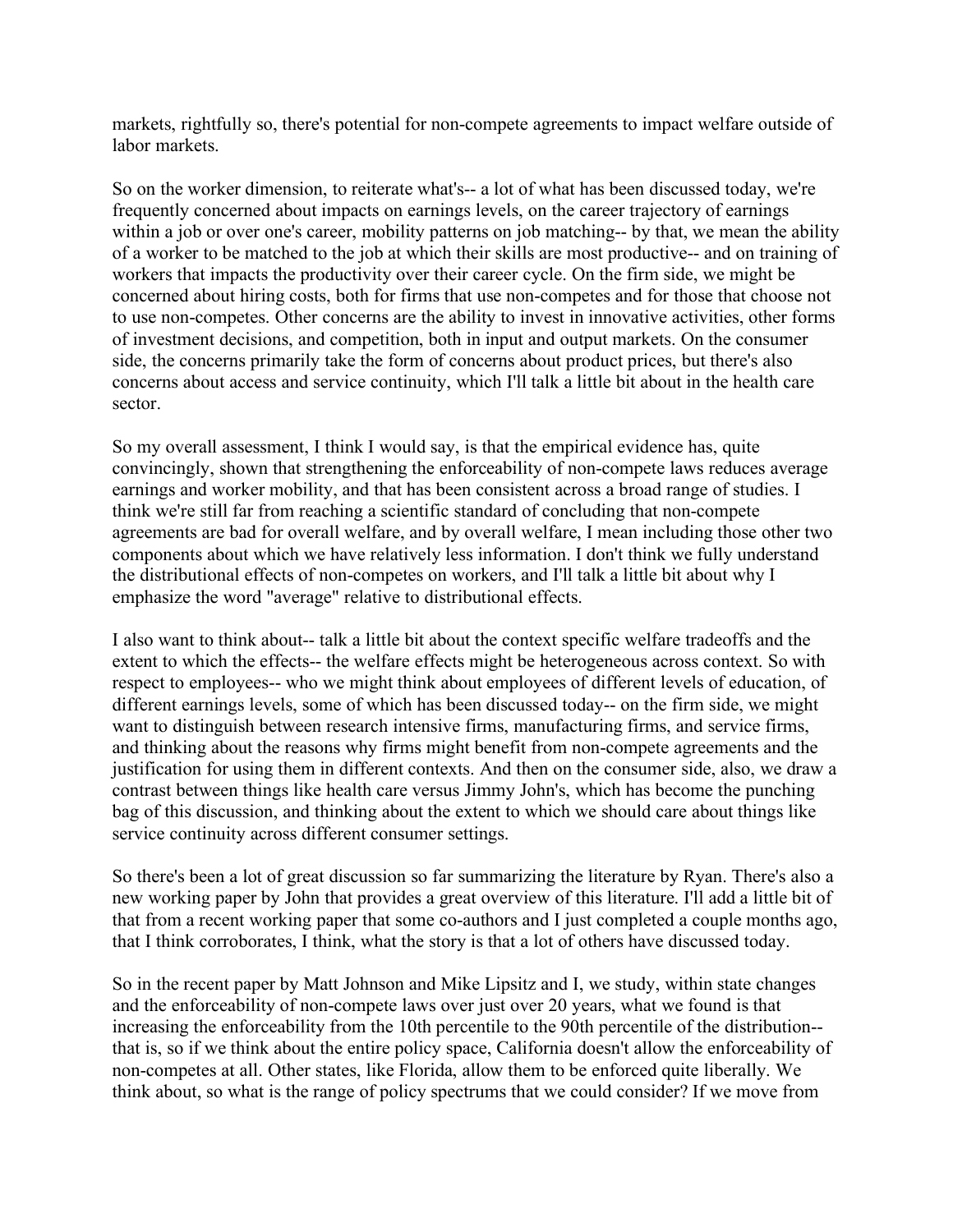markets, rightfully so, there's potential for non-compete agreements to impact welfare outside of labor markets.

So on the worker dimension, to reiterate what's-- a lot of what has been discussed today, we're frequently concerned about impacts on earnings levels, on the career trajectory of earnings within a job or over one's career, mobility patterns on job matching-- by that, we mean the ability of a worker to be matched to the job at which their skills are most productive-- and on training of workers that impacts the productivity over their career cycle. On the firm side, we might be concerned about hiring costs, both for firms that use non-competes and for those that choose not to use non-competes. Other concerns are the ability to invest in innovative activities, other forms of investment decisions, and competition, both in input and output markets. On the consumer side, the concerns primarily take the form of concerns about product prices, but there's also concerns about access and service continuity, which I'll talk a little bit about in the health care sector.

So my overall assessment, I think I would say, is that the empirical evidence has, quite convincingly, shown that strengthening the enforceability of non-compete laws reduces average earnings and worker mobility, and that has been consistent across a broad range of studies. I think we're still far from reaching a scientific standard of concluding that non-compete agreements are bad for overall welfare, and by overall welfare, I mean including those other two components about which we have relatively less information. I don't think we fully understand the distributional effects of non-competes on workers, and I'll talk a little bit about why I emphasize the word "average" relative to distributional effects.

I also want to think about-- talk a little bit about the context specific welfare tradeoffs and the extent to which the effects-- the welfare effects might be heterogeneous across context. So with respect to employees-- who we might think about employees of different levels of education, of different earnings levels, some of which has been discussed today-- on the firm side, we might want to distinguish between research intensive firms, manufacturing firms, and service firms, and thinking about the reasons why firms might benefit from non-compete agreements and the justification for using them in different contexts. And then on the consumer side, also, we draw a contrast between things like health care versus Jimmy John's, which has become the punching bag of this discussion, and thinking about the extent to which we should care about things like service continuity across different consumer settings.

So there's been a lot of great discussion so far summarizing the literature by Ryan. There's also a new working paper by John that provides a great overview of this literature. I'll add a little bit of that from a recent working paper that some co-authors and I just completed a couple months ago, that I think corroborates, I think, what the story is that a lot of others have discussed today.

So in the recent paper by Matt Johnson and Mike Lipsitz and I, we study, within state changes and the enforceability of non-compete laws over just over 20 years, what we found is that increasing the enforceability from the 10th percentile to the 90th percentile of the distribution-- that is, so if we think about the entire policy space, California doesn't allow the enforceability of non-competes at all. Other states, like Florida, allow them to be enforced quite liberally. We think about, so what is the range of policy spectrums that we could consider? If we move from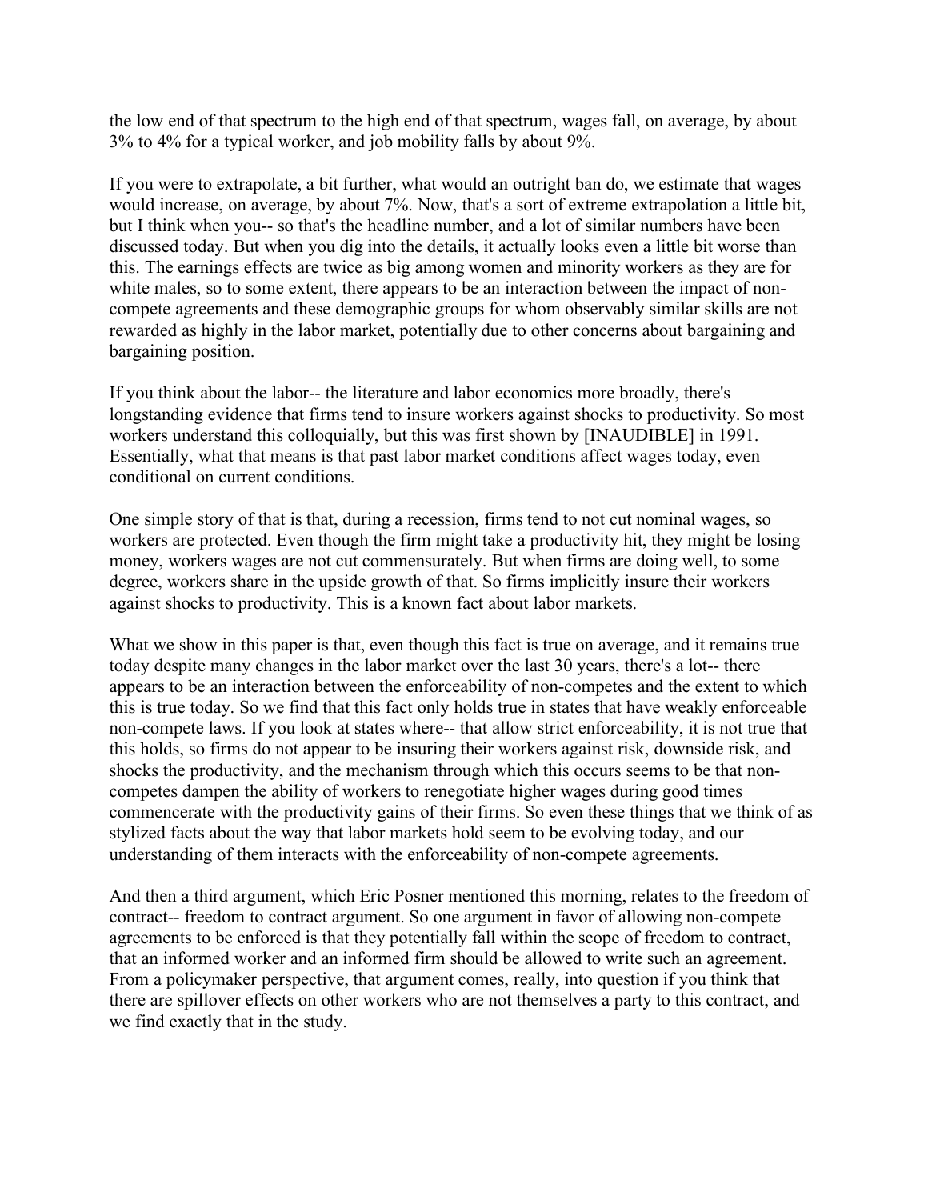the low end of that spectrum to the high end of that spectrum, wages fall, on average, by about 3% to 4% for a typical worker, and job mobility falls by about 9%.

If you were to extrapolate, a bit further, what would an outright ban do, we estimate that wages would increase, on average, by about 7%. Now, that's a sort of extreme extrapolation a little bit, but I think when you-- so that's the headline number, and a lot of similar numbers have been discussed today. But when you dig into the details, it actually looks even a little bit worse than this. The earnings effects are twice as big among women and minority workers as they are for white males, so to some extent, there appears to be an interaction between the impact of non-compete agreements and these demographic groups for whom observably similar skills are not rewarded as highly in the labor market, potentially due to other concerns about bargaining and bargaining position.

If you think about the labor-- the literature and labor economics more broadly, there's longstanding evidence that firms tend to insure workers against shocks to productivity. So most workers understand this colloquially, but this was first shown by [INAUDIBLE] in 1991. Essentially, what that means is that past labor market conditions affect wages today, even conditional on current conditions.

One simple story of that is that, during a recession, firms tend to not cut nominal wages, so workers are protected. Even though the firm might take a productivity hit, they might be losing money, workers wages are not cut commensurately. But when firms are doing well, to some degree, workers share in the upside growth of that. So firms implicitly insure their workers against shocks to productivity. This is a known fact about labor markets.

What we show in this paper is that, even though this fact is true on average, and it remains true today despite many changes in the labor market over the last 30 years, there's a lot-- there appears to be an interaction between the enforceability of non-competes and the extent to which this is true today. So we find that this fact only holds true in states that have weakly enforceable non-compete laws. If you look at states where-- that allow strict enforceability, it is not true that this holds, so firms do not appear to be insuring their workers against risk, downside risk, and shocks the productivity, and the mechanism through which this occurs seems to be that non-competes dampen the ability of workers to renegotiate higher wages during good times commencerate with the productivity gains of their firms. So even these things that we think of as stylized facts about the way that labor markets hold seem to be evolving today, and our understanding of them interacts with the enforceability of non-compete agreements.

And then a third argument, which Eric Posner mentioned this morning, relates to the freedom of contract-- freedom to contract argument. So one argument in favor of allowing non-compete agreements to be enforced is that they potentially fall within the scope of freedom to contract, that an informed worker and an informed firm should be allowed to write such an agreement. From a policymaker perspective, that argument comes, really, into question if you think that there are spillover effects on other workers who are not themselves a party to this contract, and we find exactly that in the study.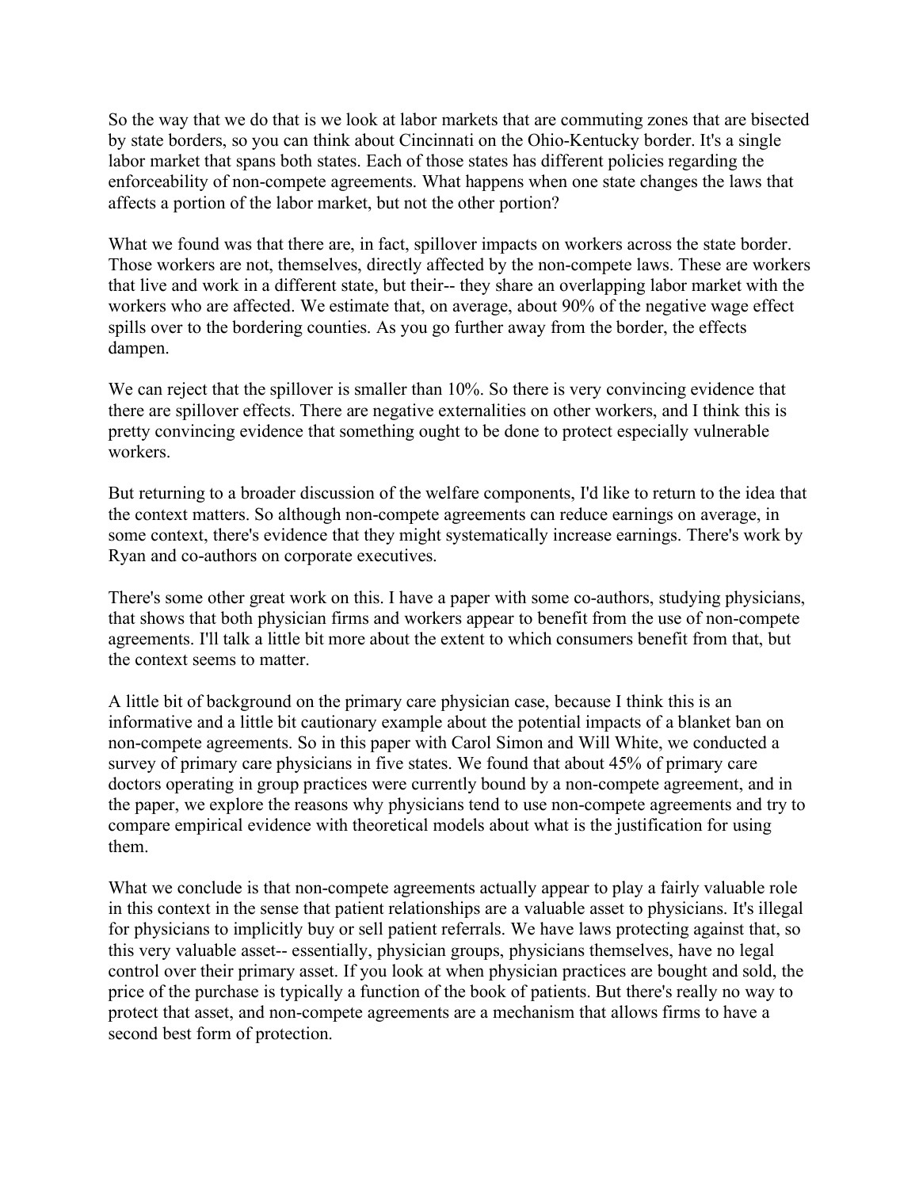So the way that we do that is we look at labor markets that are commuting zones that are bisected by state borders, so you can think about Cincinnati on the Ohio-Kentucky border. It's a single labor market that spans both states. Each of those states has different policies regarding the enforceability of non-compete agreements. What happens when one state changes the laws that affects a portion of the labor market, but not the other portion?

What we found was that there are, in fact, spillover impacts on workers across the state border. Those workers are not, themselves, directly affected by the non-compete laws. These are workers that live and work in a different state, but their-- they share an overlapping labor market with the workers who are affected. We estimate that, on average, about 90% of the negative wage effect spills over to the bordering counties. As you go further away from the border, the effects dampen.

We can reject that the spillover is smaller than 10%. So there is very convincing evidence that there are spillover effects. There are negative externalities on other workers, and I think this is pretty convincing evidence that something ought to be done to protect especially vulnerable workers.

But returning to a broader discussion of the welfare components, I'd like to return to the idea that the context matters. So although non-compete agreements can reduce earnings on average, in some context, there's evidence that they might systematically increase earnings. There's work by Ryan and co-authors on corporate executives.

There's some other great work on this. I have a paper with some co-authors, studying physicians, that shows that both physician firms and workers appear to benefit from the use of non-compete agreements. I'll talk a little bit more about the extent to which consumers benefit from that, but the context seems to matter.

A little bit of background on the primary care physician case, because I think this is an informative and a little bit cautionary example about the potential impacts of a blanket ban on non-compete agreements. So in this paper with Carol Simon and Will White, we conducted a survey of primary care physicians in five states. We found that about 45% of primary care doctors operating in group practices were currently bound by a non-compete agreement, and in the paper, we explore the reasons why physicians tend to use non-compete agreements and try to compare empirical evidence with theoretical models about what is the justification for using them.

What we conclude is that non-compete agreements actually appear to play a fairly valuable role in this context in the sense that patient relationships are a valuable asset to physicians. It's illegal for physicians to implicitly buy or sell patient referrals. We have laws protecting against that, so this very valuable asset-- essentially, physician groups, physicians themselves, have no legal control over their primary asset. If you look at when physician practices are bought and sold, the price of the purchase is typically a function of the book of patients. But there's really no way to protect that asset, and non-compete agreements are a mechanism that allows firms to have a second best form of protection.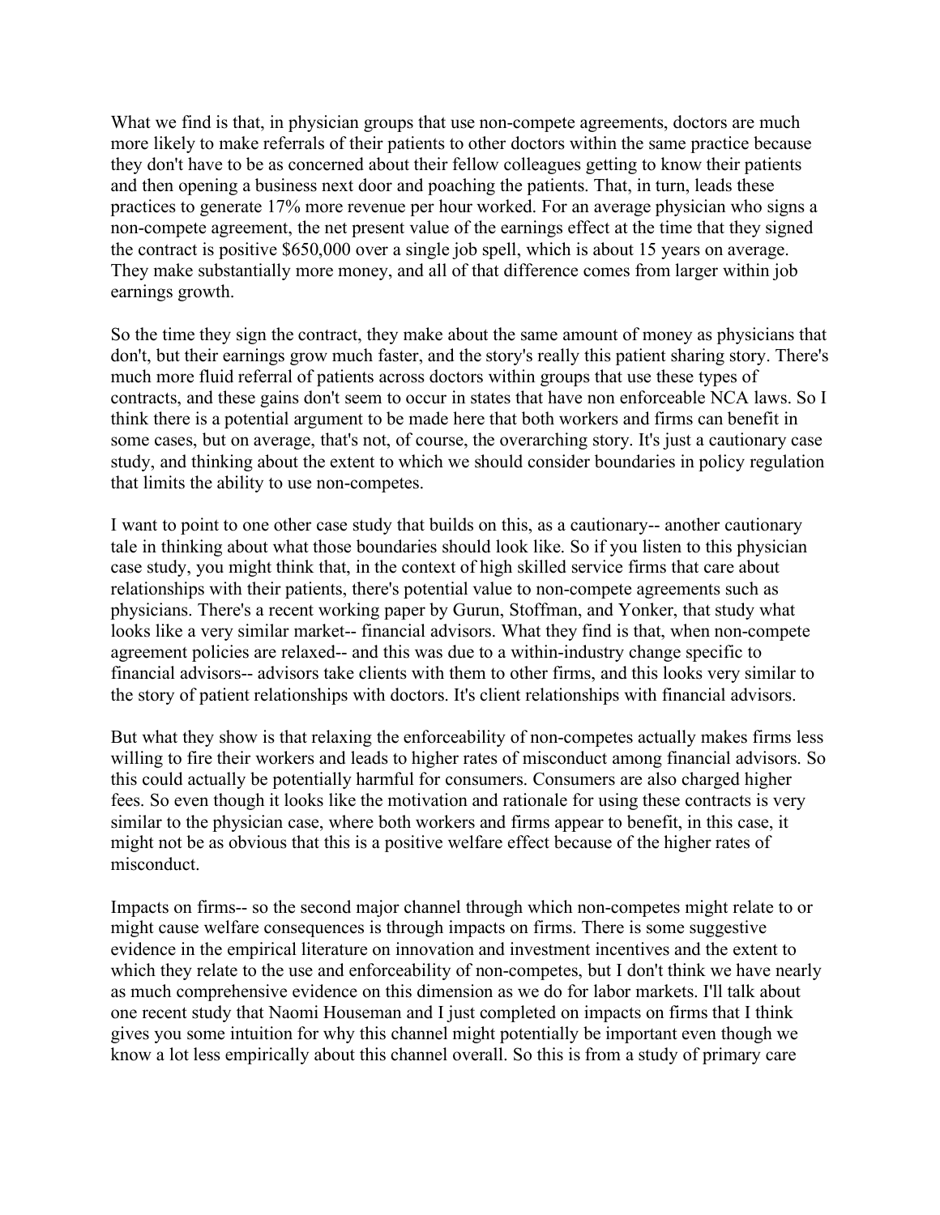What we find is that, in physician groups that use non-compete agreements, doctors are much more likely to make referrals of their patients to other doctors within the same practice because they don't have to be as concerned about their fellow colleagues getting to know their patients and then opening a business next door and poaching the patients. That, in turn, leads these practices to generate 17% more revenue per hour worked. For an average physician who signs a non-compete agreement, the net present value of the earnings effect at the time that they signed the contract is positive $650,000 over a single job spell, which is about 15 years on average. They make substantially more money, and all of that difference comes from larger within job earnings growth.

So the time they sign the contract, they make about the same amount of money as physicians that don't, but their earnings grow much faster, and the story's really this patient sharing story. There's much more fluid referral of patients across doctors within groups that use these types of contracts, and these gains don't seem to occur in states that have non enforceable NCA laws. So I think there is a potential argument to be made here that both workers and firms can benefit in some cases, but on average, that's not, of course, the overarching story. It's just a cautionary case study, and thinking about the extent to which we should consider boundaries in policy regulation that limits the ability to use non-competes.

I want to point to one other case study that builds on this, as a cautionary-- another cautionary tale in thinking about what those boundaries should look like. So if you listen to this physician case study, you might think that, in the context of high skilled service firms that care about relationships with their patients, there's potential value to non-compete agreements such as physicians. There's a recent working paper by Gurun, Stoffman, and Yonker, that study what looks like a very similar market-- financial advisors. What they find is that, when non-compete agreement policies are relaxed-- and this was due to a within-industry change specific to financial advisors-- advisors take clients with them to other firms, and this looks very similar to the story of patient relationships with doctors. It's client relationships with financial advisors.

But what they show is that relaxing the enforceability of non-competes actually makes firms less willing to fire their workers and leads to higher rates of misconduct among financial advisors. So this could actually be potentially harmful for consumers. Consumers are also charged higher fees. So even though it looks like the motivation and rationale for using these contracts is very similar to the physician case, where both workers and firms appear to benefit, in this case, it might not be as obvious that this is a positive welfare effect because of the higher rates of misconduct.

Impacts on firms-- so the second major channel through which non-competes might relate to or might cause welfare consequences is through impacts on firms. There is some suggestive evidence in the empirical literature on innovation and investment incentives and the extent to which they relate to the use and enforceability of non-competes, but I don't think we have nearly as much comprehensive evidence on this dimension as we do for labor markets. I'll talk about one recent study that Naomi Houseman and I just completed on impacts on firms that I think gives you some intuition for why this channel might potentially be important even though we know a lot less empirically about this channel overall. So this is from a study of primary care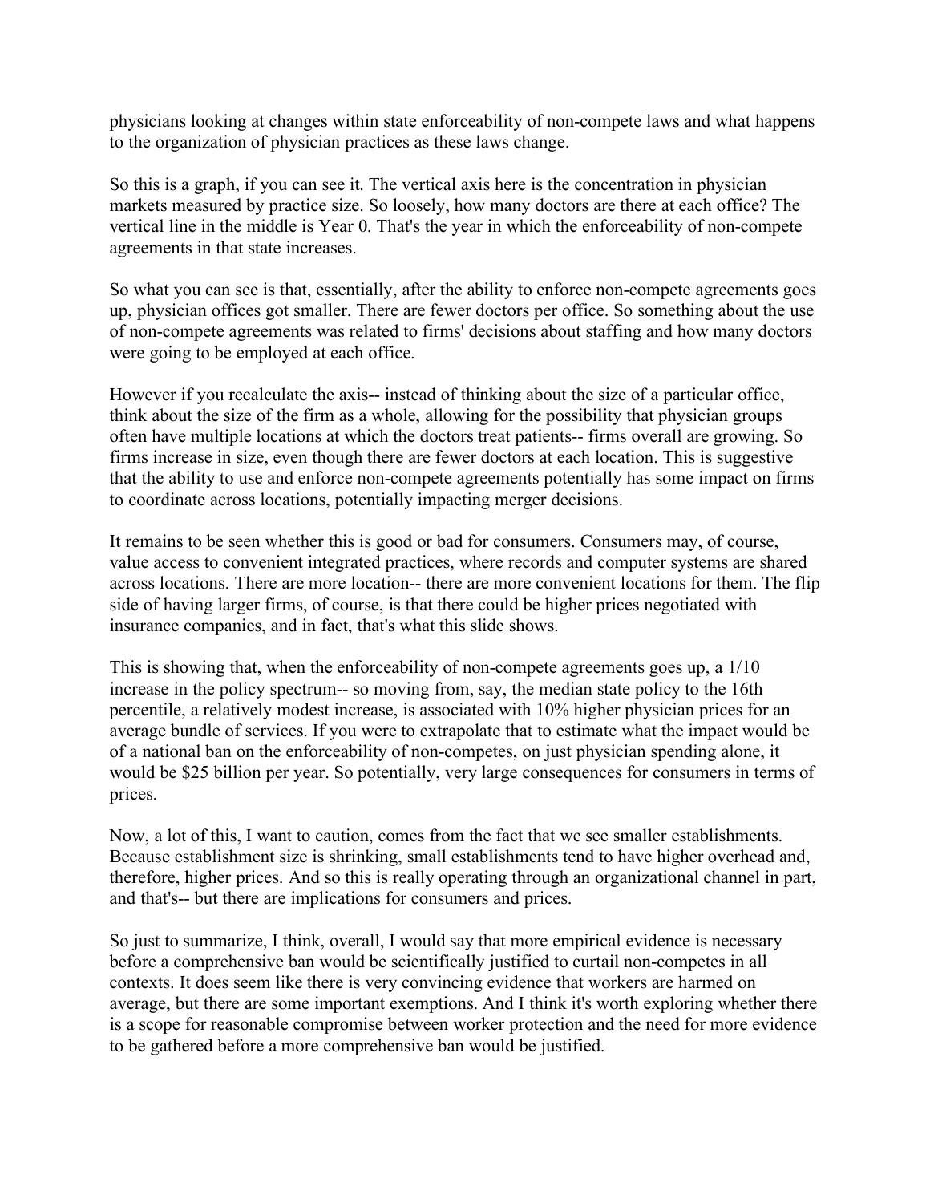physicians looking at changes within state enforceability of non-compete laws and what happens to the organization of physician practices as these laws change.

So this is a graph, if you can see it. The vertical axis here is the concentration in physician markets measured by practice size. So loosely, how many doctors are there at each office? The vertical line in the middle is Year 0. That's the year in which the enforceability of non-compete agreements in that state increases.

So what you can see is that, essentially, after the ability to enforce non-compete agreements goes up, physician offices got smaller. There are fewer doctors per office. So something about the use of non-compete agreements was related to firms' decisions about staffing and how many doctors were going to be employed at each office.

However if you recalculate the axis-- instead of thinking about the size of a particular office, think about the size of the firm as a whole, allowing for the possibility that physician groups often have multiple locations at which the doctors treat patients-- firms overall are growing. So firms increase in size, even though there are fewer doctors at each location. This is suggestive that the ability to use and enforce non-compete agreements potentially has some impact on firms to coordinate across locations, potentially impacting merger decisions.

It remains to be seen whether this is good or bad for consumers. Consumers may, of course, value access to convenient integrated practices, where records and computer systems are shared across locations. There are more location-- there are more convenient locations for them. The flip side of having larger firms, of course, is that there could be higher prices negotiated with insurance companies, and in fact, that's what this slide shows.

This is showing that, when the enforceability of non-compete agreements goes up, a 1/10 increase in the policy spectrum-- so moving from, say, the median state policy to the 16th percentile, a relatively modest increase, is associated with 10% higher physician prices for an average bundle of services. If you were to extrapolate that to estimate what the impact would be of a national ban on the enforceability of non-competes, on just physician spending alone, it would be $25 billion per year. So potentially, very large consequences for consumers in terms of prices.

Now, a lot of this, I want to caution, comes from the fact that we see smaller establishments. Because establishment size is shrinking, small establishments tend to have higher overhead and, therefore, higher prices. And so this is really operating through an organizational channel in part, and that's-- but there are implications for consumers and prices.

So just to summarize, I think, overall, I would say that more empirical evidence is necessary before a comprehensive ban would be scientifically justified to curtail non-competes in all contexts. It does seem like there is very convincing evidence that workers are harmed on average, but there are some important exemptions. And I think it's worth exploring whether there is a scope for reasonable compromise between worker protection and the need for more evidence to be gathered before a more comprehensive ban would be justified.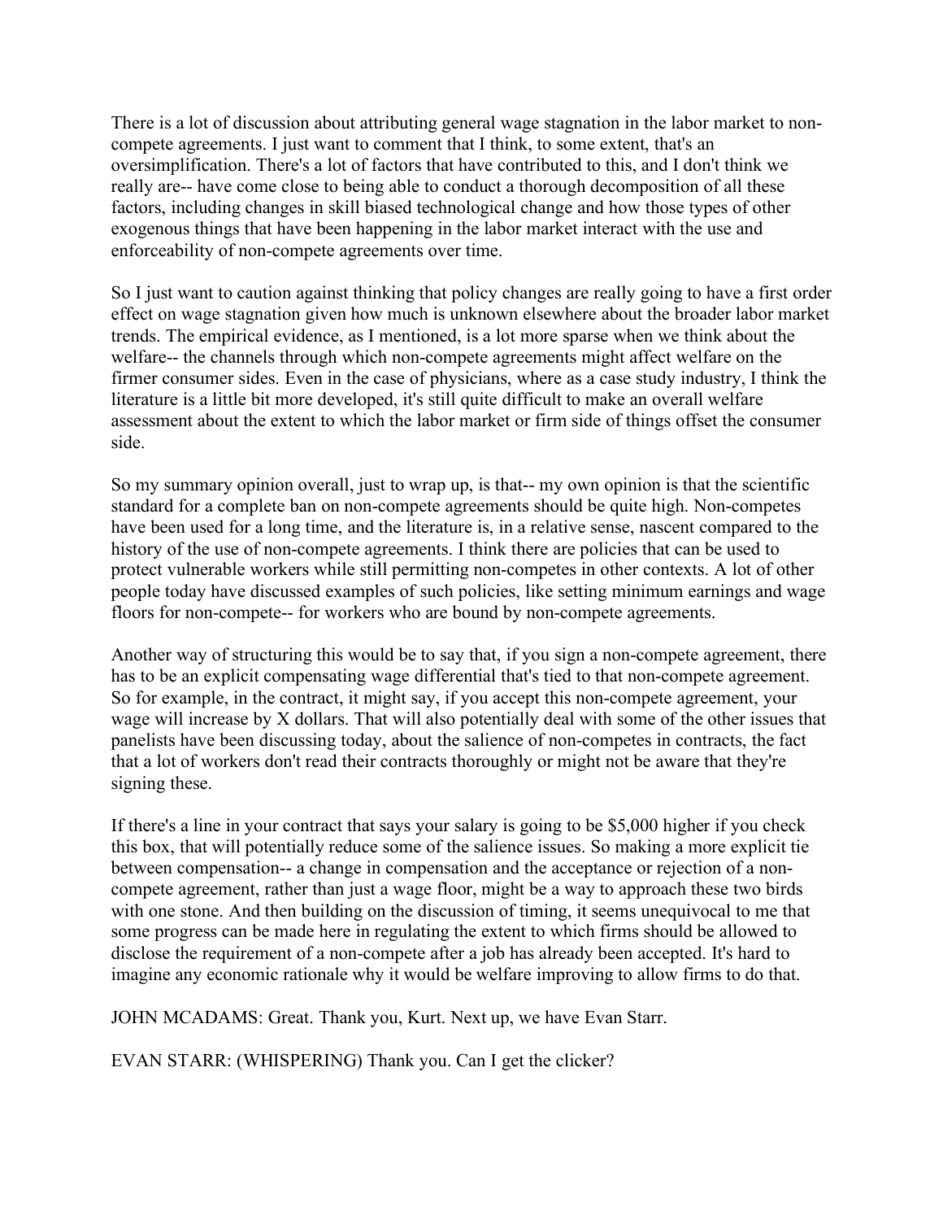There is a lot of discussion about attributing general wage stagnation in the labor market to non-compete agreements. I just want to comment that I think, to some extent, that's an oversimplification. There's a lot of factors that have contributed to this, and I don't think we really are-- have come close to being able to conduct a thorough decomposition of all these factors, including changes in skill biased technological change and how those types of other exogenous things that have been happening in the labor market interact with the use and enforceability of non-compete agreements over time.

So I just want to caution against thinking that policy changes are really going to have a first order effect on wage stagnation given how much is unknown elsewhere about the broader labor market trends. The empirical evidence, as I mentioned, is a lot more sparse when we think about the welfare-- the channels through which non-compete agreements might affect welfare on the firmer consumer sides. Even in the case of physicians, where as a case study industry, I think the literature is a little bit more developed, it's still quite difficult to make an overall welfare assessment about the extent to which the labor market or firm side of things offset the consumer side.

So my summary opinion overall, just to wrap up, is that-- my own opinion is that the scientific standard for a complete ban on non-compete agreements should be quite high. Non-competes have been used for a long time, and the literature is, in a relative sense, nascent compared to the history of the use of non-compete agreements. I think there are policies that can be used to protect vulnerable workers while still permitting non-competes in other contexts. A lot of other people today have discussed examples of such policies, like setting minimum earnings and wage floors for non-compete-- for workers who are bound by non-compete agreements.

Another way of structuring this would be to say that, if you sign a non-compete agreement, there has to be an explicit compensating wage differential that's tied to that non-compete agreement. So for example, in the contract, it might say, if you accept this non-compete agreement, your wage will increase by X dollars. That will also potentially deal with some of the other issues that panelists have been discussing today, about the salience of non-competes in contracts, the fact that a lot of workers don't read their contracts thoroughly or might not be aware that they're signing these.

If there's a line in your contract that says your salary is going to be $5,000 higher if you check this box, that will potentially reduce some of the salience issues. So making a more explicit tie between compensation-- a change in compensation and the acceptance or rejection of a non-compete agreement, rather than just a wage floor, might be a way to approach these two birds with one stone. And then building on the discussion of timing, it seems unequivocal to me that some progress can be made here in regulating the extent to which firms should be allowed to disclose the requirement of a non-compete after a job has already been accepted. It's hard to imagine any economic rationale why it would be welfare improving to allow firms to do that.

JOHN MCADAMS: Great. Thank you, Kurt. Next up, we have Evan Starr.

EVAN STARR: (WHISPERING) Thank you. Can I get the clicker?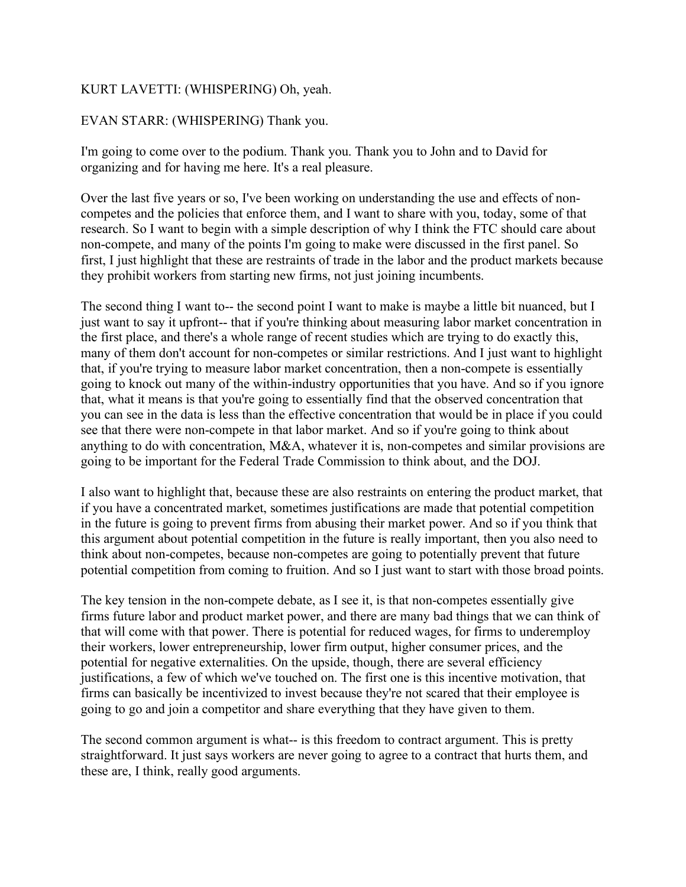KURT LAVETTI: (WHISPERING) Oh, yeah.

EVAN STARR: (WHISPERING) Thank you.

I'm going to come over to the podium. Thank you. Thank you to John and to David for organizing and for having me here. It's a real pleasure.

Over the last five years or so, I've been working on understanding the use and effects of non-competes and the policies that enforce them, and I want to share with you, today, some of that research. So I want to begin with a simple description of why I think the FTC should care about non-compete, and many of the points I'm going to make were discussed in the first panel. So first, I just highlight that these are restraints of trade in the labor and the product markets because they prohibit workers from starting new firms, not just joining incumbents.

The second thing I want to-- the second point I want to make is maybe a little bit nuanced, but I just want to say it upfront-- that if you're thinking about measuring labor market concentration in the first place, and there's a whole range of recent studies which are trying to do exactly this, many of them don't account for non-competes or similar restrictions. And I just want to highlight that, if you're trying to measure labor market concentration, then a non-compete is essentially going to knock out many of the within-industry opportunities that you have. And so if you ignore that, what it means is that you're going to essentially find that the observed concentration that you can see in the data is less than the effective concentration that would be in place if you could see that there were non-compete in that labor market. And so if you're going to think about anything to do with concentration, M&A, whatever it is, non-competes and similar provisions are going to be important for the Federal Trade Commission to think about, and the DOJ.

I also want to highlight that, because these are also restraints on entering the product market, that if you have a concentrated market, sometimes justifications are made that potential competition in the future is going to prevent firms from abusing their market power. And so if you think that this argument about potential competition in the future is really important, then you also need to think about non-competes, because non-competes are going to potentially prevent that future potential competition from coming to fruition. And so I just want to start with those broad points.

The key tension in the non-compete debate, as I see it, is that non-competes essentially give firms future labor and product market power, and there are many bad things that we can think of that will come with that power. There is potential for reduced wages, for firms to underemploy their workers, lower entrepreneurship, lower firm output, higher consumer prices, and the potential for negative externalities. On the upside, though, there are several efficiency justifications, a few of which we've touched on. The first one is this incentive motivation, that firms can basically be incentivized to invest because they're not scared that their employee is going to go and join a competitor and share everything that they have given to them.

The second common argument is what-- is this freedom to contract argument. This is pretty straightforward. It just says workers are never going to agree to a contract that hurts them, and these are, I think, really good arguments.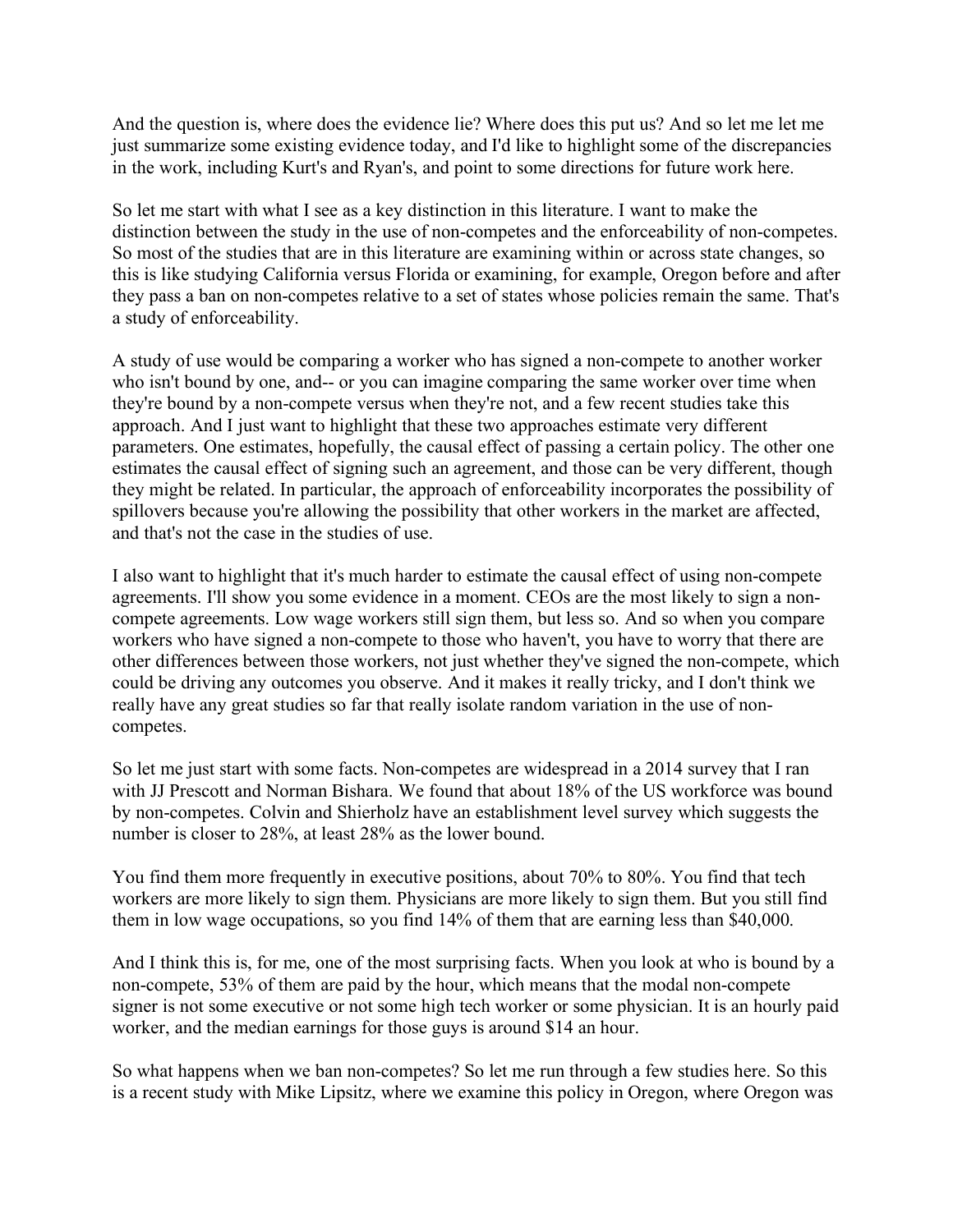And the question is, where does the evidence lie? Where does this put us? And so let me let me just summarize some existing evidence today, and I'd like to highlight some of the discrepancies in the work, including Kurt's and Ryan's, and point to some directions for future work here.

So let me start with what I see as a key distinction in this literature. I want to make the distinction between the study in the use of non-competes and the enforceability of non-competes. So most of the studies that are in this literature are examining within or across state changes, so this is like studying California versus Florida or examining, for example, Oregon before and after they pass a ban on non-competes relative to a set of states whose policies remain the same. That's a study of enforceability.

A study of use would be comparing a worker who has signed a non-compete to another worker who isn't bound by one, and-- or you can imagine comparing the same worker over time when they're bound by a non-compete versus when they're not, and a few recent studies take this approach. And I just want to highlight that these two approaches estimate very different parameters. One estimates, hopefully, the causal effect of passing a certain policy. The other one estimates the causal effect of signing such an agreement, and those can be very different, though they might be related. In particular, the approach of enforceability incorporates the possibility of spillovers because you're allowing the possibility that other workers in the market are affected, and that's not the case in the studies of use.

I also want to highlight that it's much harder to estimate the causal effect of using non-compete agreements. I'll show you some evidence in a moment. CEOs are the most likely to sign a non-compete agreements. Low wage workers still sign them, but less so. And so when you compare workers who have signed a non-compete to those who haven't, you have to worry that there are other differences between those workers, not just whether they've signed the non-compete, which could be driving any outcomes you observe. And it makes it really tricky, and I don't think we really have any great studies so far that really isolate random variation in the use of non-competes.

So let me just start with some facts. Non-competes are widespread in a 2014 survey that I ran with JJ Prescott and Norman Bishara. We found that about 18% of the US workforce was bound by non-competes. Colvin and Shierholz have an establishment level survey which suggests the number is closer to 28%, at least 28% as the lower bound.

You find them more frequently in executive positions, about 70% to 80%. You find that tech workers are more likely to sign them. Physicians are more likely to sign them. But you still find them in low wage occupations, so you find 14% of them that are earning less than $40,000.

And I think this is, for me, one of the most surprising facts. When you look at who is bound by a non-compete, 53% of them are paid by the hour, which means that the modal non-compete signer is not some executive or not some high tech worker or some physician. It is an hourly paid worker, and the median earnings for those guys is around $14 an hour.

So what happens when we ban non-competes? So let me run through a few studies here. So this is a recent study with Mike Lipsitz, where we examine this policy in Oregon, where Oregon was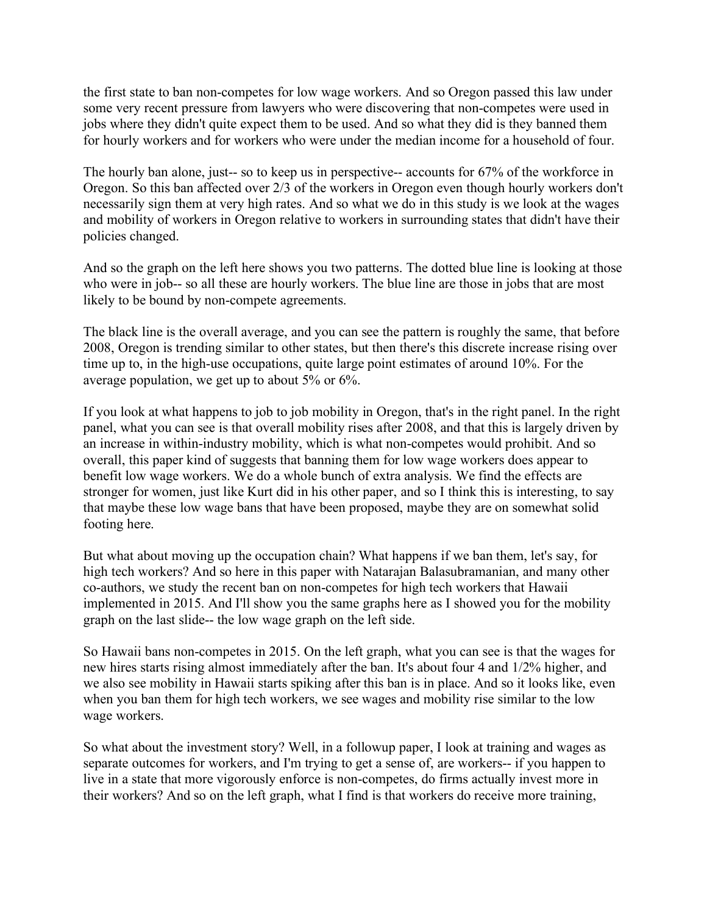the first state to ban non-competes for low wage workers. And so Oregon passed this law under some very recent pressure from lawyers who were discovering that non-competes were used in jobs where they didn't quite expect them to be used. And so what they did is they banned them for hourly workers and for workers who were under the median income for a household of four.

The hourly ban alone, just-- so to keep us in perspective-- accounts for 67% of the workforce in Oregon. So this ban affected over 2/3 of the workers in Oregon even though hourly workers don't necessarily sign them at very high rates. And so what we do in this study is we look at the wages and mobility of workers in Oregon relative to workers in surrounding states that didn't have their policies changed.

And so the graph on the left here shows you two patterns. The dotted blue line is looking at those who were in job-- so all these are hourly workers. The blue line are those in jobs that are most likely to be bound by non-compete agreements.

The black line is the overall average, and you can see the pattern is roughly the same, that before 2008, Oregon is trending similar to other states, but then there's this discrete increase rising over time up to, in the high-use occupations, quite large point estimates of around 10%. For the average population, we get up to about 5% or 6%.

If you look at what happens to job to job mobility in Oregon, that's in the right panel. In the right panel, what you can see is that overall mobility rises after 2008, and that this is largely driven by an increase in within-industry mobility, which is what non-competes would prohibit. And so overall, this paper kind of suggests that banning them for low wage workers does appear to benefit low wage workers. We do a whole bunch of extra analysis. We find the effects are stronger for women, just like Kurt did in his other paper, and so I think this is interesting, to say that maybe these low wage bans that have been proposed, maybe they are on somewhat solid footing here.

But what about moving up the occupation chain? What happens if we ban them, let's say, for high tech workers? And so here in this paper with Natarajan Balasubramanian, and many other co-authors, we study the recent ban on non-competes for high tech workers that Hawaii implemented in 2015. And I'll show you the same graphs here as I showed you for the mobility graph on the last slide-- the low wage graph on the left side.

So Hawaii bans non-competes in 2015. On the left graph, what you can see is that the wages for new hires starts rising almost immediately after the ban. It's about four 4 and 1/2% higher, and we also see mobility in Hawaii starts spiking after this ban is in place. And so it looks like, even when you ban them for high tech workers, we see wages and mobility rise similar to the low wage workers.

So what about the investment story? Well, in a followup paper, I look at training and wages as separate outcomes for workers, and I'm trying to get a sense of, are workers-- if you happen to live in a state that more vigorously enforce is non-competes, do firms actually invest more in their workers? And so on the left graph, what I find is that workers do receive more training,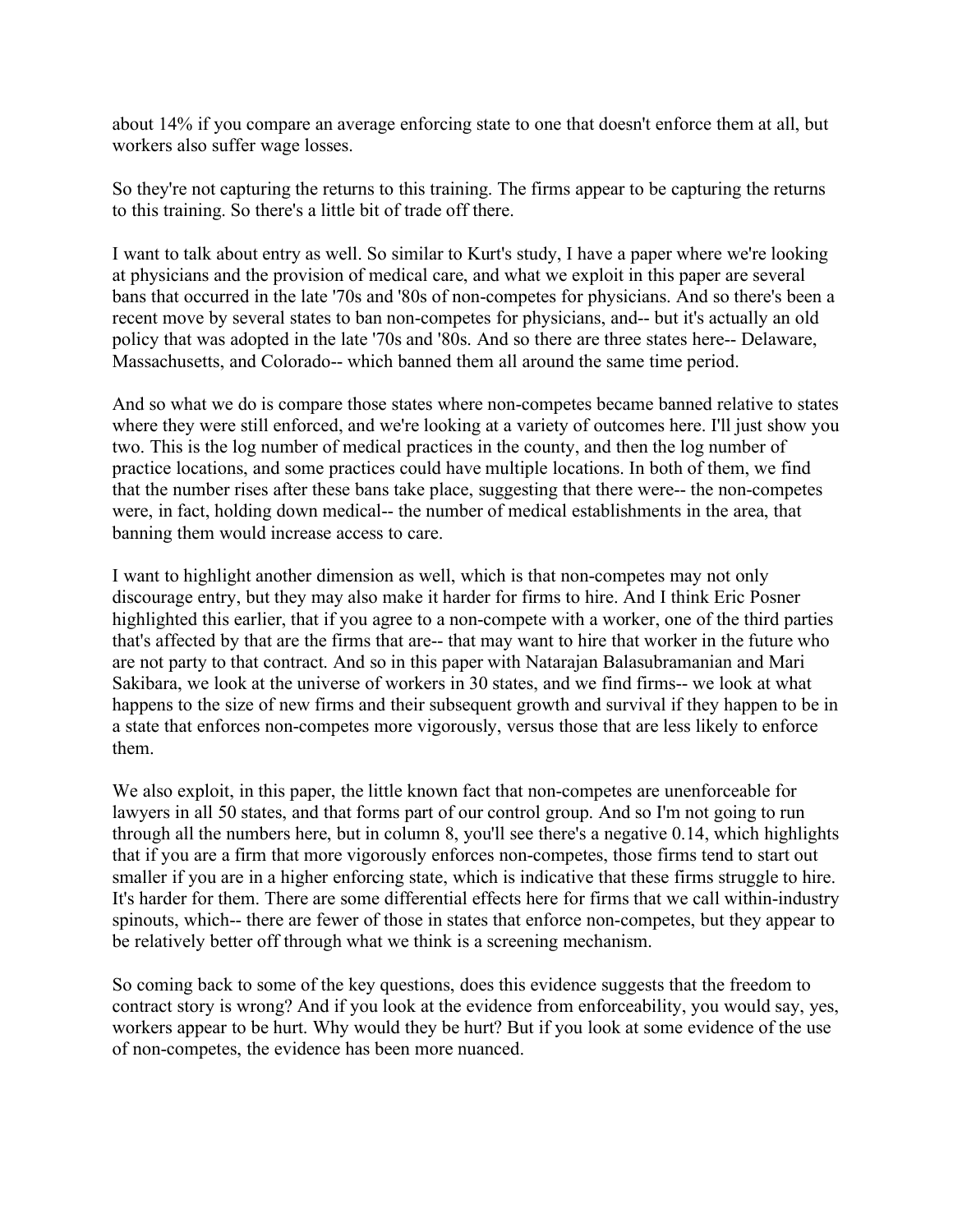about 14% if you compare an average enforcing state to one that doesn't enforce them at all, but workers also suffer wage losses.

So they're not capturing the returns to this training. The firms appear to be capturing the returns to this training. So there's a little bit of trade off there.

I want to talk about entry as well. So similar to Kurt's study, I have a paper where we're looking at physicians and the provision of medical care, and what we exploit in this paper are several bans that occurred in the late '70s and '80s of non-competes for physicians. And so there's been a recent move by several states to ban non-competes for physicians, and-- but it's actually an old policy that was adopted in the late '70s and '80s. And so there are three states here-- Delaware, Massachusetts, and Colorado-- which banned them all around the same time period.

And so what we do is compare those states where non-competes became banned relative to states where they were still enforced, and we're looking at a variety of outcomes here. I'll just show you two. This is the log number of medical practices in the county, and then the log number of practice locations, and some practices could have multiple locations. In both of them, we find that the number rises after these bans take place, suggesting that there were-- the non-competes were, in fact, holding down medical-- the number of medical establishments in the area, that banning them would increase access to care.

I want to highlight another dimension as well, which is that non-competes may not only discourage entry, but they may also make it harder for firms to hire. And I think Eric Posner highlighted this earlier, that if you agree to a non-compete with a worker, one of the third parties that's affected by that are the firms that are-- that may want to hire that worker in the future who are not party to that contract. And so in this paper with Natarajan Balasubramanian and Mari Sakibara, we look at the universe of workers in 30 states, and we find firms-- we look at what happens to the size of new firms and their subsequent growth and survival if they happen to be in a state that enforces non-competes more vigorously, versus those that are less likely to enforce them.

We also exploit, in this paper, the little known fact that non-competes are unenforceable for lawyers in all 50 states, and that forms part of our control group. And so I'm not going to run through all the numbers here, but in column 8, you'll see there's a negative 0.14, which highlights that if you are a firm that more vigorously enforces non-competes, those firms tend to start out smaller if you are in a higher enforcing state, which is indicative that these firms struggle to hire. It's harder for them. There are some differential effects here for firms that we call within-industry spinouts, which-- there are fewer of those in states that enforce non-competes, but they appear to be relatively better off through what we think is a screening mechanism.

So coming back to some of the key questions, does this evidence suggests that the freedom to contract story is wrong? And if you look at the evidence from enforceability, you would say, yes, workers appear to be hurt. Why would they be hurt? But if you look at some evidence of the use of non-competes, the evidence has been more nuanced.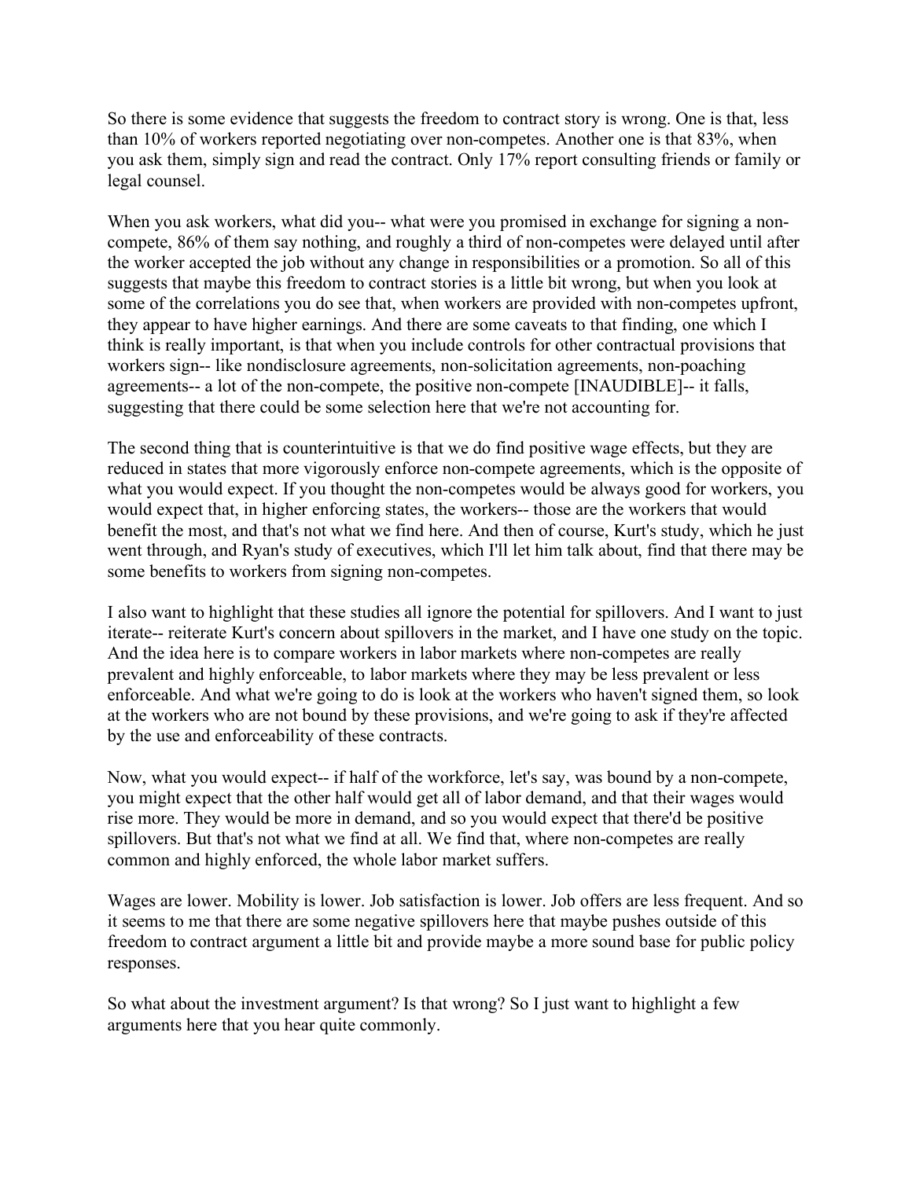So there is some evidence that suggests the freedom to contract story is wrong. One is that, less than 10% of workers reported negotiating over non-competes. Another one is that 83%, when you ask them, simply sign and read the contract. Only 17% report consulting friends or family or legal counsel.

When you ask workers, what did you-- what were you promised in exchange for signing a non-compete, 86% of them say nothing, and roughly a third of non-competes were delayed until after the worker accepted the job without any change in responsibilities or a promotion. So all of this suggests that maybe this freedom to contract stories is a little bit wrong, but when you look at some of the correlations you do see that, when workers are provided with non-competes upfront, they appear to have higher earnings. And there are some caveats to that finding, one which I think is really important, is that when you include controls for other contractual provisions that workers sign-- like nondisclosure agreements, non-solicitation agreements, non-poaching agreements-- a lot of the non-compete, the positive non-compete [INAUDIBLE]-- it falls, suggesting that there could be some selection here that we're not accounting for.

The second thing that is counterintuitive is that we do find positive wage effects, but they are reduced in states that more vigorously enforce non-compete agreements, which is the opposite of what you would expect. If you thought the non-competes would be always good for workers, you would expect that, in higher enforcing states, the workers-- those are the workers that would benefit the most, and that's not what we find here. And then of course, Kurt's study, which he just went through, and Ryan's study of executives, which I'll let him talk about, find that there may be some benefits to workers from signing non-competes.

I also want to highlight that these studies all ignore the potential for spillovers. And I want to just iterate-- reiterate Kurt's concern about spillovers in the market, and I have one study on the topic. And the idea here is to compare workers in labor markets where non-competes are really prevalent and highly enforceable, to labor markets where they may be less prevalent or less enforceable. And what we're going to do is look at the workers who haven't signed them, so look at the workers who are not bound by these provisions, and we're going to ask if they're affected by the use and enforceability of these contracts.

Now, what you would expect-- if half of the workforce, let's say, was bound by a non-compete, you might expect that the other half would get all of labor demand, and that their wages would rise more. They would be more in demand, and so you would expect that there'd be positive spillovers. But that's not what we find at all. We find that, where non-competes are really common and highly enforced, the whole labor market suffers.

Wages are lower. Mobility is lower. Job satisfaction is lower. Job offers are less frequent. And so it seems to me that there are some negative spillovers here that maybe pushes outside of this freedom to contract argument a little bit and provide maybe a more sound base for public policy responses.

So what about the investment argument? Is that wrong? So I just want to highlight a few arguments here that you hear quite commonly.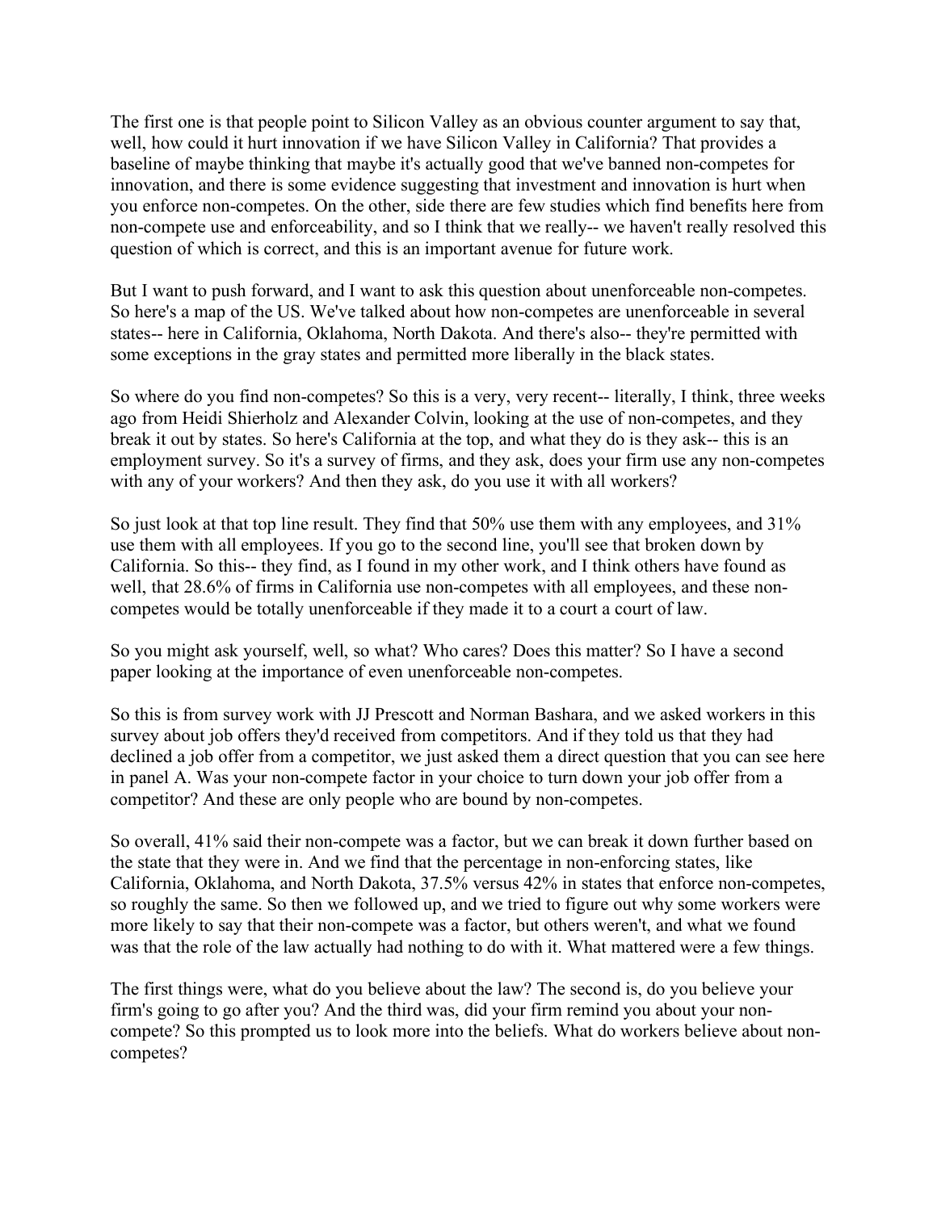The first one is that people point to Silicon Valley as an obvious counter argument to say that, well, how could it hurt innovation if we have Silicon Valley in California? That provides a baseline of maybe thinking that maybe it's actually good that we've banned non-competes for innovation, and there is some evidence suggesting that investment and innovation is hurt when you enforce non-competes. On the other, side there are few studies which find benefits here from non-compete use and enforceability, and so I think that we really-- we haven't really resolved this question of which is correct, and this is an important avenue for future work.

But I want to push forward, and I want to ask this question about unenforceable non-competes. So here's a map of the US. We've talked about how non-competes are unenforceable in several states-- here in California, Oklahoma, North Dakota. And there's also-- they're permitted with some exceptions in the gray states and permitted more liberally in the black states.

So where do you find non-competes? So this is a very, very recent-- literally, I think, three weeks ago from Heidi Shierholz and Alexander Colvin, looking at the use of non-competes, and they break it out by states. So here's California at the top, and what they do is they ask-- this is an employment survey. So it's a survey of firms, and they ask, does your firm use any non-competes with any of your workers? And then they ask, do you use it with all workers?

So just look at that top line result. They find that 50% use them with any employees, and 31% use them with all employees. If you go to the second line, you'll see that broken down by California. So this-- they find, as I found in my other work, and I think others have found as well, that 28.6% of firms in California use non-competes with all employees, and these non-competes would be totally unenforceable if they made it to a court a court of law.

So you might ask yourself, well, so what? Who cares? Does this matter? So I have a second paper looking at the importance of even unenforceable non-competes.

So this is from survey work with JJ Prescott and Norman Bashara, and we asked workers in this survey about job offers they'd received from competitors. And if they told us that they had declined a job offer from a competitor, we just asked them a direct question that you can see here in panel A. Was your non-compete factor in your choice to turn down your job offer from a competitor? And these are only people who are bound by non-competes.

So overall, 41% said their non-compete was a factor, but we can break it down further based on the state that they were in. And we find that the percentage in non-enforcing states, like California, Oklahoma, and North Dakota, 37.5% versus 42% in states that enforce non-competes, so roughly the same. So then we followed up, and we tried to figure out why some workers were more likely to say that their non-compete was a factor, but others weren't, and what we found was that the role of the law actually had nothing to do with it. What mattered were a few things.

The first things were, what do you believe about the law? The second is, do you believe your firm's going to go after you? And the third was, did your firm remind you about your non-compete? So this prompted us to look more into the beliefs. What do workers believe about non-competes?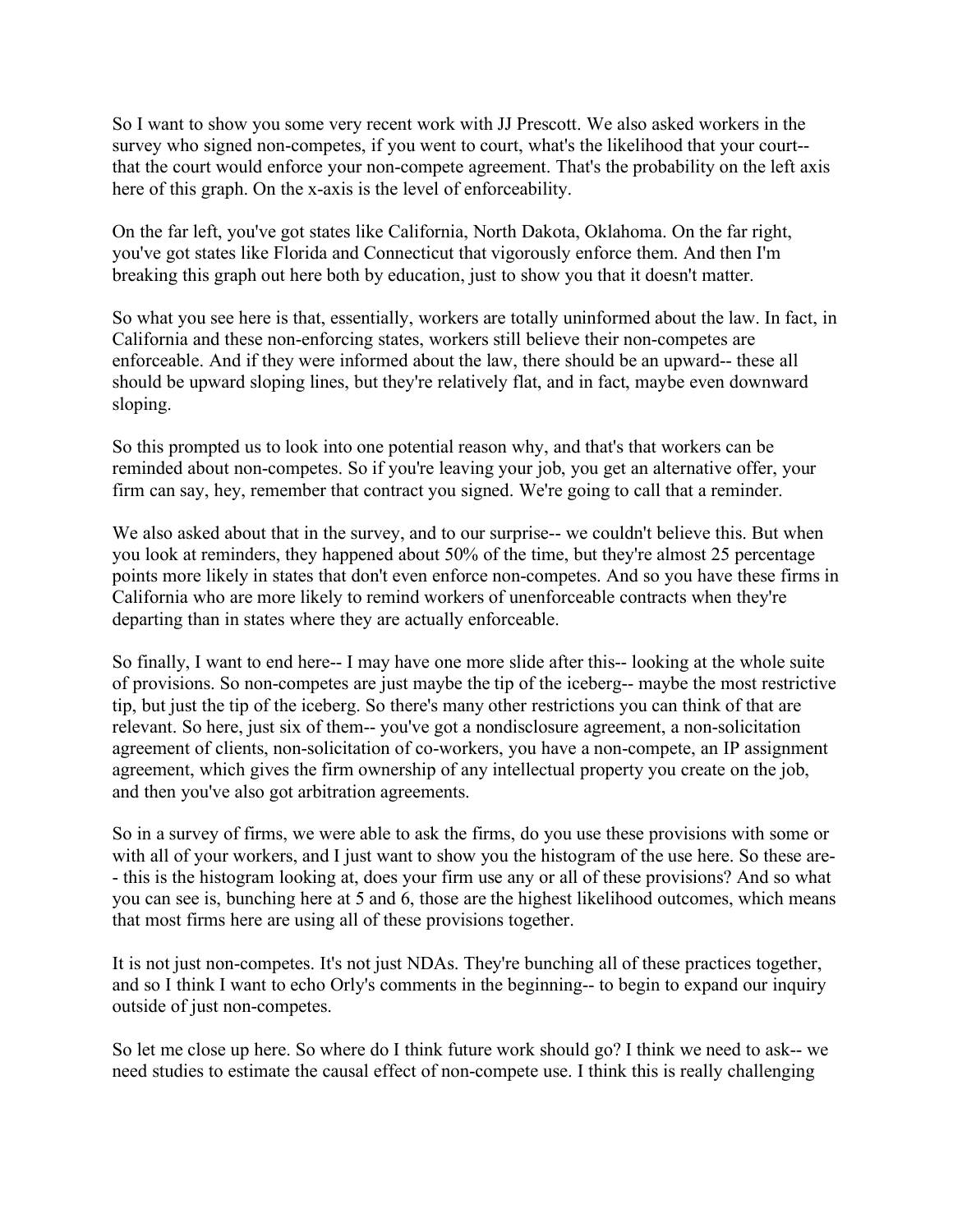So I want to show you some very recent work with JJ Prescott. We also asked workers in the survey who signed non-competes, if you went to court, what's the likelihood that your court-- that the court would enforce your non-compete agreement. That's the probability on the left axis here of this graph. On the x-axis is the level of enforceability.

On the far left, you've got states like California, North Dakota, Oklahoma. On the far right, you've got states like Florida and Connecticut that vigorously enforce them. And then I'm breaking this graph out here both by education, just to show you that it doesn't matter.

So what you see here is that, essentially, workers are totally uninformed about the law. In fact, in California and these non-enforcing states, workers still believe their non-competes are enforceable. And if they were informed about the law, there should be an upward-- these all should be upward sloping lines, but they're relatively flat, and in fact, maybe even downward sloping.

So this prompted us to look into one potential reason why, and that's that workers can be reminded about non-competes. So if you're leaving your job, you get an alternative offer, your firm can say, hey, remember that contract you signed. We're going to call that a reminder.

We also asked about that in the survey, and to our surprise-- we couldn't believe this. But when you look at reminders, they happened about 50% of the time, but they're almost 25 percentage points more likely in states that don't even enforce non-competes. And so you have these firms in California who are more likely to remind workers of unenforceable contracts when they're departing than in states where they are actually enforceable.

So finally, I want to end here-- I may have one more slide after this-- looking at the whole suite of provisions. So non-competes are just maybe the tip of the iceberg-- maybe the most restrictive tip, but just the tip of the iceberg. So there's many other restrictions you can think of that are relevant. So here, just six of them-- you've got a nondisclosure agreement, a non-solicitation agreement of clients, non-solicitation of co-workers, you have a non-compete, an IP assignment agreement, which gives the firm ownership of any intellectual property you create on the job, and then you've also got arbitration agreements.

So in a survey of firms, we were able to ask the firms, do you use these provisions with some or with all of your workers, and I just want to show you the histogram of the use here. So these are-- this is the histogram looking at, does your firm use any or all of these provisions? And so what you can see is, bunching here at 5 and 6, those are the highest likelihood outcomes, which means that most firms here are using all of these provisions together.

It is not just non-competes. It's not just NDAs. They're bunching all of these practices together, and so I think I want to echo Orly's comments in the beginning-- to begin to expand our inquiry outside of just non-competes.

So let me close up here. So where do I think future work should go? I think we need to ask-- we need studies to estimate the causal effect of non-compete use. I think this is really challenging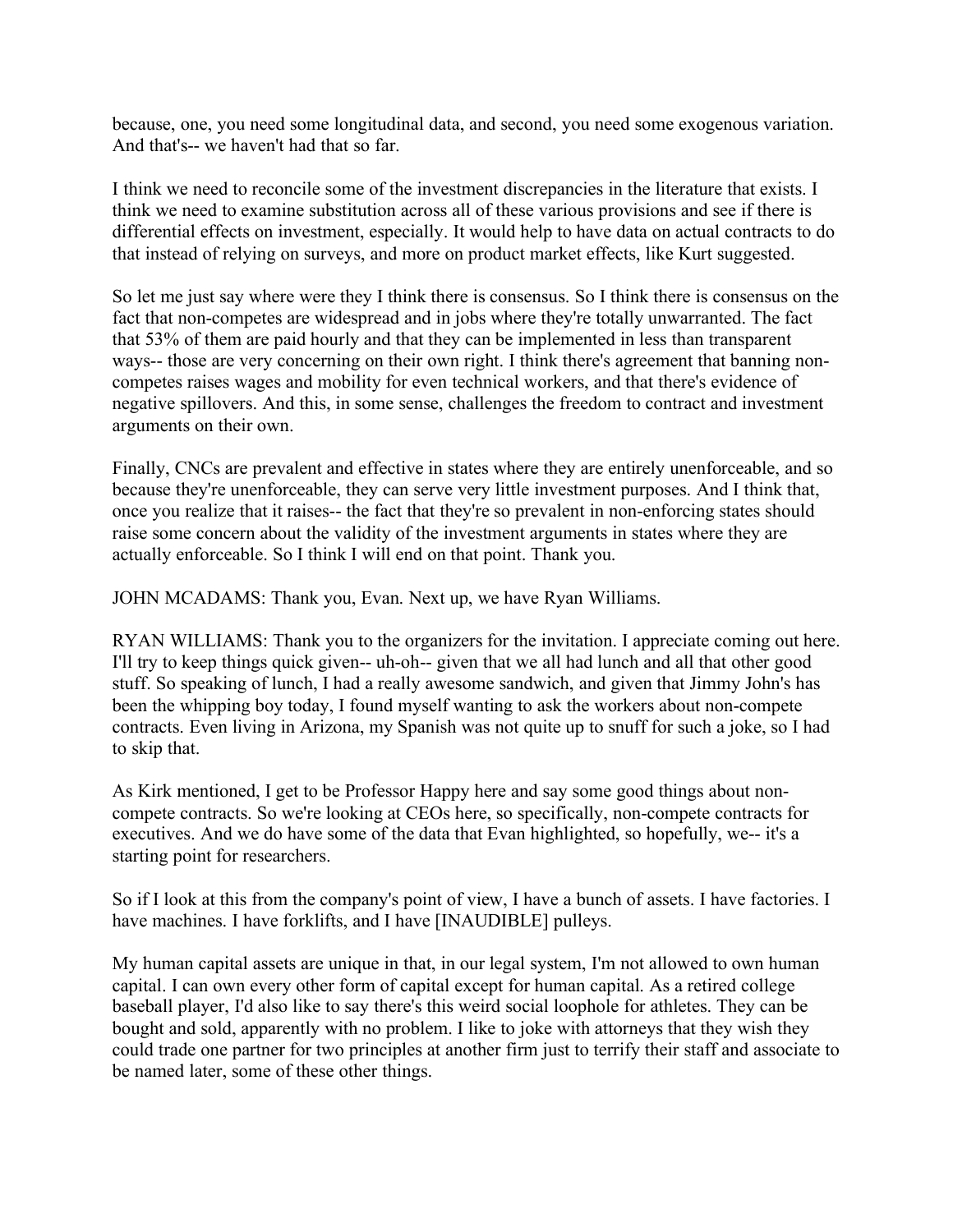because, one, you need some longitudinal data, and second, you need some exogenous variation. And that's-- we haven't had that so far.

I think we need to reconcile some of the investment discrepancies in the literature that exists. I think we need to examine substitution across all of these various provisions and see if there is differential effects on investment, especially. It would help to have data on actual contracts to do that instead of relying on surveys, and more on product market effects, like Kurt suggested.

So let me just say where were they I think there is consensus. So I think there is consensus on the fact that non-competes are widespread and in jobs where they're totally unwarranted. The fact that 53% of them are paid hourly and that they can be implemented in less than transparent ways-- those are very concerning on their own right. I think there's agreement that banning non-competes raises wages and mobility for even technical workers, and that there's evidence of negative spillovers. And this, in some sense, challenges the freedom to contract and investment arguments on their own.

Finally, CNCs are prevalent and effective in states where they are entirely unenforceable, and so because they're unenforceable, they can serve very little investment purposes. And I think that, once you realize that it raises-- the fact that they're so prevalent in non-enforcing states should raise some concern about the validity of the investment arguments in states where they are actually enforceable. So I think I will end on that point. Thank you.

JOHN MCADAMS: Thank you, Evan. Next up, we have Ryan Williams.

RYAN WILLIAMS: Thank you to the organizers for the invitation. I appreciate coming out here. I'll try to keep things quick given-- uh-oh-- given that we all had lunch and all that other good stuff. So speaking of lunch, I had a really awesome sandwich, and given that Jimmy John's has been the whipping boy today, I found myself wanting to ask the workers about non-compete contracts. Even living in Arizona, my Spanish was not quite up to snuff for such a joke, so I had to skip that.

As Kirk mentioned, I get to be Professor Happy here and say some good things about non-compete contracts. So we're looking at CEOs here, so specifically, non-compete contracts for executives. And we do have some of the data that Evan highlighted, so hopefully, we-- it's a starting point for researchers.

So if I look at this from the company's point of view, I have a bunch of assets. I have factories. I have machines. I have forklifts, and I have [INAUDIBLE] pulleys.

My human capital assets are unique in that, in our legal system, I'm not allowed to own human capital. I can own every other form of capital except for human capital. As a retired college baseball player, I'd also like to say there's this weird social loophole for athletes. They can be bought and sold, apparently with no problem. I like to joke with attorneys that they wish they could trade one partner for two principles at another firm just to terrify their staff and associate to be named later, some of these other things.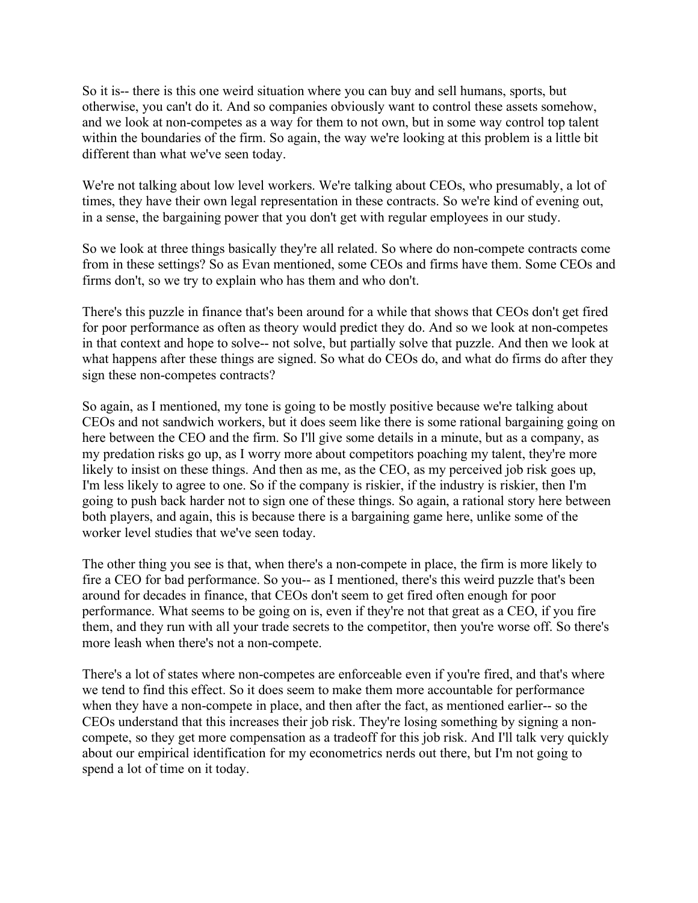So it is-- there is this one weird situation where you can buy and sell humans, sports, but otherwise, you can't do it. And so companies obviously want to control these assets somehow, and we look at non-competes as a way for them to not own, but in some way control top talent within the boundaries of the firm. So again, the way we're looking at this problem is a little bit different than what we've seen today.

We're not talking about low level workers. We're talking about CEOs, who presumably, a lot of times, they have their own legal representation in these contracts. So we're kind of evening out, in a sense, the bargaining power that you don't get with regular employees in our study.

So we look at three things basically they're all related. So where do non-compete contracts come from in these settings? So as Evan mentioned, some CEOs and firms have them. Some CEOs and firms don't, so we try to explain who has them and who don't.

There's this puzzle in finance that's been around for a while that shows that CEOs don't get fired for poor performance as often as theory would predict they do. And so we look at non-competes in that context and hope to solve-- not solve, but partially solve that puzzle. And then we look at what happens after these things are signed. So what do CEOs do, and what do firms do after they sign these non-competes contracts?

So again, as I mentioned, my tone is going to be mostly positive because we're talking about CEOs and not sandwich workers, but it does seem like there is some rational bargaining going on here between the CEO and the firm. So I'll give some details in a minute, but as a company, as my predation risks go up, as I worry more about competitors poaching my talent, they're more likely to insist on these things. And then as me, as the CEO, as my perceived job risk goes up, I'm less likely to agree to one. So if the company is riskier, if the industry is riskier, then I'm going to push back harder not to sign one of these things. So again, a rational story here between both players, and again, this is because there is a bargaining game here, unlike some of the worker level studies that we've seen today.

The other thing you see is that, when there's a non-compete in place, the firm is more likely to fire a CEO for bad performance. So you-- as I mentioned, there's this weird puzzle that's been around for decades in finance, that CEOs don't seem to get fired often enough for poor performance. What seems to be going on is, even if they're not that great as a CEO, if you fire them, and they run with all your trade secrets to the competitor, then you're worse off. So there's more leash when there's not a non-compete.

There's a lot of states where non-competes are enforceable even if you're fired, and that's where we tend to find this effect. So it does seem to make them more accountable for performance when they have a non-compete in place, and then after the fact, as mentioned earlier-- so the CEOs understand that this increases their job risk. They're losing something by signing a non-compete, so they get more compensation as a tradeoff for this job risk. And I'll talk very quickly about our empirical identification for my econometrics nerds out there, but I'm not going to spend a lot of time on it today.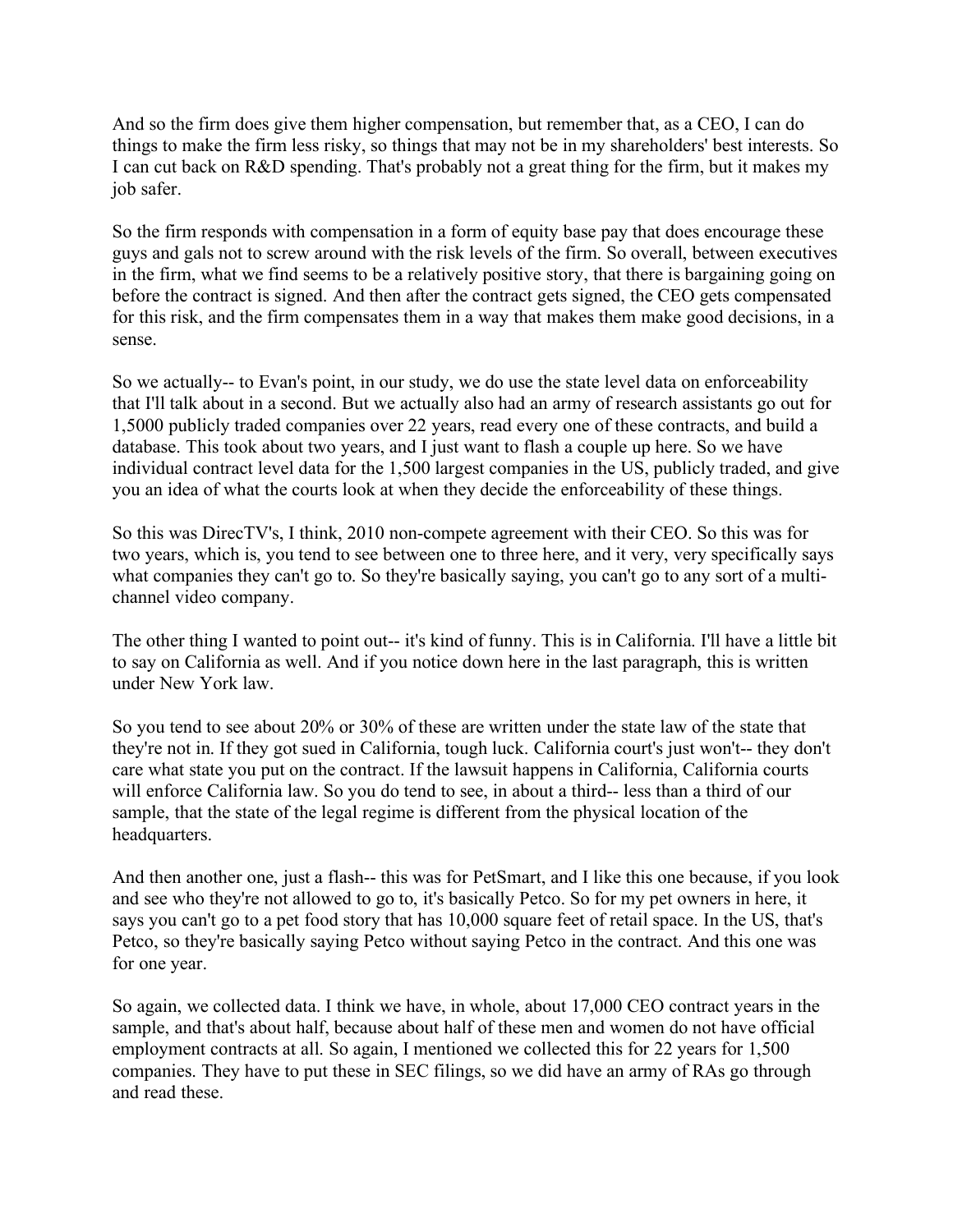And so the firm does give them higher compensation, but remember that, as a CEO, I can do things to make the firm less risky, so things that may not be in my shareholders' best interests. So I can cut back on R&D spending. That's probably not a great thing for the firm, but it makes my job safer.

So the firm responds with compensation in a form of equity base pay that does encourage these guys and gals not to screw around with the risk levels of the firm. So overall, between executives in the firm, what we find seems to be a relatively positive story, that there is bargaining going on before the contract is signed. And then after the contract gets signed, the CEO gets compensated for this risk, and the firm compensates them in a way that makes them make good decisions, in a sense.

So we actually-- to Evan's point, in our study, we do use the state level data on enforceability that I'll talk about in a second. But we actually also had an army of research assistants go out for 1,5000 publicly traded companies over 22 years, read every one of these contracts, and build a database. This took about two years, and I just want to flash a couple up here. So we have individual contract level data for the 1,500 largest companies in the US, publicly traded, and give you an idea of what the courts look at when they decide the enforceability of these things.

So this was DirecTV's, I think, 2010 non-compete agreement with their CEO. So this was for two years, which is, you tend to see between one to three here, and it very, very specifically says what companies they can't go to. So they're basically saying, you can't go to any sort of a multi-channel video company.

The other thing I wanted to point out-- it's kind of funny. This is in California. I'll have a little bit to say on California as well. And if you notice down here in the last paragraph, this is written under New York law.

So you tend to see about 20% or 30% of these are written under the state law of the state that they're not in. If they got sued in California, tough luck. California court's just won't-- they don't care what state you put on the contract. If the lawsuit happens in California, California courts will enforce California law. So you do tend to see, in about a third-- less than a third of our sample, that the state of the legal regime is different from the physical location of the headquarters.

And then another one, just a flash-- this was for PetSmart, and I like this one because, if you look and see who they're not allowed to go to, it's basically Petco. So for my pet owners in here, it says you can't go to a pet food story that has 10,000 square feet of retail space. In the US, that's Petco, so they're basically saying Petco without saying Petco in the contract. And this one was for one year.

So again, we collected data. I think we have, in whole, about 17,000 CEO contract years in the sample, and that's about half, because about half of these men and women do not have official employment contracts at all. So again, I mentioned we collected this for 22 years for 1,500 companies. They have to put these in SEC filings, so we did have an army of RAs go through and read these.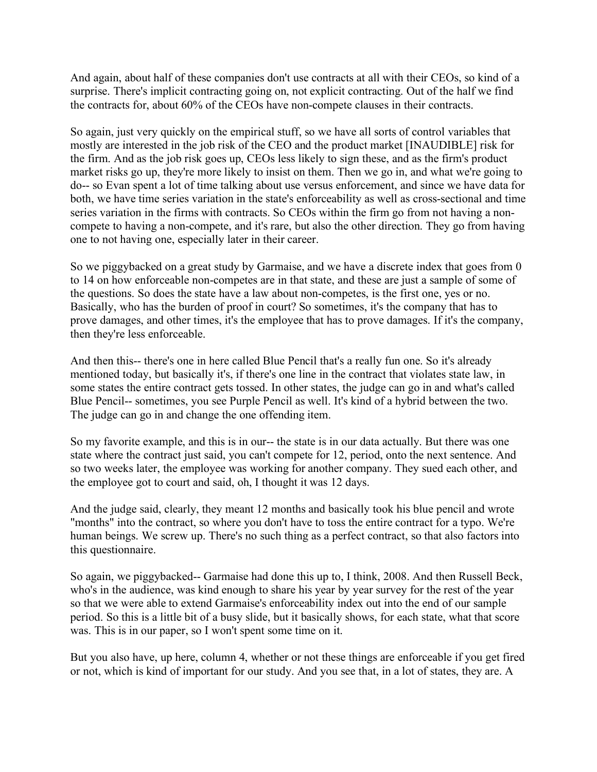And again, about half of these companies don't use contracts at all with their CEOs, so kind of a surprise. There's implicit contracting going on, not explicit contracting. Out of the half we find the contracts for, about 60% of the CEOs have non-compete clauses in their contracts.

So again, just very quickly on the empirical stuff, so we have all sorts of control variables that mostly are interested in the job risk of the CEO and the product market [INAUDIBLE] risk for the firm. And as the job risk goes up, CEOs less likely to sign these, and as the firm's product market risks go up, they're more likely to insist on them. Then we go in, and what we're going to do-- so Evan spent a lot of time talking about use versus enforcement, and since we have data for both, we have time series variation in the state's enforceability as well as cross-sectional and time series variation in the firms with contracts. So CEOs within the firm go from not having a non-compete to having a non-compete, and it's rare, but also the other direction. They go from having one to not having one, especially later in their career.

So we piggybacked on a great study by Garmaise, and we have a discrete index that goes from 0 to 14 on how enforceable non-competes are in that state, and these are just a sample of some of the questions. So does the state have a law about non-competes, is the first one, yes or no. Basically, who has the burden of proof in court? So sometimes, it's the company that has to prove damages, and other times, it's the employee that has to prove damages. If it's the company, then they're less enforceable.

And then this-- there's one in here called Blue Pencil that's a really fun one. So it's already mentioned today, but basically it's, if there's one line in the contract that violates state law, in some states the entire contract gets tossed. In other states, the judge can go in and what's called Blue Pencil-- sometimes, you see Purple Pencil as well. It's kind of a hybrid between the two. The judge can go in and change the one offending item.

So my favorite example, and this is in our-- the state is in our data actually. But there was one state where the contract just said, you can't compete for 12, period, onto the next sentence. And so two weeks later, the employee was working for another company. They sued each other, and the employee got to court and said, oh, I thought it was 12 days.

And the judge said, clearly, they meant 12 months and basically took his blue pencil and wrote "months" into the contract, so where you don't have to toss the entire contract for a typo. We're human beings. We screw up. There's no such thing as a perfect contract, so that also factors into this questionnaire.

So again, we piggybacked-- Garmaise had done this up to, I think, 2008. And then Russell Beck, who's in the audience, was kind enough to share his year by year survey for the rest of the year so that we were able to extend Garmaise's enforceability index out into the end of our sample period. So this is a little bit of a busy slide, but it basically shows, for each state, what that score was. This is in our paper, so I won't spent some time on it.

But you also have, up here, column 4, whether or not these things are enforceable if you get fired or not, which is kind of important for our study. And you see that, in a lot of states, they are. A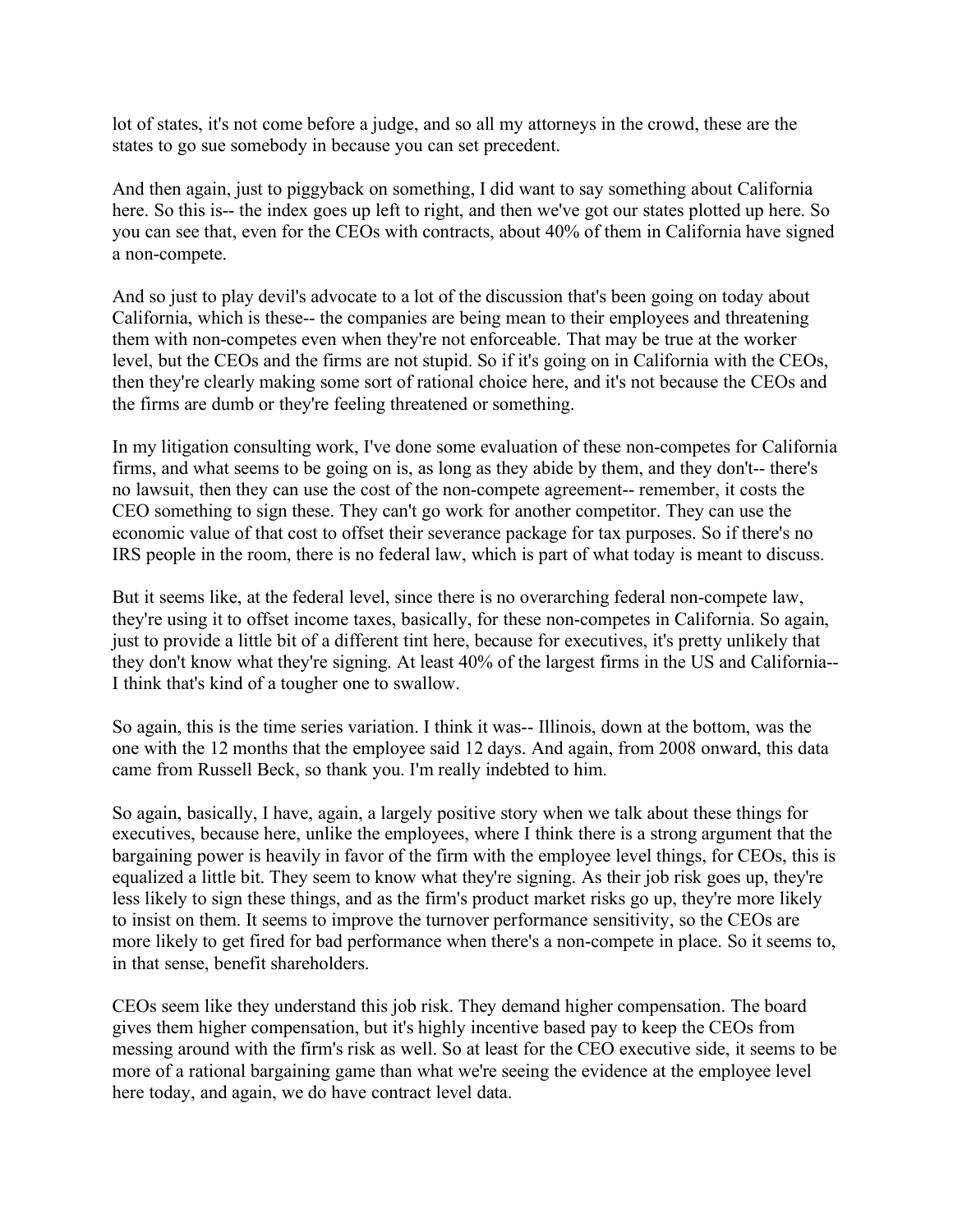lot of states, it's not come before a judge, and so all my attorneys in the crowd, these are the states to go sue somebody in because you can set precedent.

And then again, just to piggyback on something, I did want to say something about California here. So this is-- the index goes up left to right, and then we've got our states plotted up here. So you can see that, even for the CEOs with contracts, about 40% of them in California have signed a non-compete.

And so just to play devil's advocate to a lot of the discussion that's been going on today about California, which is these-- the companies are being mean to their employees and threatening them with non-competes even when they're not enforceable. That may be true at the worker level, but the CEOs and the firms are not stupid. So if it's going on in California with the CEOs, then they're clearly making some sort of rational choice here, and it's not because the CEOs and the firms are dumb or they're feeling threatened or something.

In my litigation consulting work, I've done some evaluation of these non-competes for California firms, and what seems to be going on is, as long as they abide by them, and they don't-- there's no lawsuit, then they can use the cost of the non-compete agreement-- remember, it costs the CEO something to sign these. They can't go work for another competitor. They can use the economic value of that cost to offset their severance package for tax purposes. So if there's no IRS people in the room, there is no federal law, which is part of what today is meant to discuss.

But it seems like, at the federal level, since there is no overarching federal non-compete law, they're using it to offset income taxes, basically, for these non-competes in California. So again, just to provide a little bit of a different tint here, because for executives, it's pretty unlikely that they don't know what they're signing. At least 40% of the largest firms in the US and California-- I think that's kind of a tougher one to swallow.

So again, this is the time series variation. I think it was-- Illinois, down at the bottom, was the one with the 12 months that the employee said 12 days. And again, from 2008 onward, this data came from Russell Beck, so thank you. I'm really indebted to him.

So again, basically, I have, again, a largely positive story when we talk about these things for executives, because here, unlike the employees, where I think there is a strong argument that the bargaining power is heavily in favor of the firm with the employee level things, for CEOs, this is equalized a little bit. They seem to know what they're signing. As their job risk goes up, they're less likely to sign these things, and as the firm's product market risks go up, they're more likely to insist on them. It seems to improve the turnover performance sensitivity, so the CEOs are more likely to get fired for bad performance when there's a non-compete in place. So it seems to, in that sense, benefit shareholders.

CEOs seem like they understand this job risk. They demand higher compensation. The board gives them higher compensation, but it's highly incentive based pay to keep the CEOs from messing around with the firm's risk as well. So at least for the CEO executive side, it seems to be more of a rational bargaining game than what we're seeing the evidence at the employee level here today, and again, we do have contract level data.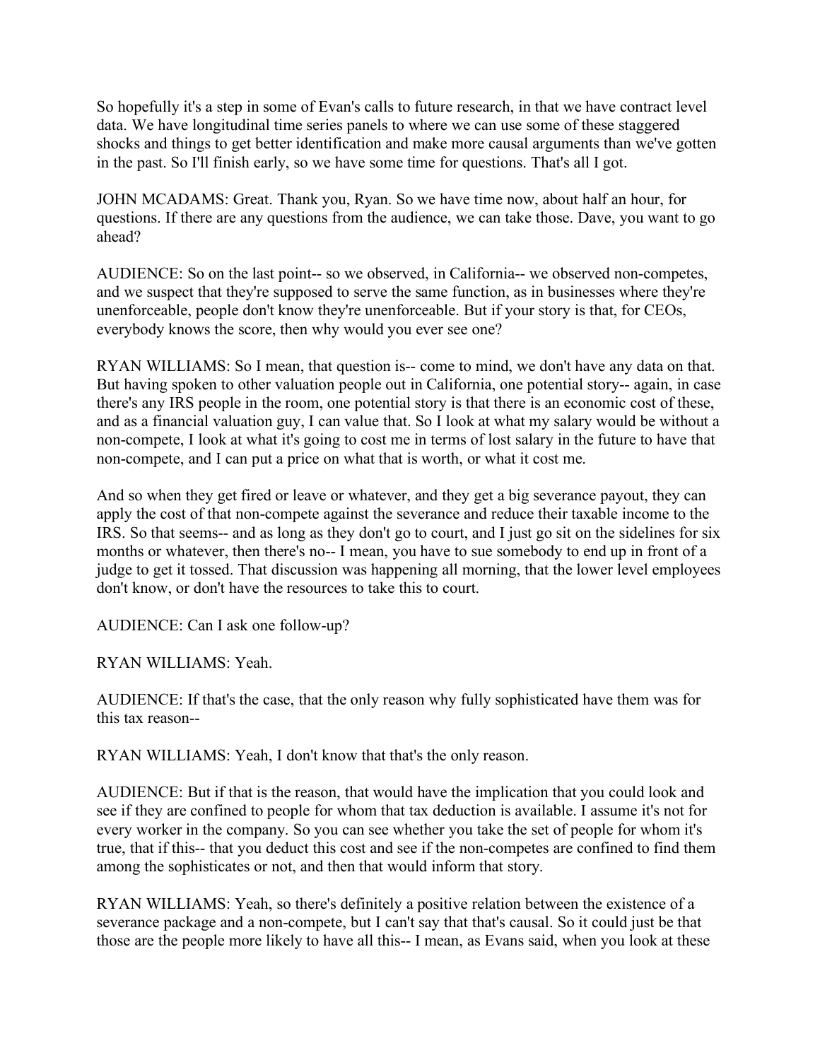So hopefully it's a step in some of Evan's calls to future research, in that we have contract level data. We have longitudinal time series panels to where we can use some of these staggered shocks and things to get better identification and make more causal arguments than we've gotten in the past. So I'll finish early, so we have some time for questions. That's all I got.

JOHN MCADAMS: Great. Thank you, Ryan. So we have time now, about half an hour, for questions. If there are any questions from the audience, we can take those. Dave, you want to go ahead?

AUDIENCE: So on the last point-- so we observed, in California-- we observed non-competes, and we suspect that they're supposed to serve the same function, as in businesses where they're unenforceable, people don't know they're unenforceable. But if your story is that, for CEOs, everybody knows the score, then why would you ever see one?

RYAN WILLIAMS: So I mean, that question is-- come to mind, we don't have any data on that. But having spoken to other valuation people out in California, one potential story-- again, in case there's any IRS people in the room, one potential story is that there is an economic cost of these, and as a financial valuation guy, I can value that. So I look at what my salary would be without a non-compete, I look at what it's going to cost me in terms of lost salary in the future to have that non-compete, and I can put a price on what that is worth, or what it cost me.

And so when they get fired or leave or whatever, and they get a big severance payout, they can apply the cost of that non-compete against the severance and reduce their taxable income to the IRS. So that seems-- and as long as they don't go to court, and I just go sit on the sidelines for six months or whatever, then there's no-- I mean, you have to sue somebody to end up in front of a judge to get it tossed. That discussion was happening all morning, that the lower level employees don't know, or don't have the resources to take this to court.

AUDIENCE: Can I ask one follow-up?

RYAN WILLIAMS: Yeah.

AUDIENCE: If that's the case, that the only reason why fully sophisticated have them was for this tax reason--

RYAN WILLIAMS: Yeah, I don't know that that's the only reason.

AUDIENCE: But if that is the reason, that would have the implication that you could look and see if they are confined to people for whom that tax deduction is available. I assume it's not for every worker in the company. So you can see whether you take the set of people for whom it's true, that if this-- that you deduct this cost and see if the non-competes are confined to find them among the sophisticates or not, and then that would inform that story.

RYAN WILLIAMS: Yeah, so there's definitely a positive relation between the existence of a severance package and a non-compete, but I can't say that that's causal. So it could just be that those are the people more likely to have all this-- I mean, as Evans said, when you look at these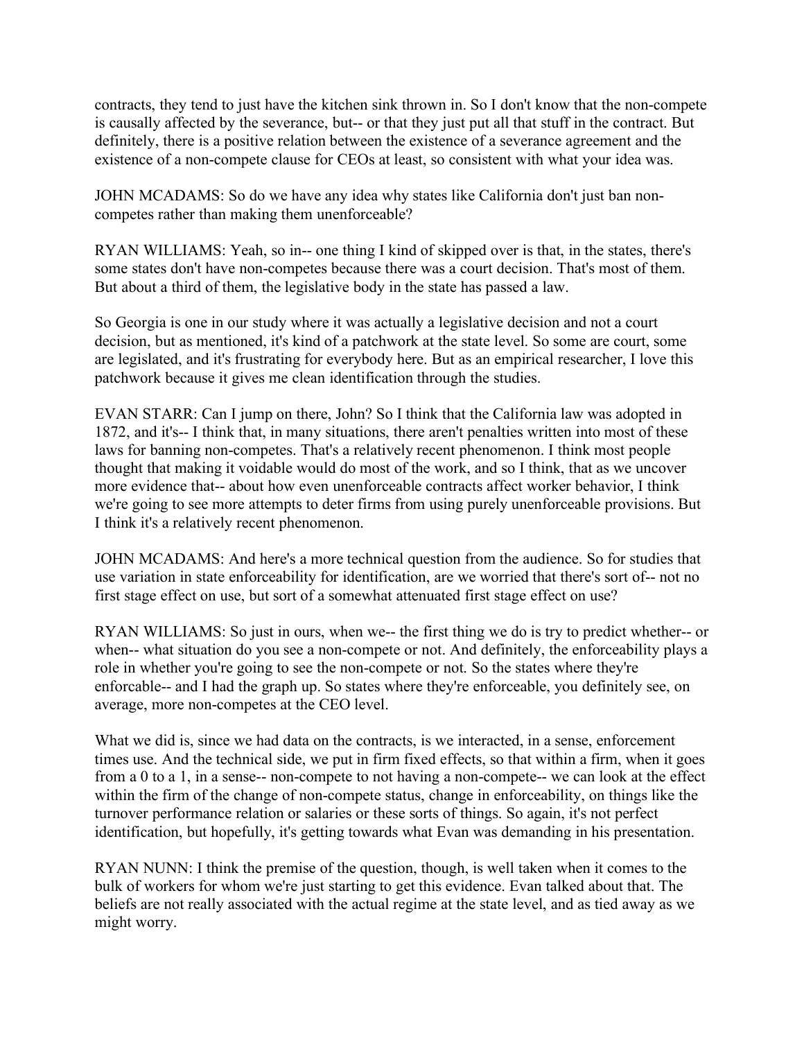contracts, they tend to just have the kitchen sink thrown in. So I don't know that the non-compete is causally affected by the severance, but-- or that they just put all that stuff in the contract. But definitely, there is a positive relation between the existence of a severance agreement and the existence of a non-compete clause for CEOs at least, so consistent with what your idea was.

JOHN MCADAMS: So do we have any idea why states like California don't just ban non-competes rather than making them unenforceable?

RYAN WILLIAMS: Yeah, so in-- one thing I kind of skipped over is that, in the states, there's some states don't have non-competes because there was a court decision. That's most of them. But about a third of them, the legislative body in the state has passed a law.

So Georgia is one in our study where it was actually a legislative decision and not a court decision, but as mentioned, it's kind of a patchwork at the state level. So some are court, some are legislated, and it's frustrating for everybody here. But as an empirical researcher, I love this patchwork because it gives me clean identification through the studies.

EVAN STARR: Can I jump on there, John? So I think that the California law was adopted in 1872, and it's-- I think that, in many situations, there aren't penalties written into most of these laws for banning non-competes. That's a relatively recent phenomenon. I think most people thought that making it voidable would do most of the work, and so I think, that as we uncover more evidence that-- about how even unenforceable contracts affect worker behavior, I think we're going to see more attempts to deter firms from using purely unenforceable provisions. But I think it's a relatively recent phenomenon.

JOHN MCADAMS: And here's a more technical question from the audience. So for studies that use variation in state enforceability for identification, are we worried that there's sort of-- not no first stage effect on use, but sort of a somewhat attenuated first stage effect on use?

RYAN WILLIAMS: So just in ours, when we-- the first thing we do is try to predict whether-- or when-- what situation do you see a non-compete or not. And definitely, the enforceability plays a role in whether you're going to see the non-compete or not. So the states where they're enforcable-- and I had the graph up. So states where they're enforceable, you definitely see, on average, more non-competes at the CEO level.

What we did is, since we had data on the contracts, is we interacted, in a sense, enforcement times use. And the technical side, we put in firm fixed effects, so that within a firm, when it goes from a 0 to a 1, in a sense-- non-compete to not having a non-compete-- we can look at the effect within the firm of the change of non-compete status, change in enforceability, on things like the turnover performance relation or salaries or these sorts of things. So again, it's not perfect identification, but hopefully, it's getting towards what Evan was demanding in his presentation.

RYAN NUNN: I think the premise of the question, though, is well taken when it comes to the bulk of workers for whom we're just starting to get this evidence. Evan talked about that. The beliefs are not really associated with the actual regime at the state level, and as tied away as we might worry.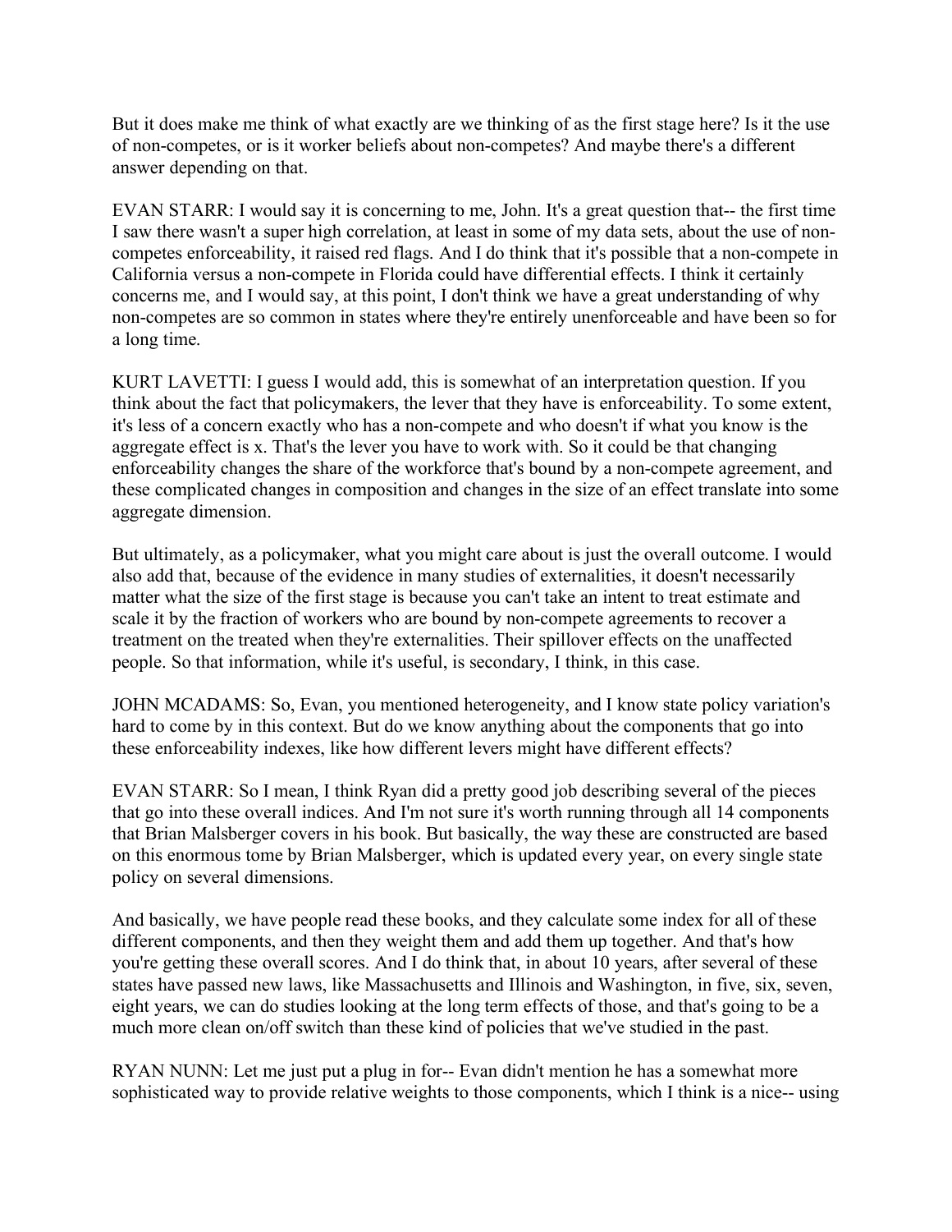But it does make me think of what exactly are we thinking of as the first stage here? Is it the use of non-competes, or is it worker beliefs about non-competes? And maybe there's a different answer depending on that.

EVAN STARR: I would say it is concerning to me, John. It's a great question that-- the first time I saw there wasn't a super high correlation, at least in some of my data sets, about the use of non-competes enforceability, it raised red flags. And I do think that it's possible that a non-compete in California versus a non-compete in Florida could have differential effects. I think it certainly concerns me, and I would say, at this point, I don't think we have a great understanding of why non-competes are so common in states where they're entirely unenforceable and have been so for a long time.

KURT LAVETTI: I guess I would add, this is somewhat of an interpretation question. If you think about the fact that policymakers, the lever that they have is enforceability. To some extent, it's less of a concern exactly who has a non-compete and who doesn't if what you know is the aggregate effect is x. That's the lever you have to work with. So it could be that changing enforceability changes the share of the workforce that's bound by a non-compete agreement, and these complicated changes in composition and changes in the size of an effect translate into some aggregate dimension.

But ultimately, as a policymaker, what you might care about is just the overall outcome. I would also add that, because of the evidence in many studies of externalities, it doesn't necessarily matter what the size of the first stage is because you can't take an intent to treat estimate and scale it by the fraction of workers who are bound by non-compete agreements to recover a treatment on the treated when they're externalities. Their spillover effects on the unaffected people. So that information, while it's useful, is secondary, I think, in this case.

JOHN MCADAMS: So, Evan, you mentioned heterogeneity, and I know state policy variation's hard to come by in this context. But do we know anything about the components that go into these enforceability indexes, like how different levers might have different effects?

EVAN STARR: So I mean, I think Ryan did a pretty good job describing several of the pieces that go into these overall indices. And I'm not sure it's worth running through all 14 components that Brian Malsberger covers in his book. But basically, the way these are constructed are based on this enormous tome by Brian Malsberger, which is updated every year, on every single state policy on several dimensions.

And basically, we have people read these books, and they calculate some index for all of these different components, and then they weight them and add them up together. And that's how you're getting these overall scores. And I do think that, in about 10 years, after several of these states have passed new laws, like Massachusetts and Illinois and Washington, in five, six, seven, eight years, we can do studies looking at the long term effects of those, and that's going to be a much more clean on/off switch than these kind of policies that we've studied in the past.

RYAN NUNN: Let me just put a plug in for-- Evan didn't mention he has a somewhat more sophisticated way to provide relative weights to those components, which I think is a nice-- using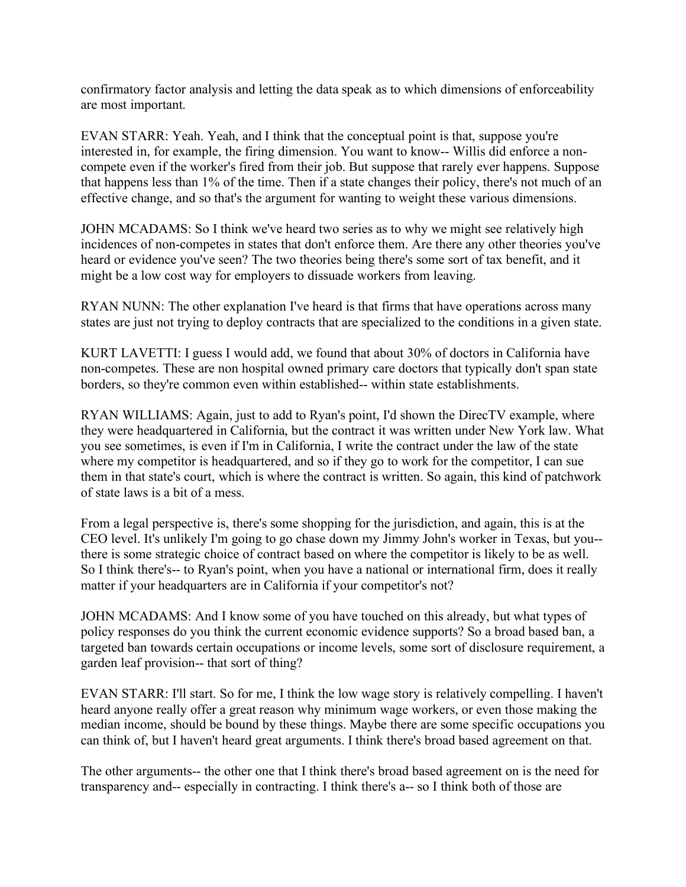confirmatory factor analysis and letting the data speak as to which dimensions of enforceability are most important.

EVAN STARR: Yeah. Yeah, and I think that the conceptual point is that, suppose you're interested in, for example, the firing dimension. You want to know-- Willis did enforce a non-compete even if the worker's fired from their job. But suppose that rarely ever happens. Suppose that happens less than 1% of the time. Then if a state changes their policy, there's not much of an effective change, and so that's the argument for wanting to weight these various dimensions.

JOHN MCADAMS: So I think we've heard two series as to why we might see relatively high incidences of non-competes in states that don't enforce them. Are there any other theories you've heard or evidence you've seen? The two theories being there's some sort of tax benefit, and it might be a low cost way for employers to dissuade workers from leaving.

RYAN NUNN: The other explanation I've heard is that firms that have operations across many states are just not trying to deploy contracts that are specialized to the conditions in a given state.

KURT LAVETTI: I guess I would add, we found that about 30% of doctors in California have non-competes. These are non hospital owned primary care doctors that typically don't span state borders, so they're common even within established-- within state establishments.

RYAN WILLIAMS: Again, just to add to Ryan's point, I'd shown the DirecTV example, where they were headquartered in California, but the contract it was written under New York law. What you see sometimes, is even if I'm in California, I write the contract under the law of the state where my competitor is headquartered, and so if they go to work for the competitor, I can sue them in that state's court, which is where the contract is written. So again, this kind of patchwork of state laws is a bit of a mess.

From a legal perspective is, there's some shopping for the jurisdiction, and again, this is at the CEO level. It's unlikely I'm going to go chase down my Jimmy John's worker in Texas, but you-- there is some strategic choice of contract based on where the competitor is likely to be as well. So I think there's-- to Ryan's point, when you have a national or international firm, does it really matter if your headquarters are in California if your competitor's not?

JOHN MCADAMS: And I know some of you have touched on this already, but what types of policy responses do you think the current economic evidence supports? So a broad based ban, a targeted ban towards certain occupations or income levels, some sort of disclosure requirement, a garden leaf provision-- that sort of thing?

EVAN STARR: I'll start. So for me, I think the low wage story is relatively compelling. I haven't heard anyone really offer a great reason why minimum wage workers, or even those making the median income, should be bound by these things. Maybe there are some specific occupations you can think of, but I haven't heard great arguments. I think there's broad based agreement on that.

The other arguments-- the other one that I think there's broad based agreement on is the need for transparency and-- especially in contracting. I think there's a-- so I think both of those are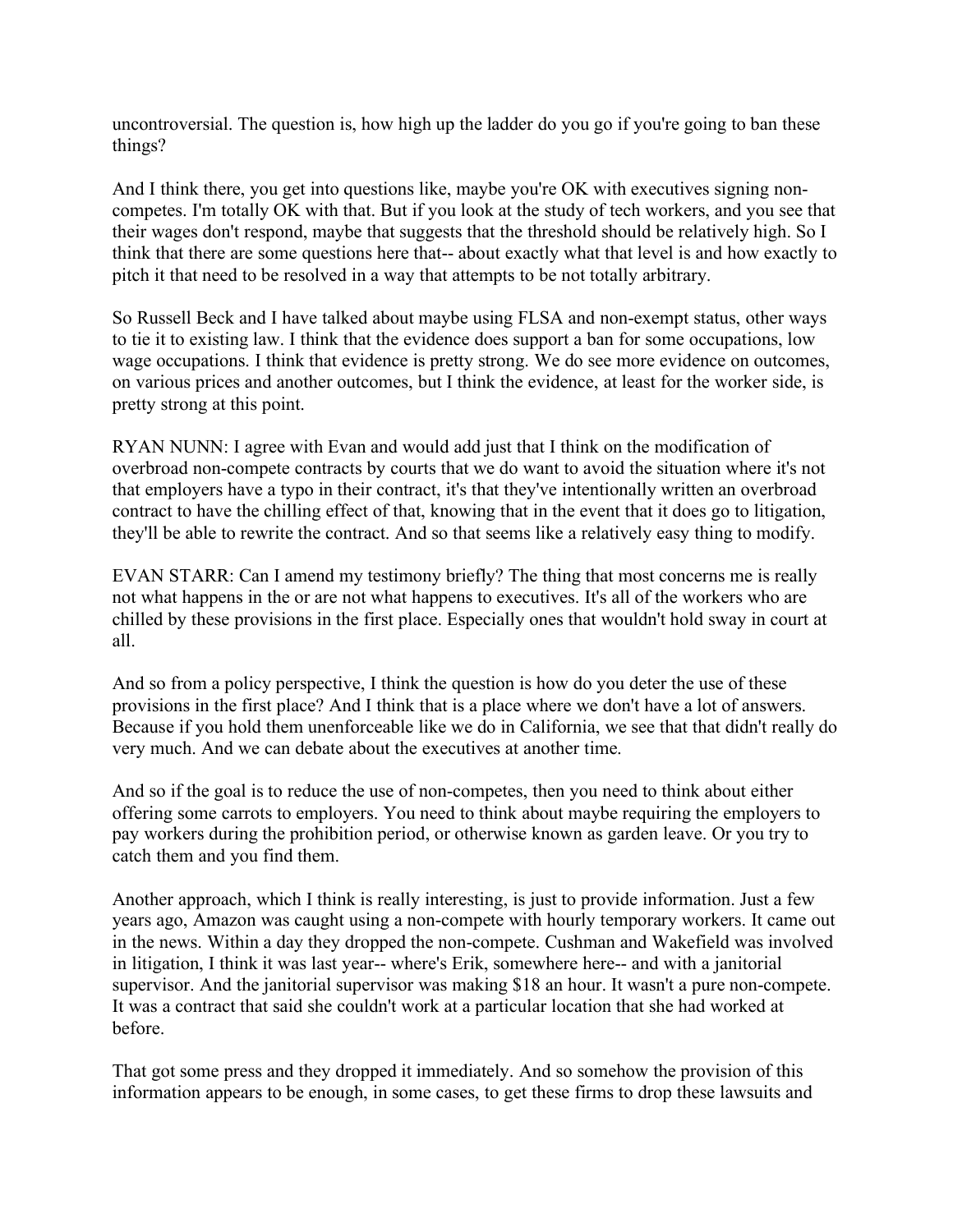uncontroversial. The question is, how high up the ladder do you go if you're going to ban these things?

And I think there, you get into questions like, maybe you're OK with executives signing non-competes. I'm totally OK with that. But if you look at the study of tech workers, and you see that their wages don't respond, maybe that suggests that the threshold should be relatively high. So I think that there are some questions here that-- about exactly what that level is and how exactly to pitch it that need to be resolved in a way that attempts to be not totally arbitrary.

So Russell Beck and I have talked about maybe using FLSA and non-exempt status, other ways to tie it to existing law. I think that the evidence does support a ban for some occupations, low wage occupations. I think that evidence is pretty strong. We do see more evidence on outcomes, on various prices and another outcomes, but I think the evidence, at least for the worker side, is pretty strong at this point.

RYAN NUNN: I agree with Evan and would add just that I think on the modification of overbroad non-compete contracts by courts that we do want to avoid the situation where it's not that employers have a typo in their contract, it's that they've intentionally written an overbroad contract to have the chilling effect of that, knowing that in the event that it does go to litigation, they'll be able to rewrite the contract. And so that seems like a relatively easy thing to modify.

EVAN STARR: Can I amend my testimony briefly? The thing that most concerns me is really not what happens in the or are not what happens to executives. It's all of the workers who are chilled by these provisions in the first place. Especially ones that wouldn't hold sway in court at all.

And so from a policy perspective, I think the question is how do you deter the use of these provisions in the first place? And I think that is a place where we don't have a lot of answers. Because if you hold them unenforceable like we do in California, we see that that didn't really do very much. And we can debate about the executives at another time.

And so if the goal is to reduce the use of non-competes, then you need to think about either offering some carrots to employers. You need to think about maybe requiring the employers to pay workers during the prohibition period, or otherwise known as garden leave. Or you try to catch them and you find them.

Another approach, which I think is really interesting, is just to provide information. Just a few years ago, Amazon was caught using a non-compete with hourly temporary workers. It came out in the news. Within a day they dropped the non-compete. Cushman and Wakefield was involved in litigation, I think it was last year-- where's Erik, somewhere here-- and with a janitorial supervisor. And the janitorial supervisor was making $18 an hour. It wasn't a pure non-compete. It was a contract that said she couldn't work at a particular location that she had worked at before.

That got some press and they dropped it immediately. And so somehow the provision of this information appears to be enough, in some cases, to get these firms to drop these lawsuits and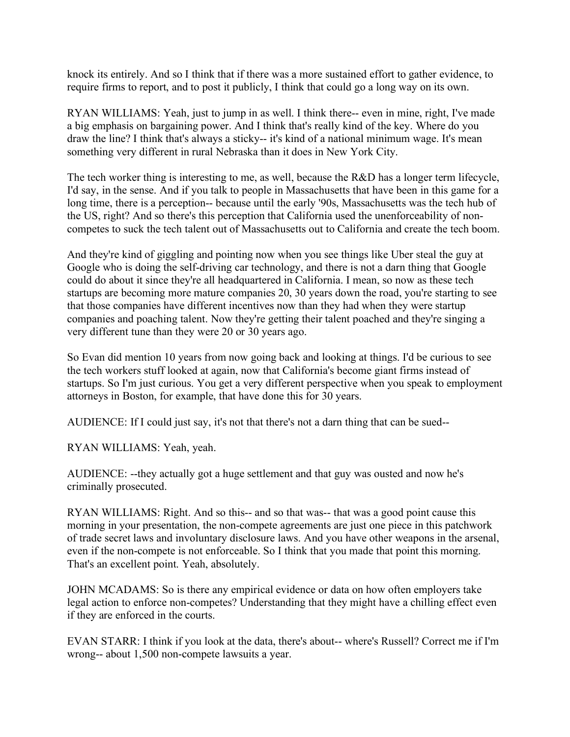knock its entirely. And so I think that if there was a more sustained effort to gather evidence, to require firms to report, and to post it publicly, I think that could go a long way on its own.

RYAN WILLIAMS: Yeah, just to jump in as well. I think there-- even in mine, right, I've made a big emphasis on bargaining power. And I think that's really kind of the key. Where do you draw the line? I think that's always a sticky-- it's kind of a national minimum wage. It's mean something very different in rural Nebraska than it does in New York City.

The tech worker thing is interesting to me, as well, because the R&D has a longer term lifecycle, I'd say, in the sense. And if you talk to people in Massachusetts that have been in this game for a long time, there is a perception-- because until the early '90s, Massachusetts was the tech hub of the US, right? And so there's this perception that California used the unenforceability of non-competes to suck the tech talent out of Massachusetts out to California and create the tech boom.

And they're kind of giggling and pointing now when you see things like Uber steal the guy at Google who is doing the self-driving car technology, and there is not a darn thing that Google could do about it since they're all headquartered in California. I mean, so now as these tech startups are becoming more mature companies 20, 30 years down the road, you're starting to see that those companies have different incentives now than they had when they were startup companies and poaching talent. Now they're getting their talent poached and they're singing a very different tune than they were 20 or 30 years ago.

So Evan did mention 10 years from now going back and looking at things. I'd be curious to see the tech workers stuff looked at again, now that California's become giant firms instead of startups. So I'm just curious. You get a very different perspective when you speak to employment attorneys in Boston, for example, that have done this for 30 years.

AUDIENCE: If I could just say, it's not that there's not a darn thing that can be sued--

RYAN WILLIAMS: Yeah, yeah.

AUDIENCE: --they actually got a huge settlement and that guy was ousted and now he's criminally prosecuted.

RYAN WILLIAMS: Right. And so this-- and so that was-- that was a good point cause this morning in your presentation, the non-compete agreements are just one piece in this patchwork of trade secret laws and involuntary disclosure laws. And you have other weapons in the arsenal, even if the non-compete is not enforceable. So I think that you made that point this morning. That's an excellent point. Yeah, absolutely.

JOHN MCADAMS: So is there any empirical evidence or data on how often employers take legal action to enforce non-competes? Understanding that they might have a chilling effect even if they are enforced in the courts.

EVAN STARR: I think if you look at the data, there's about-- where's Russell? Correct me if I'm wrong-- about 1,500 non-compete lawsuits a year.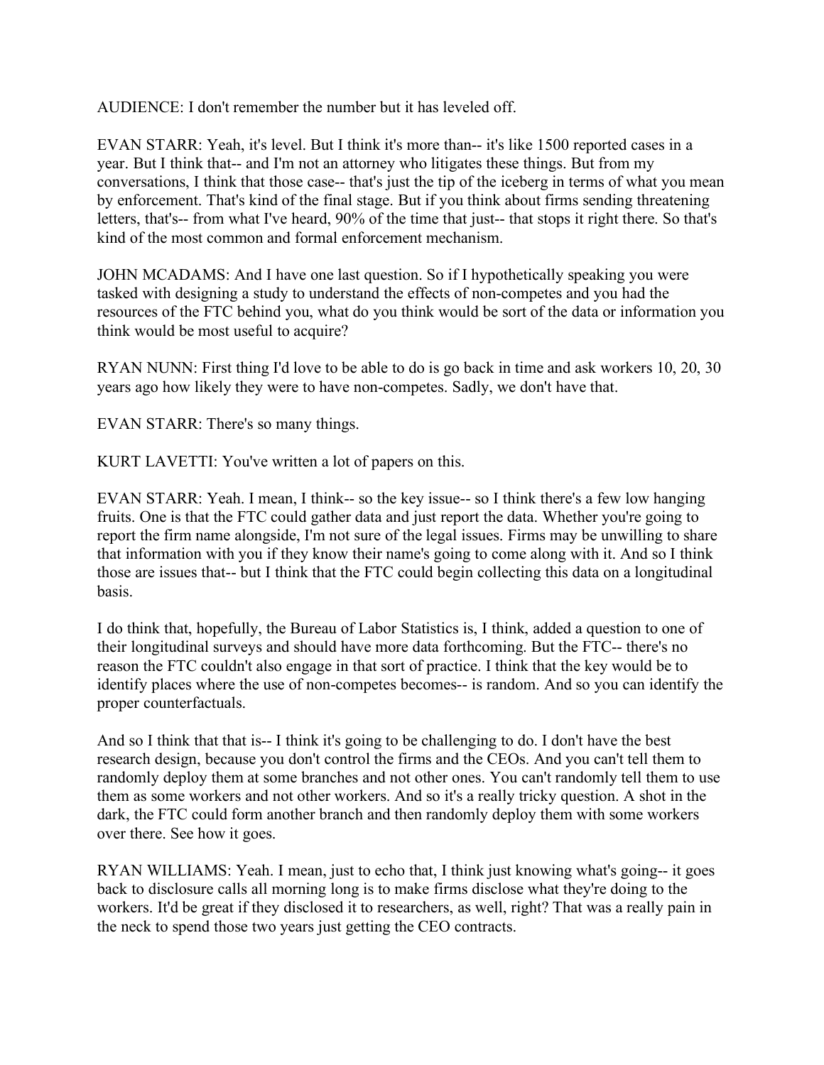AUDIENCE: I don't remember the number but it has leveled off.

EVAN STARR: Yeah, it's level. But I think it's more than-- it's like 1500 reported cases in a year. But I think that-- and I'm not an attorney who litigates these things. But from my conversations, I think that those case-- that's just the tip of the iceberg in terms of what you mean by enforcement. That's kind of the final stage. But if you think about firms sending threatening letters, that's-- from what I've heard, 90% of the time that just-- that stops it right there. So that's kind of the most common and formal enforcement mechanism.

JOHN MCADAMS: And I have one last question. So if I hypothetically speaking you were tasked with designing a study to understand the effects of non-competes and you had the resources of the FTC behind you, what do you think would be sort of the data or information you think would be most useful to acquire?

RYAN NUNN: First thing I'd love to be able to do is go back in time and ask workers 10, 20, 30 years ago how likely they were to have non-competes. Sadly, we don't have that.

EVAN STARR: There's so many things.

KURT LAVETTI: You've written a lot of papers on this.

EVAN STARR: Yeah. I mean, I think-- so the key issue-- so I think there's a few low hanging fruits. One is that the FTC could gather data and just report the data. Whether you're going to report the firm name alongside, I'm not sure of the legal issues. Firms may be unwilling to share that information with you if they know their name's going to come along with it. And so I think those are issues that-- but I think that the FTC could begin collecting this data on a longitudinal basis.

I do think that, hopefully, the Bureau of Labor Statistics is, I think, added a question to one of their longitudinal surveys and should have more data forthcoming. But the FTC-- there's no reason the FTC couldn't also engage in that sort of practice. I think that the key would be to identify places where the use of non-competes becomes-- is random. And so you can identify the proper counterfactuals.

And so I think that that is-- I think it's going to be challenging to do. I don't have the best research design, because you don't control the firms and the CEOs. And you can't tell them to randomly deploy them at some branches and not other ones. You can't randomly tell them to use them as some workers and not other workers. And so it's a really tricky question. A shot in the dark, the FTC could form another branch and then randomly deploy them with some workers over there. See how it goes.

RYAN WILLIAMS: Yeah. I mean, just to echo that, I think just knowing what's going-- it goes back to disclosure calls all morning long is to make firms disclose what they're doing to the workers. It'd be great if they disclosed it to researchers, as well, right? That was a really pain in the neck to spend those two years just getting the CEO contracts.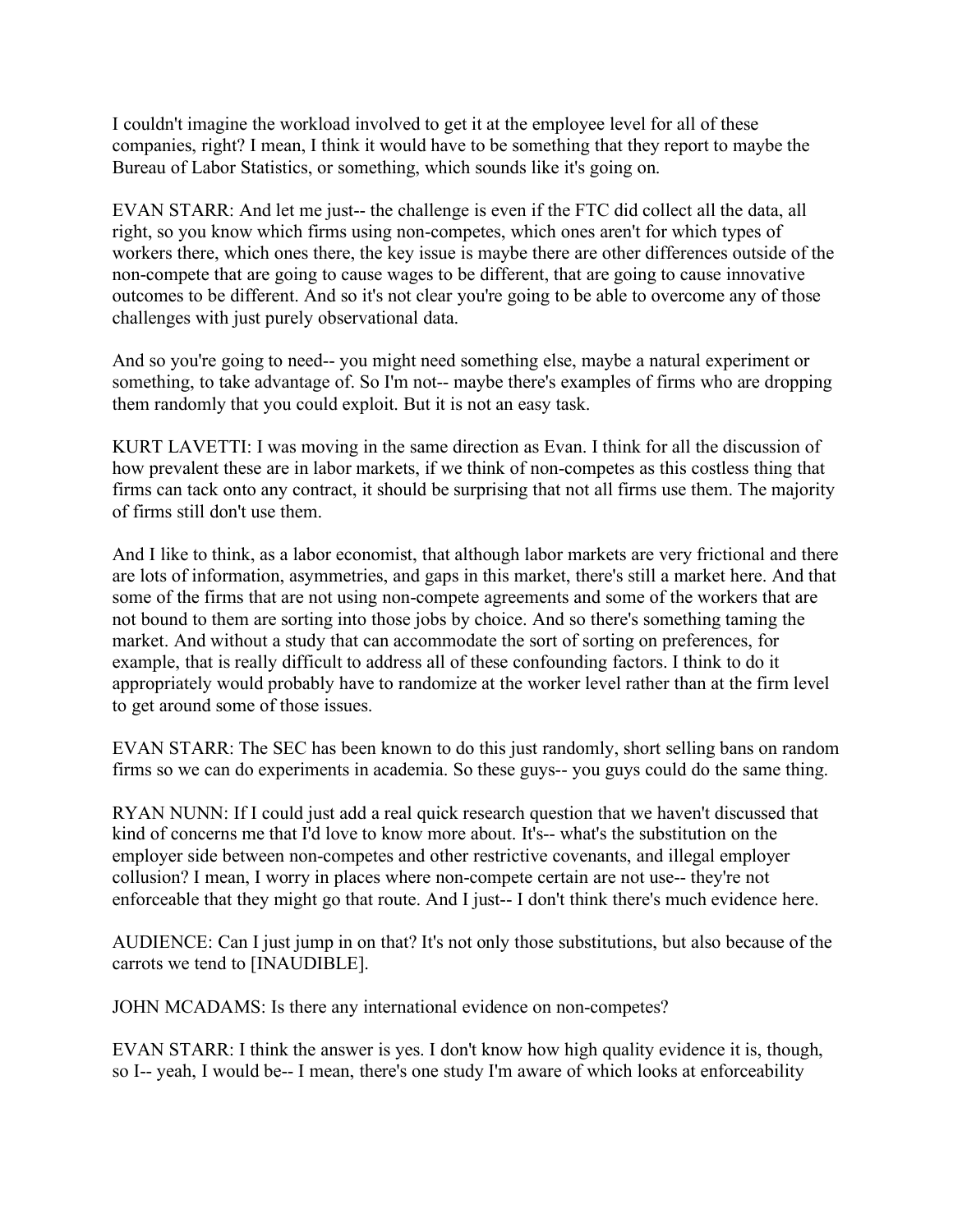I couldn't imagine the workload involved to get it at the employee level for all of these companies, right? I mean, I think it would have to be something that they report to maybe the Bureau of Labor Statistics, or something, which sounds like it's going on.

EVAN STARR: And let me just-- the challenge is even if the FTC did collect all the data, all right, so you know which firms using non-competes, which ones aren't for which types of workers there, which ones there, the key issue is maybe there are other differences outside of the non-compete that are going to cause wages to be different, that are going to cause innovative outcomes to be different. And so it's not clear you're going to be able to overcome any of those challenges with just purely observational data.

And so you're going to need-- you might need something else, maybe a natural experiment or something, to take advantage of. So I'm not-- maybe there's examples of firms who are dropping them randomly that you could exploit. But it is not an easy task.

KURT LAVETTI: I was moving in the same direction as Evan. I think for all the discussion of how prevalent these are in labor markets, if we think of non-competes as this costless thing that firms can tack onto any contract, it should be surprising that not all firms use them. The majority of firms still don't use them.

And I like to think, as a labor economist, that although labor markets are very frictional and there are lots of information, asymmetries, and gaps in this market, there's still a market here. And that some of the firms that are not using non-compete agreements and some of the workers that are not bound to them are sorting into those jobs by choice. And so there's something taming the market. And without a study that can accommodate the sort of sorting on preferences, for example, that is really difficult to address all of these confounding factors. I think to do it appropriately would probably have to randomize at the worker level rather than at the firm level to get around some of those issues.

EVAN STARR: The SEC has been known to do this just randomly, short selling bans on random firms so we can do experiments in academia. So these guys-- you guys could do the same thing.

RYAN NUNN: If I could just add a real quick research question that we haven't discussed that kind of concerns me that I'd love to know more about. It's-- what's the substitution on the employer side between non-competes and other restrictive covenants, and illegal employer collusion? I mean, I worry in places where non-compete certain are not use-- they're not enforceable that they might go that route. And I just-- I don't think there's much evidence here.

AUDIENCE: Can I just jump in on that? It's not only those substitutions, but also because of the carrots we tend to [INAUDIBLE].

JOHN MCADAMS: Is there any international evidence on non-competes?

EVAN STARR: I think the answer is yes. I don't know how high quality evidence it is, though, so I-- yeah, I would be-- I mean, there's one study I'm aware of which looks at enforceability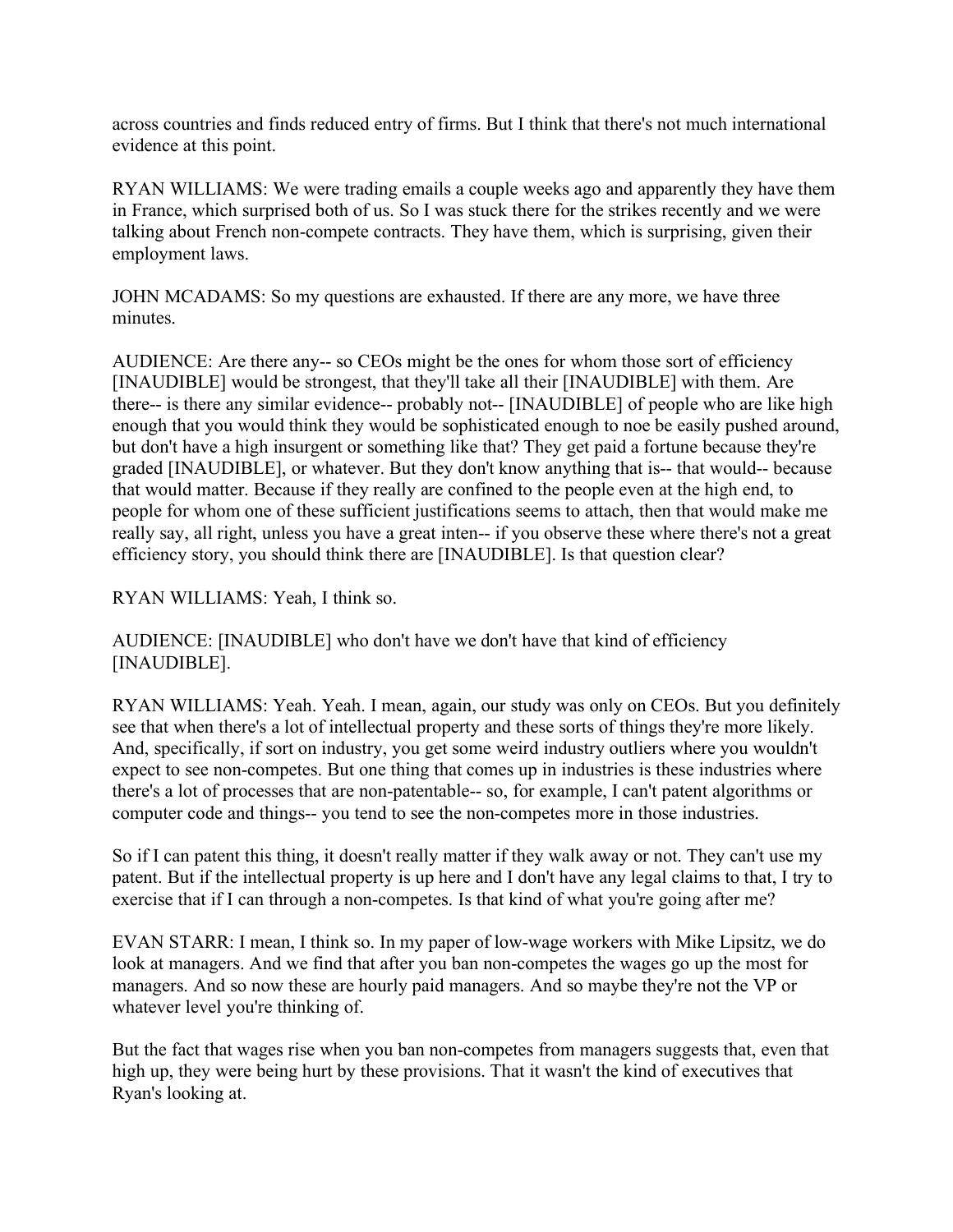across countries and finds reduced entry of firms. But I think that there's not much international evidence at this point.

RYAN WILLIAMS: We were trading emails a couple weeks ago and apparently they have them in France, which surprised both of us. So I was stuck there for the strikes recently and we were talking about French non-compete contracts. They have them, which is surprising, given their employment laws.

JOHN MCADAMS: So my questions are exhausted. If there are any more, we have three minutes.

AUDIENCE: Are there any-- so CEOs might be the ones for whom those sort of efficiency [INAUDIBLE] would be strongest, that they'll take all their [INAUDIBLE] with them. Are there-- is there any similar evidence-- probably not-- [INAUDIBLE] of people who are like high enough that you would think they would be sophisticated enough to noe be easily pushed around, but don't have a high insurgent or something like that? They get paid a fortune because they're graded [INAUDIBLE], or whatever. But they don't know anything that is-- that would-- because that would matter. Because if they really are confined to the people even at the high end, to people for whom one of these sufficient justifications seems to attach, then that would make me really say, all right, unless you have a great inten-- if you observe these where there's not a great efficiency story, you should think there are [INAUDIBLE]. Is that question clear?

RYAN WILLIAMS: Yeah, I think so.

AUDIENCE: [INAUDIBLE] who don't have we don't have that kind of efficiency [INAUDIBLE].

RYAN WILLIAMS: Yeah. Yeah. I mean, again, our study was only on CEOs. But you definitely see that when there's a lot of intellectual property and these sorts of things they're more likely. And, specifically, if sort on industry, you get some weird industry outliers where you wouldn't expect to see non-competes. But one thing that comes up in industries is these industries where there's a lot of processes that are non-patentable-- so, for example, I can't patent algorithms or computer code and things-- you tend to see the non-competes more in those industries.

So if I can patent this thing, it doesn't really matter if they walk away or not. They can't use my patent. But if the intellectual property is up here and I don't have any legal claims to that, I try to exercise that if I can through a non-competes. Is that kind of what you're going after me?

EVAN STARR: I mean, I think so. In my paper of low-wage workers with Mike Lipsitz, we do look at managers. And we find that after you ban non-competes the wages go up the most for managers. And so now these are hourly paid managers. And so maybe they're not the VP or whatever level you're thinking of.

But the fact that wages rise when you ban non-competes from managers suggests that, even that high up, they were being hurt by these provisions. That it wasn't the kind of executives that Ryan's looking at.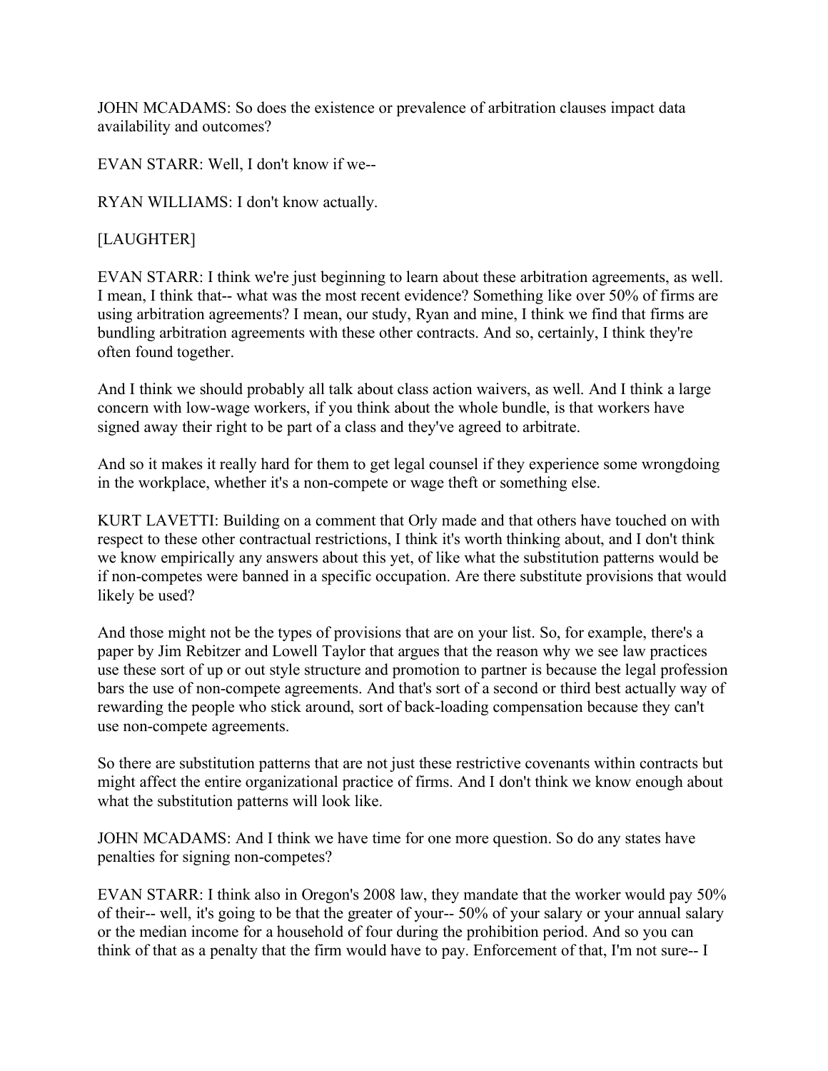JOHN MCADAMS: So does the existence or prevalence of arbitration clauses impact data availability and outcomes?

EVAN STARR: Well, I don't know if we--

RYAN WILLIAMS: I don't know actually.

[LAUGHTER]

EVAN STARR: I think we're just beginning to learn about these arbitration agreements, as well. I mean, I think that-- what was the most recent evidence? Something like over 50% of firms are using arbitration agreements? I mean, our study, Ryan and mine, I think we find that firms are bundling arbitration agreements with these other contracts. And so, certainly, I think they're often found together.

And I think we should probably all talk about class action waivers, as well. And I think a large concern with low-wage workers, if you think about the whole bundle, is that workers have signed away their right to be part of a class and they've agreed to arbitrate.

And so it makes it really hard for them to get legal counsel if they experience some wrongdoing in the workplace, whether it's a non-compete or wage theft or something else.

KURT LAVETTI: Building on a comment that Orly made and that others have touched on with respect to these other contractual restrictions, I think it's worth thinking about, and I don't think we know empirically any answers about this yet, of like what the substitution patterns would be if non-competes were banned in a specific occupation. Are there substitute provisions that would likely be used?

And those might not be the types of provisions that are on your list. So, for example, there's a paper by Jim Rebitzer and Lowell Taylor that argues that the reason why we see law practices use these sort of up or out style structure and promotion to partner is because the legal profession bars the use of non-compete agreements. And that's sort of a second or third best actually way of rewarding the people who stick around, sort of back-loading compensation because they can't use non-compete agreements.

So there are substitution patterns that are not just these restrictive covenants within contracts but might affect the entire organizational practice of firms. And I don't think we know enough about what the substitution patterns will look like.

JOHN MCADAMS: And I think we have time for one more question. So do any states have penalties for signing non-competes?

EVAN STARR: I think also in Oregon's 2008 law, they mandate that the worker would pay 50% of their-- well, it's going to be that the greater of your-- 50% of your salary or your annual salary or the median income for a household of four during the prohibition period. And so you can think of that as a penalty that the firm would have to pay. Enforcement of that, I'm not sure-- I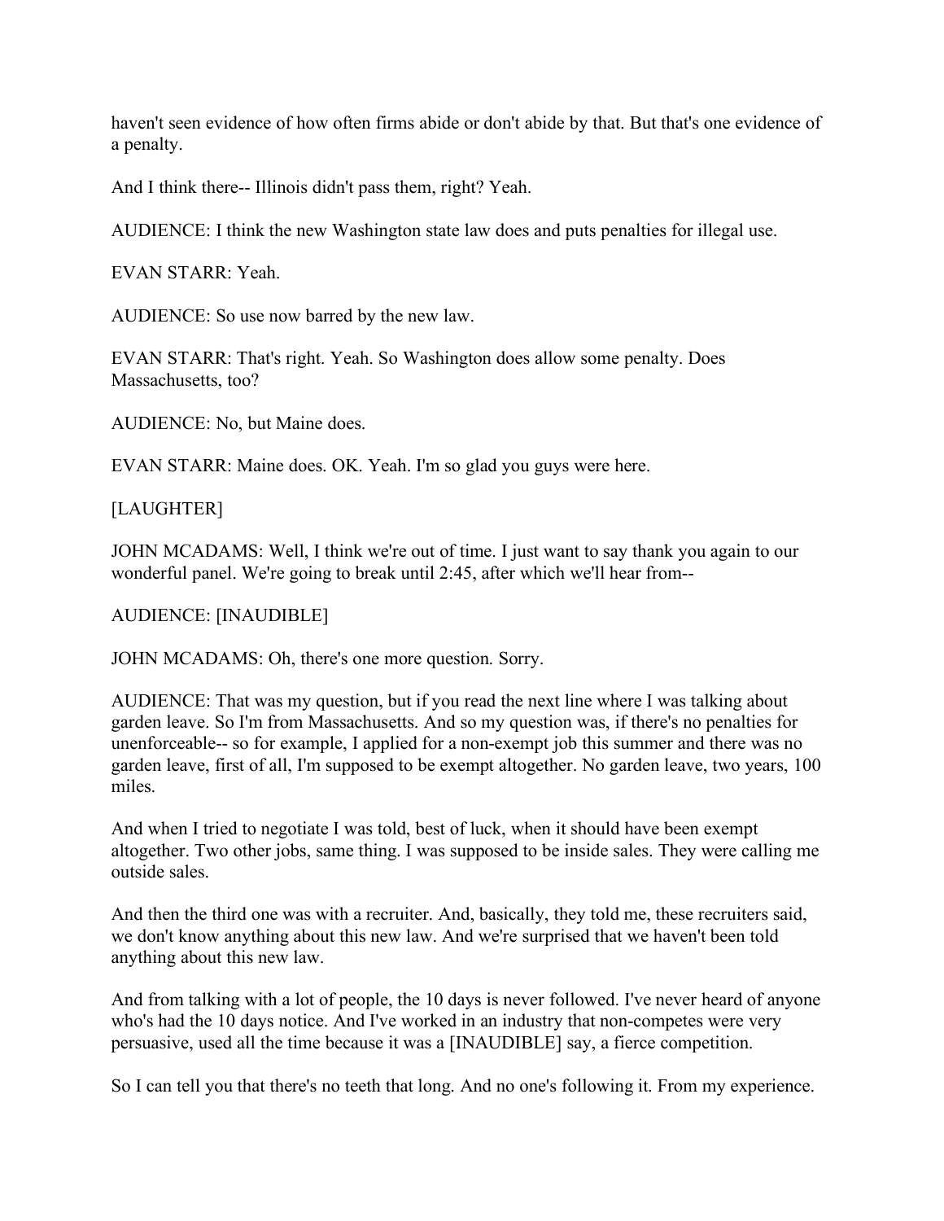haven't seen evidence of how often firms abide or don't abide by that. But that's one evidence of a penalty.

And I think there-- Illinois didn't pass them, right? Yeah.

AUDIENCE: I think the new Washington state law does and puts penalties for illegal use.

EVAN STARR: Yeah.

AUDIENCE: So use now barred by the new law.

EVAN STARR: That's right. Yeah. So Washington does allow some penalty. Does Massachusetts, too?

AUDIENCE: No, but Maine does.

EVAN STARR: Maine does. OK. Yeah. I'm so glad you guys were here.

[LAUGHTER]

JOHN MCADAMS: Well, I think we're out of time. I just want to say thank you again to our wonderful panel. We're going to break until 2:45, after which we'll hear from--

AUDIENCE: [INAUDIBLE]

JOHN MCADAMS: Oh, there's one more question. Sorry.

AUDIENCE: That was my question, but if you read the next line where I was talking about garden leave. So I'm from Massachusetts. And so my question was, if there's no penalties for unenforceable-- so for example, I applied for a non-exempt job this summer and there was no garden leave, first of all, I'm supposed to be exempt altogether. No garden leave, two years, 100 miles.

And when I tried to negotiate I was told, best of luck, when it should have been exempt altogether. Two other jobs, same thing. I was supposed to be inside sales. They were calling me outside sales.

And then the third one was with a recruiter. And, basically, they told me, these recruiters said, we don't know anything about this new law. And we're surprised that we haven't been told anything about this new law.

And from talking with a lot of people, the 10 days is never followed. I've never heard of anyone who's had the 10 days notice. And I've worked in an industry that non-competes were very persuasive, used all the time because it was a [INAUDIBLE] say, a fierce competition.

So I can tell you that there's no teeth that long. And no one's following it. From my experience.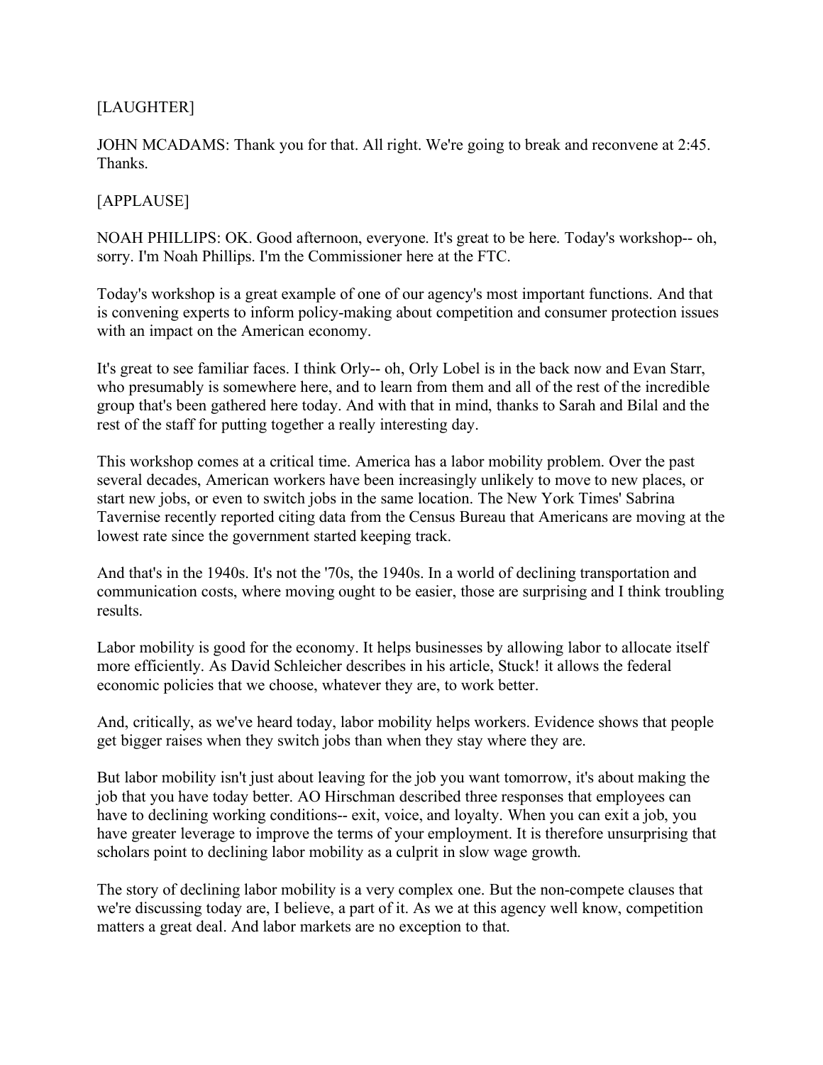[LAUGHTER]

JOHN MCADAMS: Thank you for that. All right. We're going to break and reconvene at 2:45. Thanks.

[APPLAUSE]

NOAH PHILLIPS: OK. Good afternoon, everyone. It's great to be here. Today's workshop-- oh, sorry. I'm Noah Phillips. I'm the Commissioner here at the FTC.

Today's workshop is a great example of one of our agency's most important functions. And that is convening experts to inform policy-making about competition and consumer protection issues with an impact on the American economy.

It's great to see familiar faces. I think Orly-- oh, Orly Lobel is in the back now and Evan Starr, who presumably is somewhere here, and to learn from them and all of the rest of the incredible group that's been gathered here today. And with that in mind, thanks to Sarah and Bilal and the rest of the staff for putting together a really interesting day.

This workshop comes at a critical time. America has a labor mobility problem. Over the past several decades, American workers have been increasingly unlikely to move to new places, or start new jobs, or even to switch jobs in the same location. The New York Times' Sabrina Tavernise recently reported citing data from the Census Bureau that Americans are moving at the lowest rate since the government started keeping track.

And that's in the 1940s. It's not the '70s, the 1940s. In a world of declining transportation and communication costs, where moving ought to be easier, those are surprising and I think troubling results.

Labor mobility is good for the economy. It helps businesses by allowing labor to allocate itself more efficiently. As David Schleicher describes in his article, Stuck! it allows the federal economic policies that we choose, whatever they are, to work better.

And, critically, as we've heard today, labor mobility helps workers. Evidence shows that people get bigger raises when they switch jobs than when they stay where they are.

But labor mobility isn't just about leaving for the job you want tomorrow, it's about making the job that you have today better. AO Hirschman described three responses that employees can have to declining working conditions-- exit, voice, and loyalty. When you can exit a job, you have greater leverage to improve the terms of your employment. It is therefore unsurprising that scholars point to declining labor mobility as a culprit in slow wage growth.

The story of declining labor mobility is a very complex one. But the non-compete clauses that we're discussing today are, I believe, a part of it. As we at this agency well know, competition matters a great deal. And labor markets are no exception to that.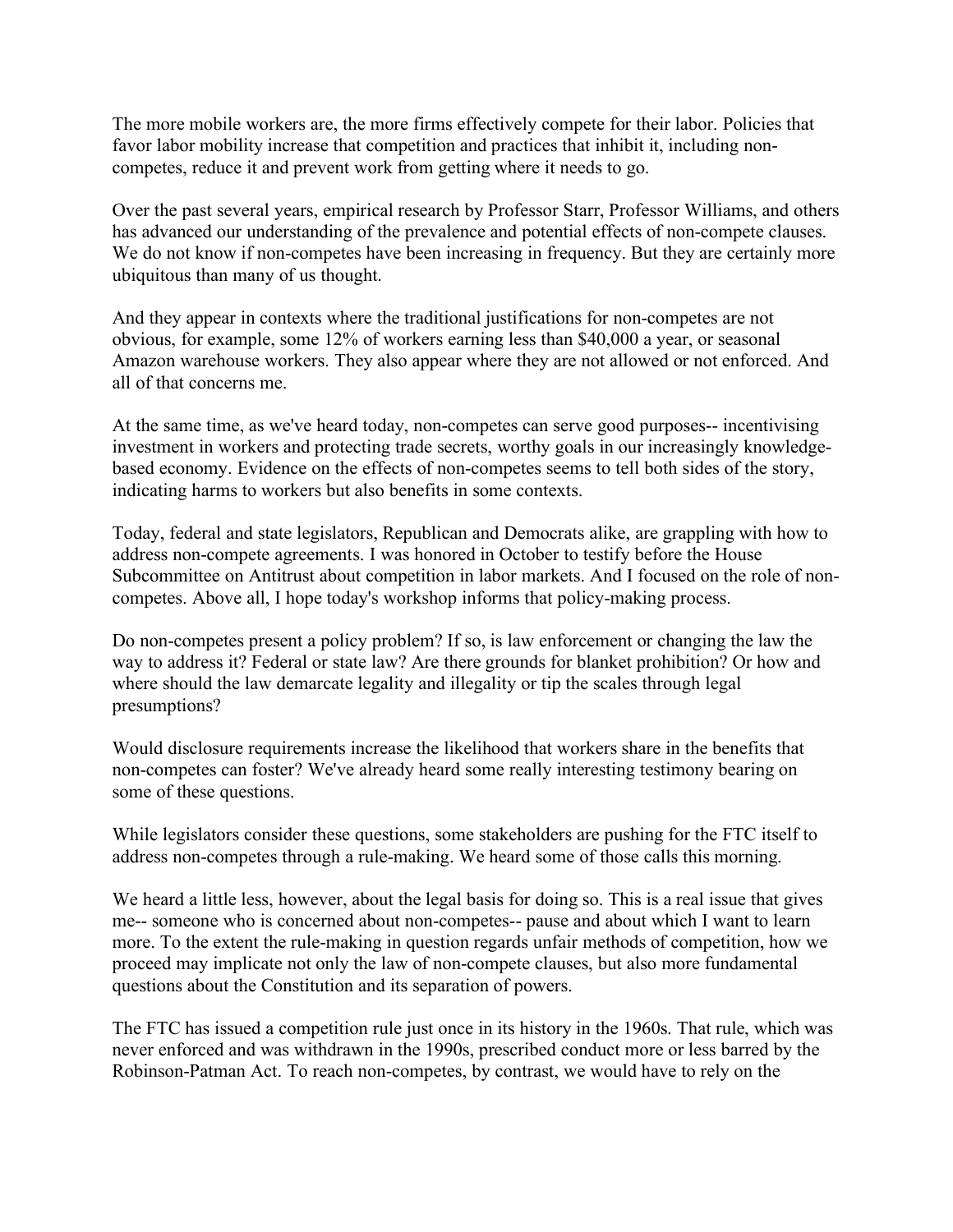The more mobile workers are, the more firms effectively compete for their labor. Policies that favor labor mobility increase that competition and practices that inhibit it, including non-competes, reduce it and prevent work from getting where it needs to go.

Over the past several years, empirical research by Professor Starr, Professor Williams, and others has advanced our understanding of the prevalence and potential effects of non-compete clauses. We do not know if non-competes have been increasing in frequency. But they are certainly more ubiquitous than many of us thought.

And they appear in contexts where the traditional justifications for non-competes are not obvious, for example, some 12% of workers earning less than $40,000 a year, or seasonal Amazon warehouse workers. They also appear where they are not allowed or not enforced. And all of that concerns me.

At the same time, as we've heard today, non-competes can serve good purposes-- incentivising investment in workers and protecting trade secrets, worthy goals in our increasingly knowledge-based economy. Evidence on the effects of non-competes seems to tell both sides of the story, indicating harms to workers but also benefits in some contexts.

Today, federal and state legislators, Republican and Democrats alike, are grappling with how to address non-compete agreements. I was honored in October to testify before the House Subcommittee on Antitrust about competition in labor markets. And I focused on the role of non-competes. Above all, I hope today's workshop informs that policy-making process.

Do non-competes present a policy problem? If so, is law enforcement or changing the law the way to address it? Federal or state law? Are there grounds for blanket prohibition? Or how and where should the law demarcate legality and illegality or tip the scales through legal presumptions?

Would disclosure requirements increase the likelihood that workers share in the benefits that non-competes can foster? We've already heard some really interesting testimony bearing on some of these questions.

While legislators consider these questions, some stakeholders are pushing for the FTC itself to address non-competes through a rule-making. We heard some of those calls this morning.

We heard a little less, however, about the legal basis for doing so. This is a real issue that gives me-- someone who is concerned about non-competes-- pause and about which I want to learn more. To the extent the rule-making in question regards unfair methods of competition, how we proceed may implicate not only the law of non-compete clauses, but also more fundamental questions about the Constitution and its separation of powers.

The FTC has issued a competition rule just once in its history in the 1960s. That rule, which was never enforced and was withdrawn in the 1990s, prescribed conduct more or less barred by the Robinson-Patman Act. To reach non-competes, by contrast, we would have to rely on the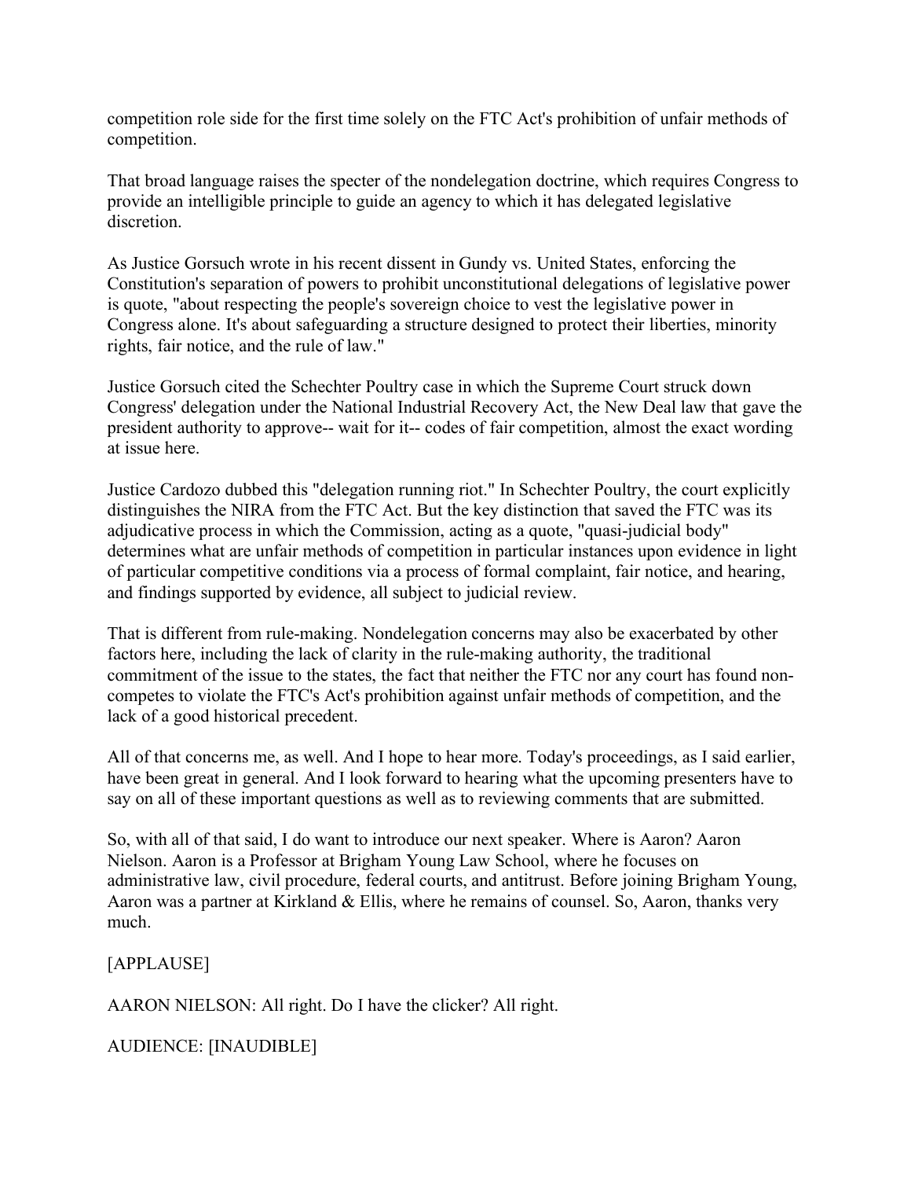competition role side for the first time solely on the FTC Act's prohibition of unfair methods of competition.

That broad language raises the specter of the nondelegation doctrine, which requires Congress to provide an intelligible principle to guide an agency to which it has delegated legislative discretion.

As Justice Gorsuch wrote in his recent dissent in Gundy vs. United States, enforcing the Constitution's separation of powers to prohibit unconstitutional delegations of legislative power is quote, "about respecting the people's sovereign choice to vest the legislative power in Congress alone. It's about safeguarding a structure designed to protect their liberties, minority rights, fair notice, and the rule of law."

Justice Gorsuch cited the Schechter Poultry case in which the Supreme Court struck down Congress' delegation under the National Industrial Recovery Act, the New Deal law that gave the president authority to approve-- wait for it-- codes of fair competition, almost the exact wording at issue here.

Justice Cardozo dubbed this "delegation running riot." In Schechter Poultry, the court explicitly distinguishes the NIRA from the FTC Act. But the key distinction that saved the FTC was its adjudicative process in which the Commission, acting as a quote, "quasi-judicial body" determines what are unfair methods of competition in particular instances upon evidence in light of particular competitive conditions via a process of formal complaint, fair notice, and hearing, and findings supported by evidence, all subject to judicial review.

That is different from rule-making. Nondelegation concerns may also be exacerbated by other factors here, including the lack of clarity in the rule-making authority, the traditional commitment of the issue to the states, the fact that neither the FTC nor any court has found non-competes to violate the FTC's Act's prohibition against unfair methods of competition, and the lack of a good historical precedent.

All of that concerns me, as well. And I hope to hear more. Today's proceedings, as I said earlier, have been great in general. And I look forward to hearing what the upcoming presenters have to say on all of these important questions as well as to reviewing comments that are submitted.

So, with all of that said, I do want to introduce our next speaker. Where is Aaron? Aaron Nielson. Aaron is a Professor at Brigham Young Law School, where he focuses on administrative law, civil procedure, federal courts, and antitrust. Before joining Brigham Young, Aaron was a partner at Kirkland & Ellis, where he remains of counsel. So, Aaron, thanks very much.

[APPLAUSE]

AARON NIELSON: All right. Do I have the clicker? All right.

AUDIENCE: [INAUDIBLE]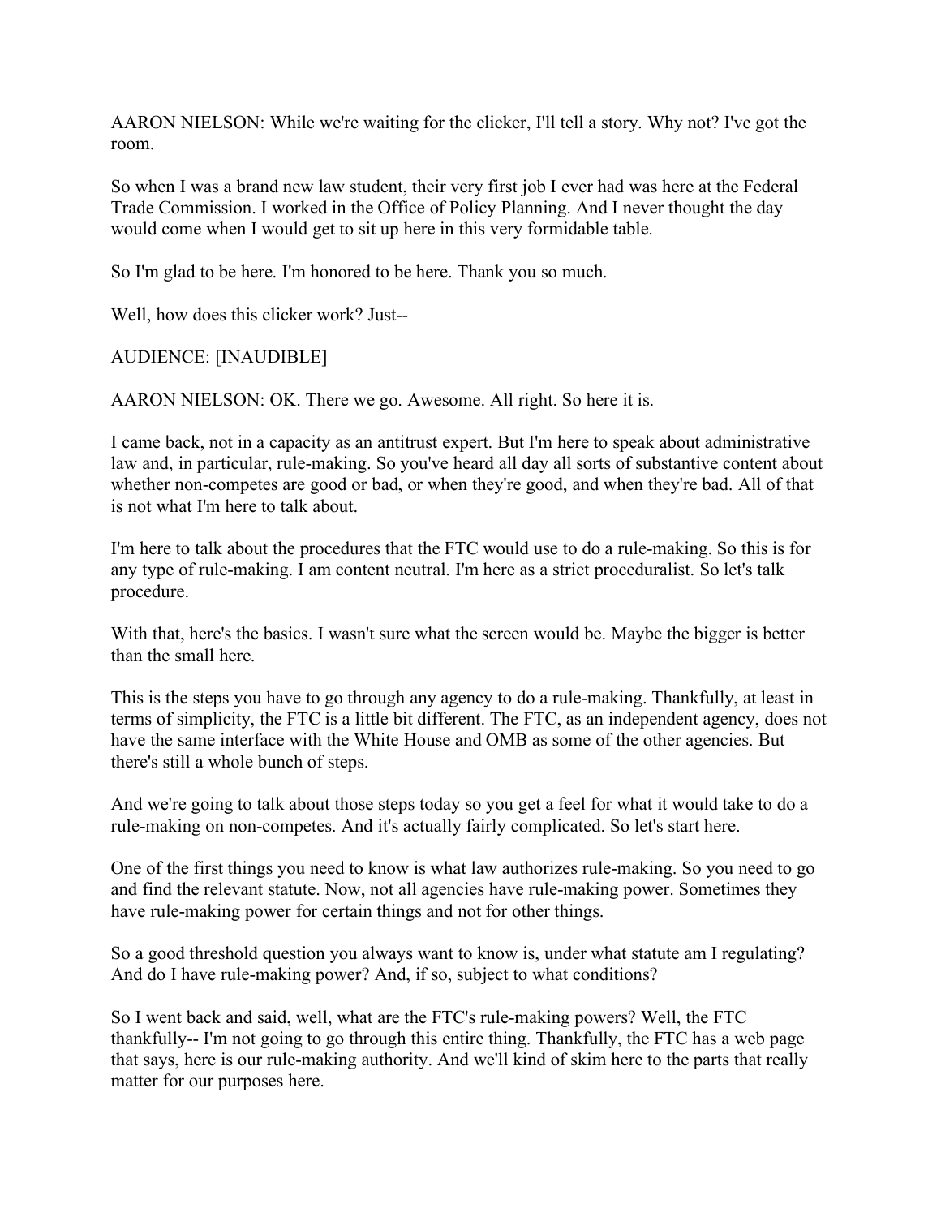AARON NIELSON: While we're waiting for the clicker, I'll tell a story. Why not? I've got the room.

So when I was a brand new law student, their very first job I ever had was here at the Federal Trade Commission. I worked in the Office of Policy Planning. And I never thought the day would come when I would get to sit up here in this very formidable table.

So I'm glad to be here. I'm honored to be here. Thank you so much.

Well, how does this clicker work? Just--

AUDIENCE: [INAUDIBLE]

AARON NIELSON: OK. There we go. Awesome. All right. So here it is.

I came back, not in a capacity as an antitrust expert. But I'm here to speak about administrative law and, in particular, rule-making. So you've heard all day all sorts of substantive content about whether non-competes are good or bad, or when they're good, and when they're bad. All of that is not what I'm here to talk about.

I'm here to talk about the procedures that the FTC would use to do a rule-making. So this is for any type of rule-making. I am content neutral. I'm here as a strict proceduralist. So let's talk procedure.

With that, here's the basics. I wasn't sure what the screen would be. Maybe the bigger is better than the small here.

This is the steps you have to go through any agency to do a rule-making. Thankfully, at least in terms of simplicity, the FTC is a little bit different. The FTC, as an independent agency, does not have the same interface with the White House and OMB as some of the other agencies. But there's still a whole bunch of steps.

And we're going to talk about those steps today so you get a feel for what it would take to do a rule-making on non-competes. And it's actually fairly complicated. So let's start here.

One of the first things you need to know is what law authorizes rule-making. So you need to go and find the relevant statute. Now, not all agencies have rule-making power. Sometimes they have rule-making power for certain things and not for other things.

So a good threshold question you always want to know is, under what statute am I regulating? And do I have rule-making power? And, if so, subject to what conditions?

So I went back and said, well, what are the FTC's rule-making powers? Well, the FTC thankfully-- I'm not going to go through this entire thing. Thankfully, the FTC has a web page that says, here is our rule-making authority. And we'll kind of skim here to the parts that really matter for our purposes here.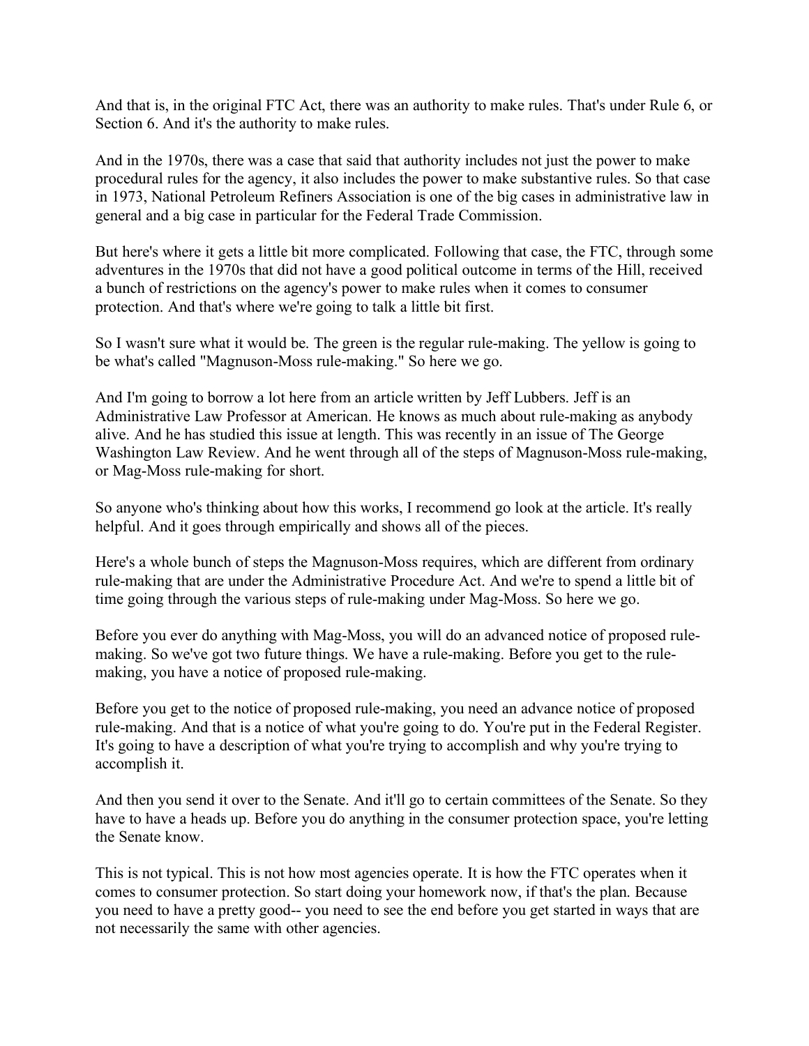And that is, in the original FTC Act, there was an authority to make rules. That's under Rule 6, or Section 6. And it's the authority to make rules.

And in the 1970s, there was a case that said that authority includes not just the power to make procedural rules for the agency, it also includes the power to make substantive rules. So that case in 1973, National Petroleum Refiners Association is one of the big cases in administrative law in general and a big case in particular for the Federal Trade Commission.

But here's where it gets a little bit more complicated. Following that case, the FTC, through some adventures in the 1970s that did not have a good political outcome in terms of the Hill, received a bunch of restrictions on the agency's power to make rules when it comes to consumer protection. And that's where we're going to talk a little bit first.

So I wasn't sure what it would be. The green is the regular rule-making. The yellow is going to be what's called "Magnuson-Moss rule-making." So here we go.

And I'm going to borrow a lot here from an article written by Jeff Lubbers. Jeff is an Administrative Law Professor at American. He knows as much about rule-making as anybody alive. And he has studied this issue at length. This was recently in an issue of The George Washington Law Review. And he went through all of the steps of Magnuson-Moss rule-making, or Mag-Moss rule-making for short.

So anyone who's thinking about how this works, I recommend go look at the article. It's really helpful. And it goes through empirically and shows all of the pieces.

Here's a whole bunch of steps the Magnuson-Moss requires, which are different from ordinary rule-making that are under the Administrative Procedure Act. And we're to spend a little bit of time going through the various steps of rule-making under Mag-Moss. So here we go.

Before you ever do anything with Mag-Moss, you will do an advanced notice of proposed rule-making. So we've got two future things. We have a rule-making. Before you get to the rule-making, you have a notice of proposed rule-making.

Before you get to the notice of proposed rule-making, you need an advance notice of proposed rule-making. And that is a notice of what you're going to do. You're put in the Federal Register. It's going to have a description of what you're trying to accomplish and why you're trying to accomplish it.

And then you send it over to the Senate. And it'll go to certain committees of the Senate. So they have to have a heads up. Before you do anything in the consumer protection space, you're letting the Senate know.

This is not typical. This is not how most agencies operate. It is how the FTC operates when it comes to consumer protection. So start doing your homework now, if that's the plan. Because you need to have a pretty good-- you need to see the end before you get started in ways that are not necessarily the same with other agencies.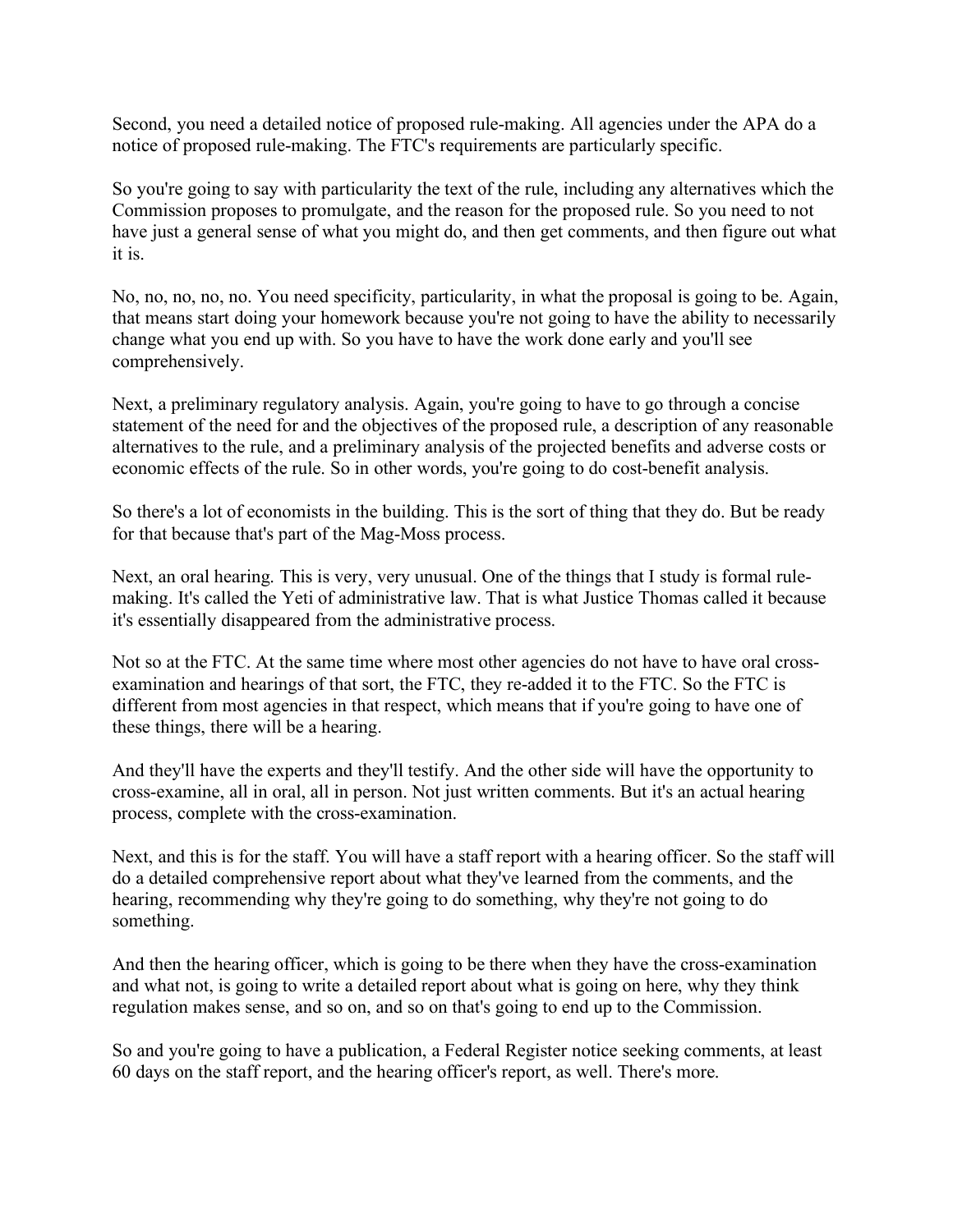Second, you need a detailed notice of proposed rule-making. All agencies under the APA do a notice of proposed rule-making. The FTC's requirements are particularly specific.

So you're going to say with particularity the text of the rule, including any alternatives which the Commission proposes to promulgate, and the reason for the proposed rule. So you need to not have just a general sense of what you might do, and then get comments, and then figure out what it is.

No, no, no, no, no. You need specificity, particularity, in what the proposal is going to be. Again, that means start doing your homework because you're not going to have the ability to necessarily change what you end up with. So you have to have the work done early and you'll see comprehensively.

Next, a preliminary regulatory analysis. Again, you're going to have to go through a concise statement of the need for and the objectives of the proposed rule, a description of any reasonable alternatives to the rule, and a preliminary analysis of the projected benefits and adverse costs or economic effects of the rule. So in other words, you're going to do cost-benefit analysis.

So there's a lot of economists in the building. This is the sort of thing that they do. But be ready for that because that's part of the Mag-Moss process.

Next, an oral hearing. This is very, very unusual. One of the things that I study is formal rule-making. It's called the Yeti of administrative law. That is what Justice Thomas called it because it's essentially disappeared from the administrative process.

Not so at the FTC. At the same time where most other agencies do not have to have oral cross-examination and hearings of that sort, the FTC, they re-added it to the FTC. So the FTC is different from most agencies in that respect, which means that if you're going to have one of these things, there will be a hearing.

And they'll have the experts and they'll testify. And the other side will have the opportunity to cross-examine, all in oral, all in person. Not just written comments. But it's an actual hearing process, complete with the cross-examination.

Next, and this is for the staff. You will have a staff report with a hearing officer. So the staff will do a detailed comprehensive report about what they've learned from the comments, and the hearing, recommending why they're going to do something, why they're not going to do something.

And then the hearing officer, which is going to be there when they have the cross-examination and what not, is going to write a detailed report about what is going on here, why they think regulation makes sense, and so on, and so on that's going to end up to the Commission.

So and you're going to have a publication, a Federal Register notice seeking comments, at least 60 days on the staff report, and the hearing officer's report, as well. There's more.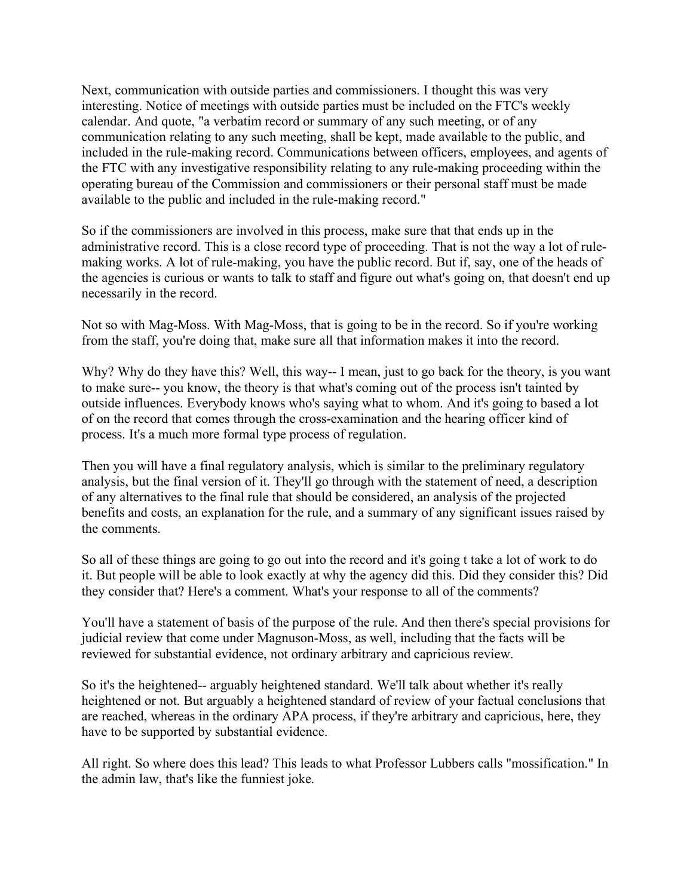Next, communication with outside parties and commissioners. I thought this was very interesting. Notice of meetings with outside parties must be included on the FTC's weekly calendar. And quote, "a verbatim record or summary of any such meeting, or of any communication relating to any such meeting, shall be kept, made available to the public, and included in the rule-making record. Communications between officers, employees, and agents of the FTC with any investigative responsibility relating to any rule-making proceeding within the operating bureau of the Commission and commissioners or their personal staff must be made available to the public and included in the rule-making record."

So if the commissioners are involved in this process, make sure that that ends up in the administrative record. This is a close record type of proceeding. That is not the way a lot of rule-making works. A lot of rule-making, you have the public record. But if, say, one of the heads of the agencies is curious or wants to talk to staff and figure out what's going on, that doesn't end up necessarily in the record.

Not so with Mag-Moss. With Mag-Moss, that is going to be in the record. So if you're working from the staff, you're doing that, make sure all that information makes it into the record.

Why? Why do they have this? Well, this way-- I mean, just to go back for the theory, is you want to make sure-- you know, the theory is that what's coming out of the process isn't tainted by outside influences. Everybody knows who's saying what to whom. And it's going to based a lot of on the record that comes through the cross-examination and the hearing officer kind of process. It's a much more formal type process of regulation.

Then you will have a final regulatory analysis, which is similar to the preliminary regulatory analysis, but the final version of it. They'll go through with the statement of need, a description of any alternatives to the final rule that should be considered, an analysis of the projected benefits and costs, an explanation for the rule, and a summary of any significant issues raised by the comments.

So all of these things are going to go out into the record and it's going t take a lot of work to do it. But people will be able to look exactly at why the agency did this. Did they consider this? Did they consider that? Here's a comment. What's your response to all of the comments?

You'll have a statement of basis of the purpose of the rule. And then there's special provisions for judicial review that come under Magnuson-Moss, as well, including that the facts will be reviewed for substantial evidence, not ordinary arbitrary and capricious review.

So it's the heightened-- arguably heightened standard. We'll talk about whether it's really heightened or not. But arguably a heightened standard of review of your factual conclusions that are reached, whereas in the ordinary APA process, if they're arbitrary and capricious, here, they have to be supported by substantial evidence.

All right. So where does this lead? This leads to what Professor Lubbers calls "mossification." In the admin law, that's like the funniest joke.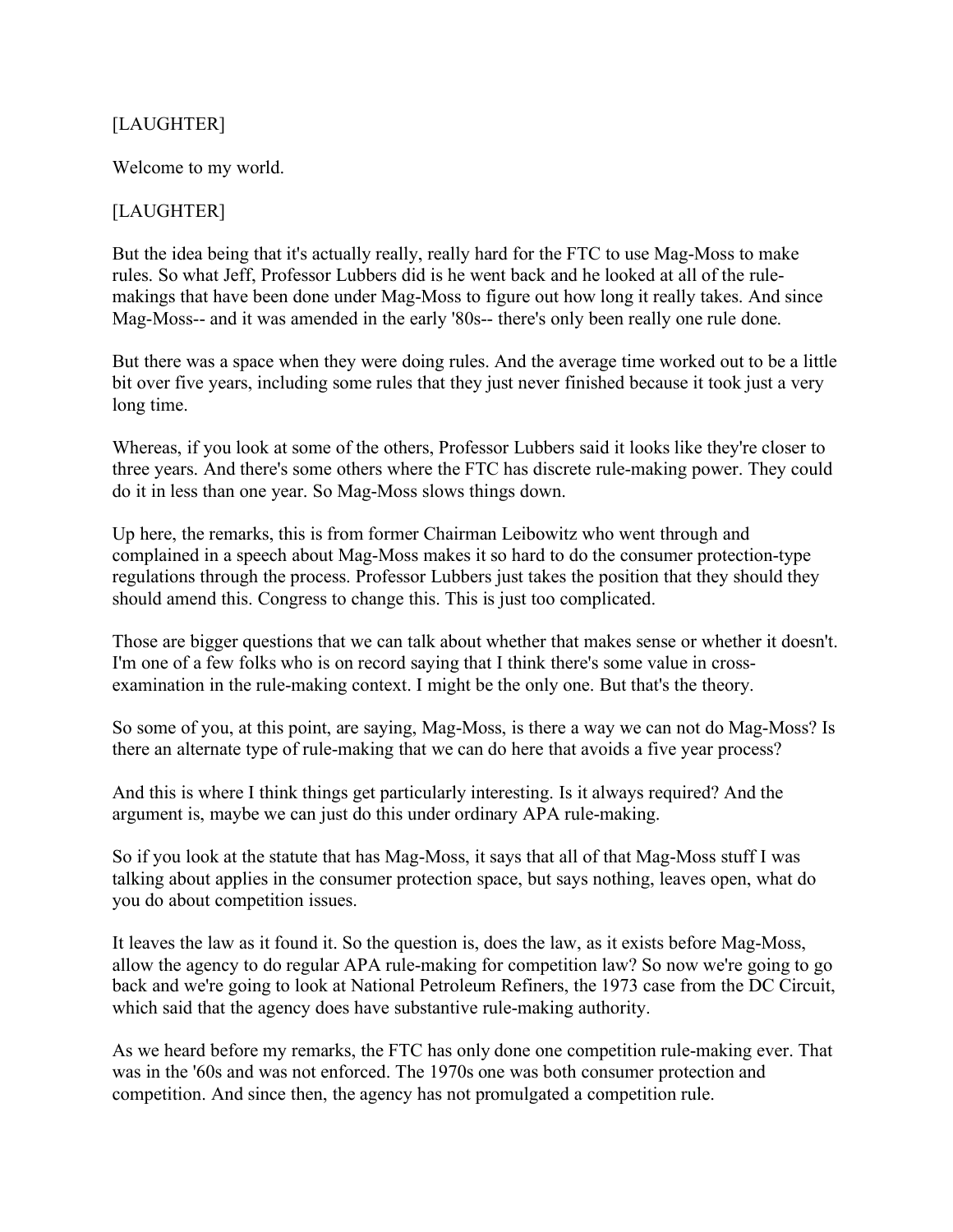[LAUGHTER]

Welcome to my world.

[LAUGHTER]

But the idea being that it's actually really, really hard for the FTC to use Mag-Moss to make rules. So what Jeff, Professor Lubbers did is he went back and he looked at all of the rule-makings that have been done under Mag-Moss to figure out how long it really takes. And since Mag-Moss-- and it was amended in the early '80s-- there's only been really one rule done.

But there was a space when they were doing rules. And the average time worked out to be a little bit over five years, including some rules that they just never finished because it took just a very long time.

Whereas, if you look at some of the others, Professor Lubbers said it looks like they're closer to three years. And there's some others where the FTC has discrete rule-making power. They could do it in less than one year. So Mag-Moss slows things down.

Up here, the remarks, this is from former Chairman Leibowitz who went through and complained in a speech about Mag-Moss makes it so hard to do the consumer protection-type regulations through the process. Professor Lubbers just takes the position that they should they should amend this. Congress to change this. This is just too complicated.

Those are bigger questions that we can talk about whether that makes sense or whether it doesn't. I'm one of a few folks who is on record saying that I think there's some value in cross-examination in the rule-making context. I might be the only one. But that's the theory.

So some of you, at this point, are saying, Mag-Moss, is there a way we can not do Mag-Moss? Is there an alternate type of rule-making that we can do here that avoids a five year process?

And this is where I think things get particularly interesting. Is it always required? And the argument is, maybe we can just do this under ordinary APA rule-making.

So if you look at the statute that has Mag-Moss, it says that all of that Mag-Moss stuff I was talking about applies in the consumer protection space, but says nothing, leaves open, what do you do about competition issues.

It leaves the law as it found it. So the question is, does the law, as it exists before Mag-Moss, allow the agency to do regular APA rule-making for competition law? So now we're going to go back and we're going to look at National Petroleum Refiners, the 1973 case from the DC Circuit, which said that the agency does have substantive rule-making authority.

As we heard before my remarks, the FTC has only done one competition rule-making ever. That was in the '60s and was not enforced. The 1970s one was both consumer protection and competition. And since then, the agency has not promulgated a competition rule.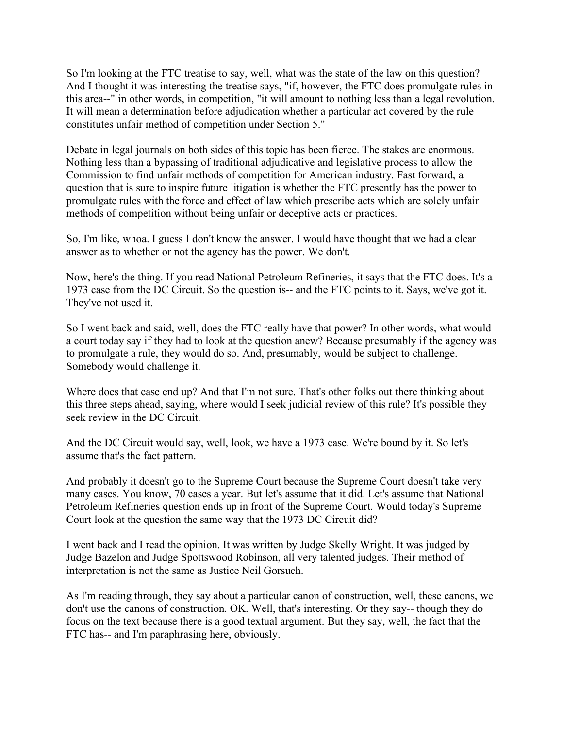So I'm looking at the FTC treatise to say, well, what was the state of the law on this question? And I thought it was interesting the treatise says, "if, however, the FTC does promulgate rules in this area--" in other words, in competition, "it will amount to nothing less than a legal revolution. It will mean a determination before adjudication whether a particular act covered by the rule constitutes unfair method of competition under Section 5."

Debate in legal journals on both sides of this topic has been fierce. The stakes are enormous. Nothing less than a bypassing of traditional adjudicative and legislative process to allow the Commission to find unfair methods of competition for American industry. Fast forward, a question that is sure to inspire future litigation is whether the FTC presently has the power to promulgate rules with the force and effect of law which prescribe acts which are solely unfair methods of competition without being unfair or deceptive acts or practices.

So, I'm like, whoa. I guess I don't know the answer. I would have thought that we had a clear answer as to whether or not the agency has the power. We don't.

Now, here's the thing. If you read National Petroleum Refineries, it says that the FTC does. It's a 1973 case from the DC Circuit. So the question is-- and the FTC points to it. Says, we've got it. They've not used it.

So I went back and said, well, does the FTC really have that power? In other words, what would a court today say if they had to look at the question anew? Because presumably if the agency was to promulgate a rule, they would do so. And, presumably, would be subject to challenge. Somebody would challenge it.

Where does that case end up? And that I'm not sure. That's other folks out there thinking about this three steps ahead, saying, where would I seek judicial review of this rule? It's possible they seek review in the DC Circuit.

And the DC Circuit would say, well, look, we have a 1973 case. We're bound by it. So let's assume that's the fact pattern.

And probably it doesn't go to the Supreme Court because the Supreme Court doesn't take very many cases. You know, 70 cases a year. But let's assume that it did. Let's assume that National Petroleum Refineries question ends up in front of the Supreme Court. Would today's Supreme Court look at the question the same way that the 1973 DC Circuit did?

I went back and I read the opinion. It was written by Judge Skelly Wright. It was judged by Judge Bazelon and Judge Spottswood Robinson, all very talented judges. Their method of interpretation is not the same as Justice Neil Gorsuch.

As I'm reading through, they say about a particular canon of construction, well, these canons, we don't use the canons of construction. OK. Well, that's interesting. Or they say-- though they do focus on the text because there is a good textual argument. But they say, well, the fact that the FTC has-- and I'm paraphrasing here, obviously.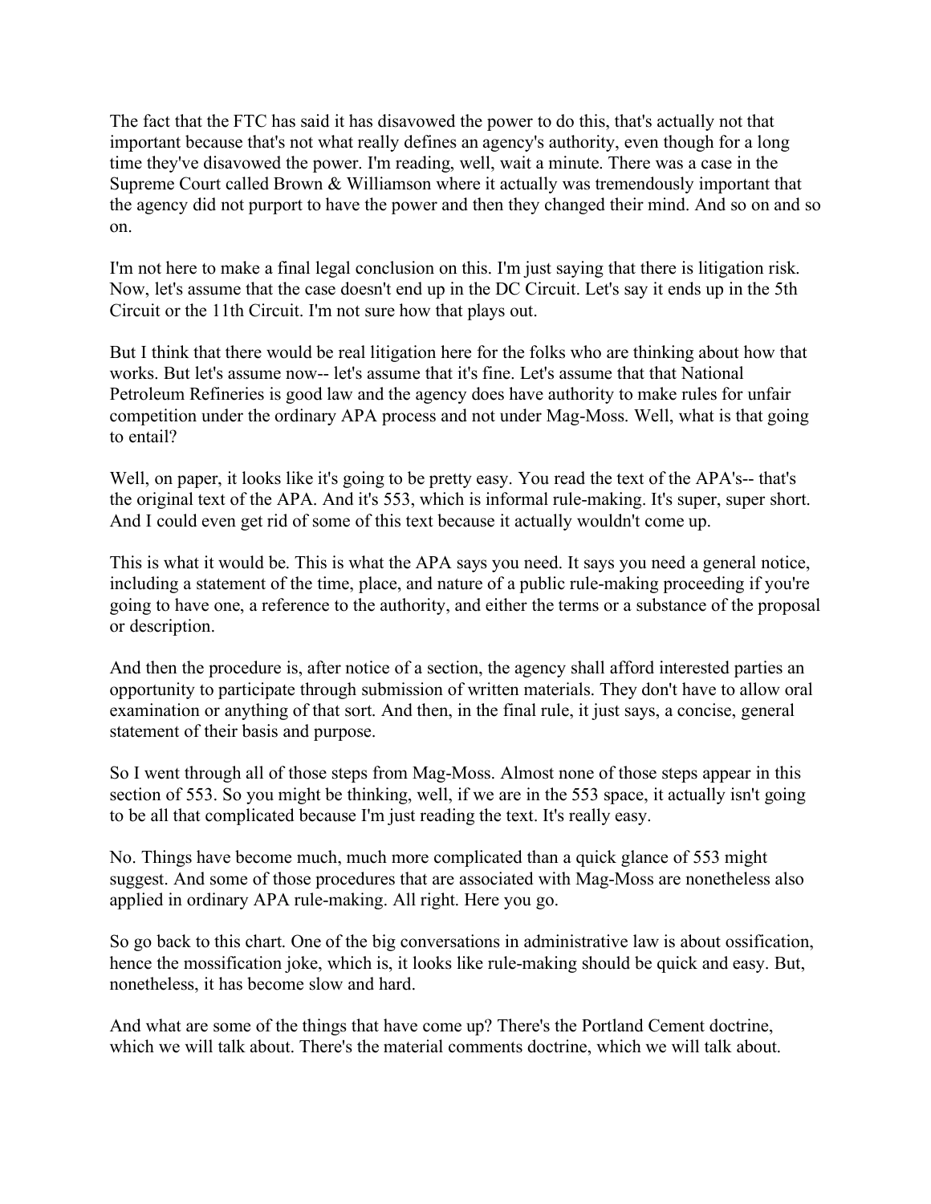The fact that the FTC has said it has disavowed the power to do this, that's actually not that important because that's not what really defines an agency's authority, even though for a long time they've disavowed the power. I'm reading, well, wait a minute. There was a case in the Supreme Court called Brown & Williamson where it actually was tremendously important that the agency did not purport to have the power and then they changed their mind. And so on and so on.

I'm not here to make a final legal conclusion on this. I'm just saying that there is litigation risk. Now, let's assume that the case doesn't end up in the DC Circuit. Let's say it ends up in the 5th Circuit or the 11th Circuit. I'm not sure how that plays out.

But I think that there would be real litigation here for the folks who are thinking about how that works. But let's assume now-- let's assume that it's fine. Let's assume that that National Petroleum Refineries is good law and the agency does have authority to make rules for unfair competition under the ordinary APA process and not under Mag-Moss. Well, what is that going to entail?

Well, on paper, it looks like it's going to be pretty easy. You read the text of the APA's-- that's the original text of the APA. And it's 553, which is informal rule-making. It's super, super short. And I could even get rid of some of this text because it actually wouldn't come up.

This is what it would be. This is what the APA says you need. It says you need a general notice, including a statement of the time, place, and nature of a public rule-making proceeding if you're going to have one, a reference to the authority, and either the terms or a substance of the proposal or description.

And then the procedure is, after notice of a section, the agency shall afford interested parties an opportunity to participate through submission of written materials. They don't have to allow oral examination or anything of that sort. And then, in the final rule, it just says, a concise, general statement of their basis and purpose.

So I went through all of those steps from Mag-Moss. Almost none of those steps appear in this section of 553. So you might be thinking, well, if we are in the 553 space, it actually isn't going to be all that complicated because I'm just reading the text. It's really easy.

No. Things have become much, much more complicated than a quick glance of 553 might suggest. And some of those procedures that are associated with Mag-Moss are nonetheless also applied in ordinary APA rule-making. All right. Here you go.

So go back to this chart. One of the big conversations in administrative law is about ossification, hence the mossification joke, which is, it looks like rule-making should be quick and easy. But, nonetheless, it has become slow and hard.

And what are some of the things that have come up? There's the Portland Cement doctrine, which we will talk about. There's the material comments doctrine, which we will talk about.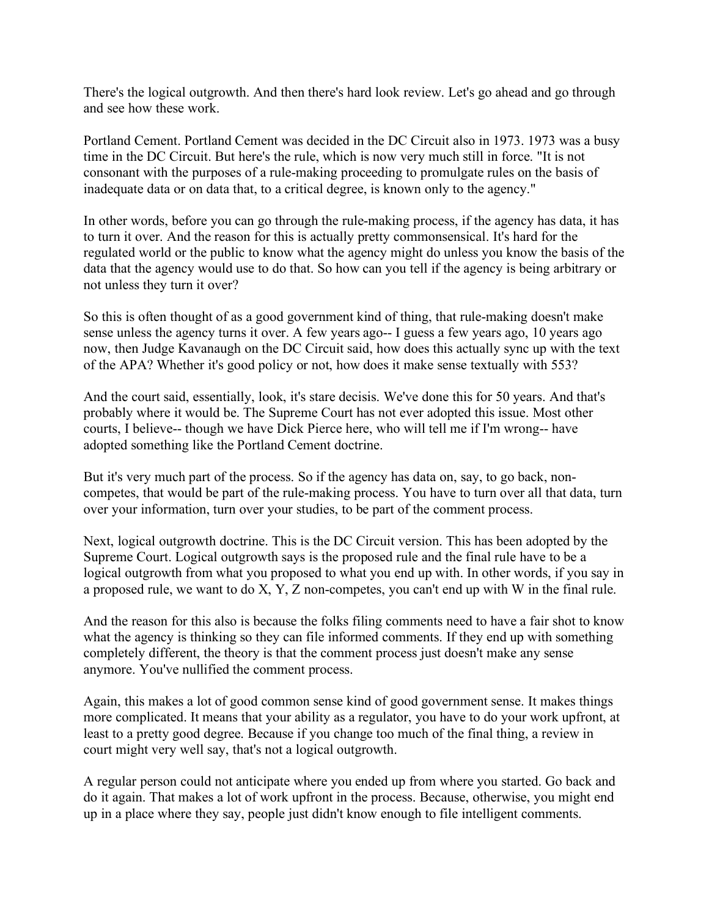There's the logical outgrowth. And then there's hard look review. Let's go ahead and go through and see how these work.

Portland Cement. Portland Cement was decided in the DC Circuit also in 1973. 1973 was a busy time in the DC Circuit. But here's the rule, which is now very much still in force. "It is not consonant with the purposes of a rule-making proceeding to promulgate rules on the basis of inadequate data or on data that, to a critical degree, is known only to the agency."

In other words, before you can go through the rule-making process, if the agency has data, it has to turn it over. And the reason for this is actually pretty commonsensical. It's hard for the regulated world or the public to know what the agency might do unless you know the basis of the data that the agency would use to do that. So how can you tell if the agency is being arbitrary or not unless they turn it over?

So this is often thought of as a good government kind of thing, that rule-making doesn't make sense unless the agency turns it over. A few years ago-- I guess a few years ago, 10 years ago now, then Judge Kavanaugh on the DC Circuit said, how does this actually sync up with the text of the APA? Whether it's good policy or not, how does it make sense textually with 553?

And the court said, essentially, look, it's stare decisis. We've done this for 50 years. And that's probably where it would be. The Supreme Court has not ever adopted this issue. Most other courts, I believe-- though we have Dick Pierce here, who will tell me if I'm wrong-- have adopted something like the Portland Cement doctrine.

But it's very much part of the process. So if the agency has data on, say, to go back, non-competes, that would be part of the rule-making process. You have to turn over all that data, turn over your information, turn over your studies, to be part of the comment process.

Next, logical outgrowth doctrine. This is the DC Circuit version. This has been adopted by the Supreme Court. Logical outgrowth says is the proposed rule and the final rule have to be a logical outgrowth from what you proposed to what you end up with. In other words, if you say in a proposed rule, we want to do X, Y, Z non-competes, you can't end up with W in the final rule.

And the reason for this also is because the folks filing comments need to have a fair shot to know what the agency is thinking so they can file informed comments. If they end up with something completely different, the theory is that the comment process just doesn't make any sense anymore. You've nullified the comment process.

Again, this makes a lot of good common sense kind of good government sense. It makes things more complicated. It means that your ability as a regulator, you have to do your work upfront, at least to a pretty good degree. Because if you change too much of the final thing, a review in court might very well say, that's not a logical outgrowth.

A regular person could not anticipate where you ended up from where you started. Go back and do it again. That makes a lot of work upfront in the process. Because, otherwise, you might end up in a place where they say, people just didn't know enough to file intelligent comments.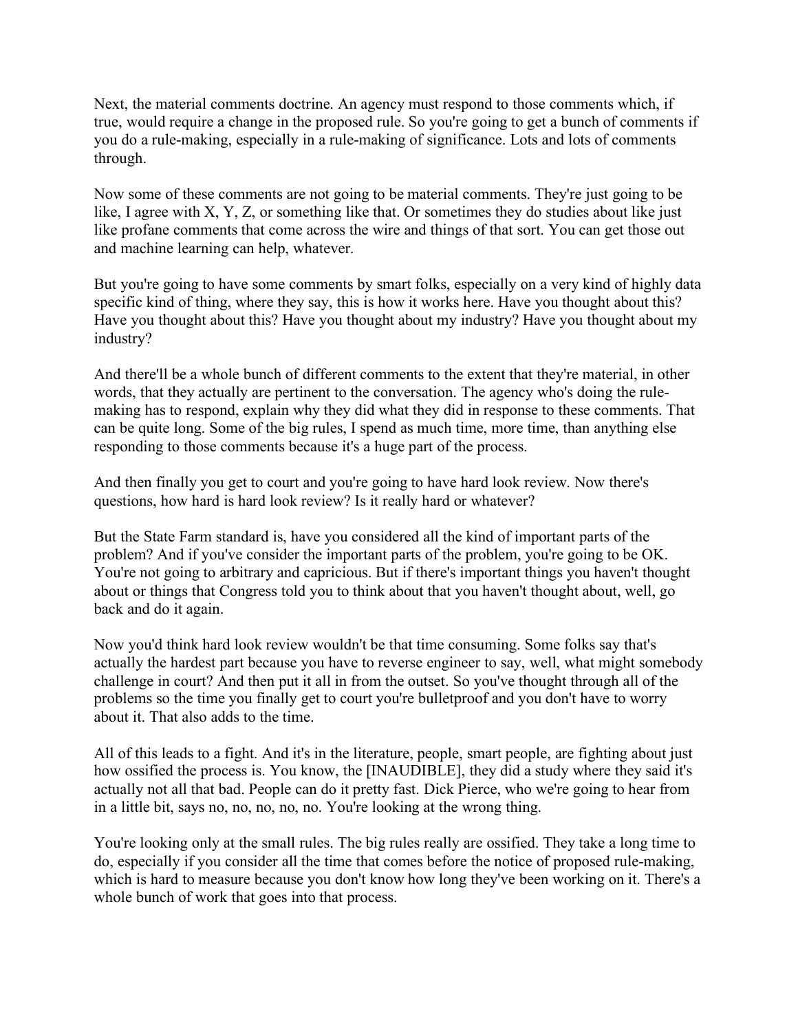Next, the material comments doctrine. An agency must respond to those comments which, if true, would require a change in the proposed rule. So you're going to get a bunch of comments if you do a rule-making, especially in a rule-making of significance. Lots and lots of comments through.

Now some of these comments are not going to be material comments. They're just going to be like, I agree with X, Y, Z, or something like that. Or sometimes they do studies about like just like profane comments that come across the wire and things of that sort. You can get those out and machine learning can help, whatever.

But you're going to have some comments by smart folks, especially on a very kind of highly data specific kind of thing, where they say, this is how it works here. Have you thought about this? Have you thought about this? Have you thought about my industry? Have you thought about my industry?

And there'll be a whole bunch of different comments to the extent that they're material, in other words, that they actually are pertinent to the conversation. The agency who's doing the rule-making has to respond, explain why they did what they did in response to these comments. That can be quite long. Some of the big rules, I spend as much time, more time, than anything else responding to those comments because it's a huge part of the process.

And then finally you get to court and you're going to have hard look review. Now there's questions, how hard is hard look review? Is it really hard or whatever?

But the State Farm standard is, have you considered all the kind of important parts of the problem? And if you've consider the important parts of the problem, you're going to be OK. You're not going to arbitrary and capricious. But if there's important things you haven't thought about or things that Congress told you to think about that you haven't thought about, well, go back and do it again.

Now you'd think hard look review wouldn't be that time consuming. Some folks say that's actually the hardest part because you have to reverse engineer to say, well, what might somebody challenge in court? And then put it all in from the outset. So you've thought through all of the problems so the time you finally get to court you're bulletproof and you don't have to worry about it. That also adds to the time.

All of this leads to a fight. And it's in the literature, people, smart people, are fighting about just how ossified the process is. You know, the [INAUDIBLE], they did a study where they said it's actually not all that bad. People can do it pretty fast. Dick Pierce, who we're going to hear from in a little bit, says no, no, no, no, no. You're looking at the wrong thing.

You're looking only at the small rules. The big rules really are ossified. They take a long time to do, especially if you consider all the time that comes before the notice of proposed rule-making, which is hard to measure because you don't know how long they've been working on it. There's a whole bunch of work that goes into that process.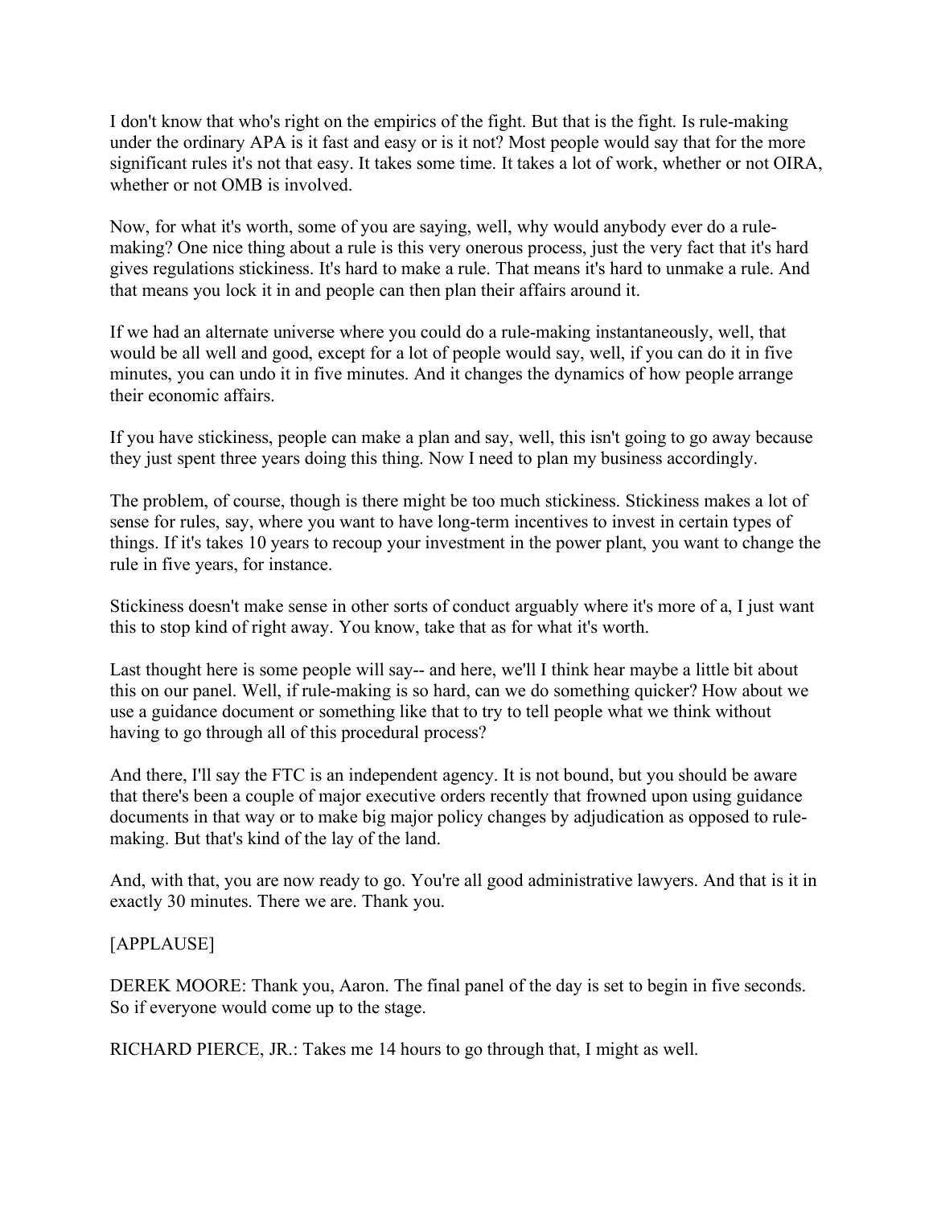I don't know that who's right on the empirics of the fight. But that is the fight. Is rule-making under the ordinary APA is it fast and easy or is it not? Most people would say that for the more significant rules it's not that easy. It takes some time. It takes a lot of work, whether or not OIRA, whether or not OMB is involved.

Now, for what it's worth, some of you are saying, well, why would anybody ever do a rule-making? One nice thing about a rule is this very onerous process, just the very fact that it's hard gives regulations stickiness. It's hard to make a rule. That means it's hard to unmake a rule. And that means you lock it in and people can then plan their affairs around it.

If we had an alternate universe where you could do a rule-making instantaneously, well, that would be all well and good, except for a lot of people would say, well, if you can do it in five minutes, you can undo it in five minutes. And it changes the dynamics of how people arrange their economic affairs.

If you have stickiness, people can make a plan and say, well, this isn't going to go away because they just spent three years doing this thing. Now I need to plan my business accordingly.

The problem, of course, though is there might be too much stickiness. Stickiness makes a lot of sense for rules, say, where you want to have long-term incentives to invest in certain types of things. If it's takes 10 years to recoup your investment in the power plant, you want to change the rule in five years, for instance.

Stickiness doesn't make sense in other sorts of conduct arguably where it's more of a, I just want this to stop kind of right away. You know, take that as for what it's worth.

Last thought here is some people will say-- and here, we'll I think hear maybe a little bit about this on our panel. Well, if rule-making is so hard, can we do something quicker? How about we use a guidance document or something like that to try to tell people what we think without having to go through all of this procedural process?

And there, I'll say the FTC is an independent agency. It is not bound, but you should be aware that there's been a couple of major executive orders recently that frowned upon using guidance documents in that way or to make big major policy changes by adjudication as opposed to rule-making. But that's kind of the lay of the land.

And, with that, you are now ready to go. You're all good administrative lawyers. And that is it in exactly 30 minutes. There we are. Thank you.

[APPLAUSE]

DEREK MOORE: Thank you, Aaron. The final panel of the day is set to begin in five seconds. So if everyone would come up to the stage.

RICHARD PIERCE, JR.: Takes me 14 hours to go through that, I might as well.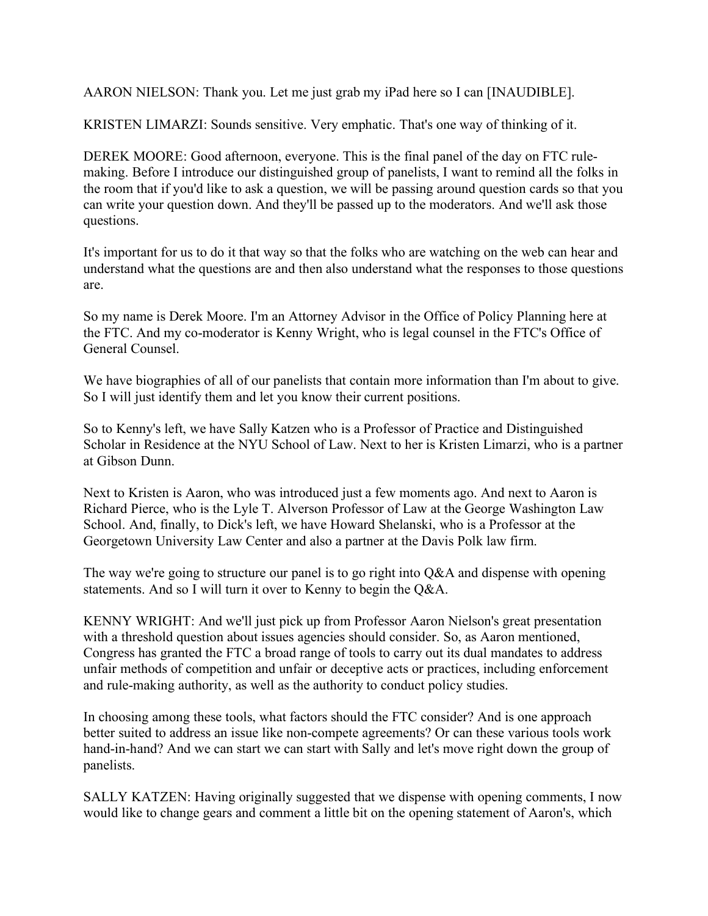AARON NIELSON: Thank you. Let me just grab my iPad here so I can [INAUDIBLE].

KRISTEN LIMARZI: Sounds sensitive. Very emphatic. That's one way of thinking of it.

DEREK MOORE: Good afternoon, everyone. This is the final panel of the day on FTC rule-making. Before I introduce our distinguished group of panelists, I want to remind all the folks in the room that if you'd like to ask a question, we will be passing around question cards so that you can write your question down. And they'll be passed up to the moderators. And we'll ask those questions.

It's important for us to do it that way so that the folks who are watching on the web can hear and understand what the questions are and then also understand what the responses to those questions are.

So my name is Derek Moore. I'm an Attorney Advisor in the Office of Policy Planning here at the FTC. And my co-moderator is Kenny Wright, who is legal counsel in the FTC's Office of General Counsel.

We have biographies of all of our panelists that contain more information than I'm about to give. So I will just identify them and let you know their current positions.

So to Kenny's left, we have Sally Katzen who is a Professor of Practice and Distinguished Scholar in Residence at the NYU School of Law. Next to her is Kristen Limarzi, who is a partner at Gibson Dunn.

Next to Kristen is Aaron, who was introduced just a few moments ago. And next to Aaron is Richard Pierce, who is the Lyle T. Alverson Professor of Law at the George Washington Law School. And, finally, to Dick's left, we have Howard Shelanski, who is a Professor at the Georgetown University Law Center and also a partner at the Davis Polk law firm.

The way we're going to structure our panel is to go right into Q&A and dispense with opening statements. And so I will turn it over to Kenny to begin the Q&A.

KENNY WRIGHT: And we'll just pick up from Professor Aaron Nielson's great presentation with a threshold question about issues agencies should consider. So, as Aaron mentioned, Congress has granted the FTC a broad range of tools to carry out its dual mandates to address unfair methods of competition and unfair or deceptive acts or practices, including enforcement and rule-making authority, as well as the authority to conduct policy studies.

In choosing among these tools, what factors should the FTC consider? And is one approach better suited to address an issue like non-compete agreements? Or can these various tools work hand-in-hand? And we can start we can start with Sally and let's move right down the group of panelists.

SALLY KATZEN: Having originally suggested that we dispense with opening comments, I now would like to change gears and comment a little bit on the opening statement of Aaron's, which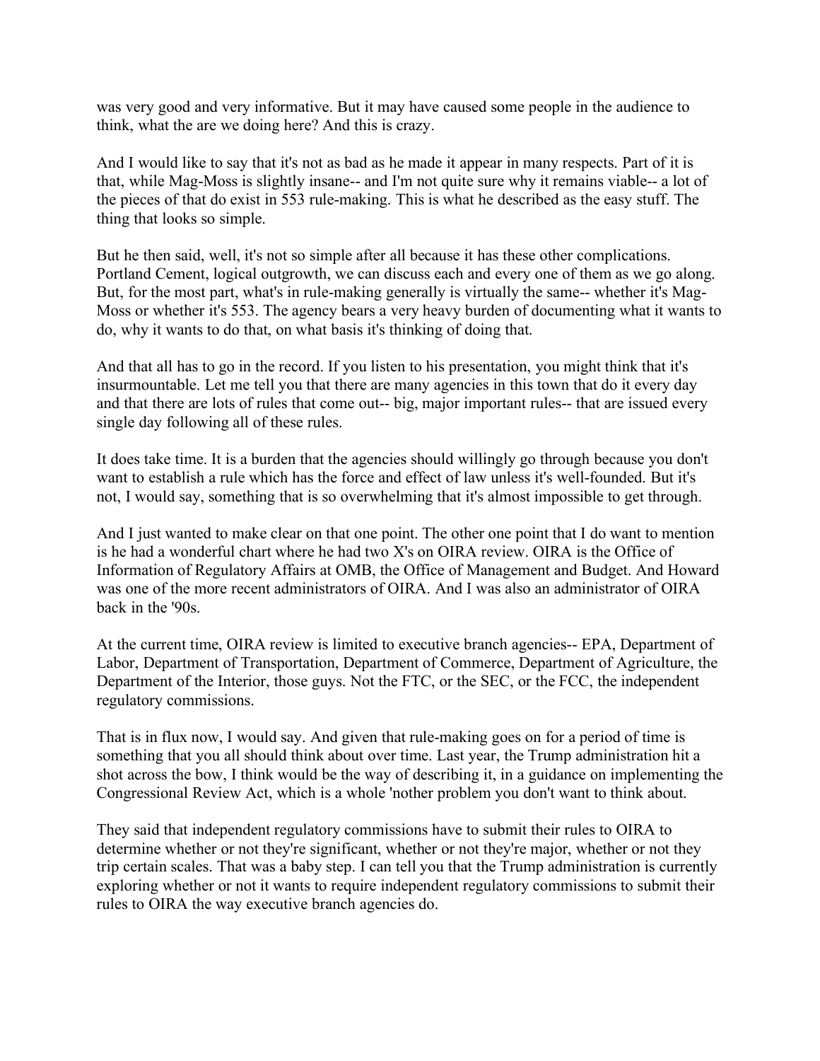was very good and very informative. But it may have caused some people in the audience to think, what the are we doing here? And this is crazy.

And I would like to say that it's not as bad as he made it appear in many respects. Part of it is that, while Mag-Moss is slightly insane-- and I'm not quite sure why it remains viable-- a lot of the pieces of that do exist in 553 rule-making. This is what he described as the easy stuff. The thing that looks so simple.

But he then said, well, it's not so simple after all because it has these other complications. Portland Cement, logical outgrowth, we can discuss each and every one of them as we go along. But, for the most part, what's in rule-making generally is virtually the same-- whether it's Mag-Moss or whether it's 553. The agency bears a very heavy burden of documenting what it wants to do, why it wants to do that, on what basis it's thinking of doing that.

And that all has to go in the record. If you listen to his presentation, you might think that it's insurmountable. Let me tell you that there are many agencies in this town that do it every day and that there are lots of rules that come out-- big, major important rules-- that are issued every single day following all of these rules.

It does take time. It is a burden that the agencies should willingly go through because you don't want to establish a rule which has the force and effect of law unless it's well-founded. But it's not, I would say, something that is so overwhelming that it's almost impossible to get through.

And I just wanted to make clear on that one point. The other one point that I do want to mention is he had a wonderful chart where he had two X's on OIRA review. OIRA is the Office of Information of Regulatory Affairs at OMB, the Office of Management and Budget. And Howard was one of the more recent administrators of OIRA. And I was also an administrator of OIRA back in the '90s.

At the current time, OIRA review is limited to executive branch agencies-- EPA, Department of Labor, Department of Transportation, Department of Commerce, Department of Agriculture, the Department of the Interior, those guys. Not the FTC, or the SEC, or the FCC, the independent regulatory commissions.

That is in flux now, I would say. And given that rule-making goes on for a period of time is something that you all should think about over time. Last year, the Trump administration hit a shot across the bow, I think would be the way of describing it, in a guidance on implementing the Congressional Review Act, which is a whole 'nother problem you don't want to think about.

They said that independent regulatory commissions have to submit their rules to OIRA to determine whether or not they're significant, whether or not they're major, whether or not they trip certain scales. That was a baby step. I can tell you that the Trump administration is currently exploring whether or not it wants to require independent regulatory commissions to submit their rules to OIRA the way executive branch agencies do.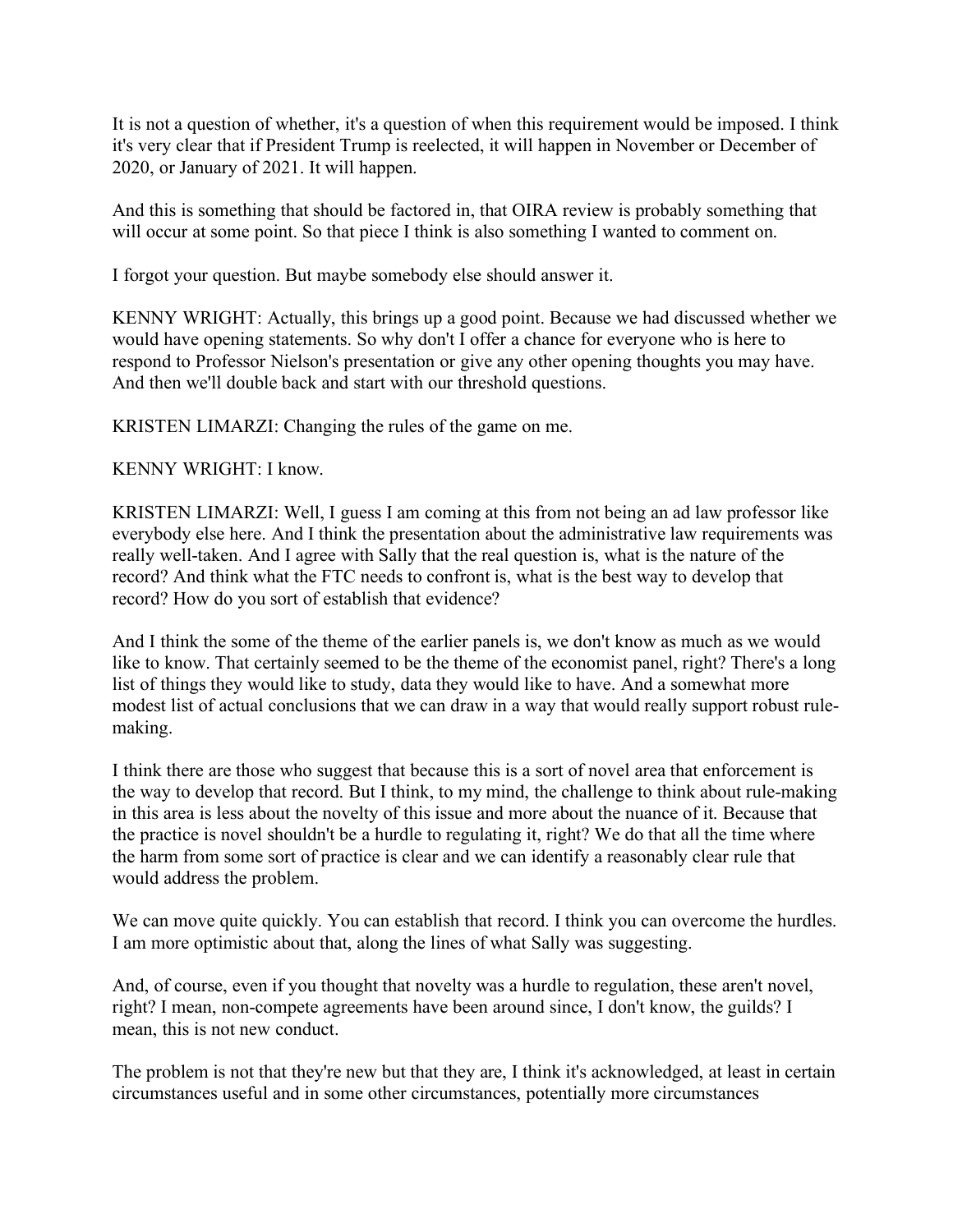It is not a question of whether, it's a question of when this requirement would be imposed. I think it's very clear that if President Trump is reelected, it will happen in November or December of 2020, or January of 2021. It will happen.

And this is something that should be factored in, that OIRA review is probably something that will occur at some point. So that piece I think is also something I wanted to comment on.

I forgot your question. But maybe somebody else should answer it.

KENNY WRIGHT: Actually, this brings up a good point. Because we had discussed whether we would have opening statements. So why don't I offer a chance for everyone who is here to respond to Professor Nielson's presentation or give any other opening thoughts you may have. And then we'll double back and start with our threshold questions.

KRISTEN LIMARZI: Changing the rules of the game on me.

KENNY WRIGHT: I know.

KRISTEN LIMARZI: Well, I guess I am coming at this from not being an ad law professor like everybody else here. And I think the presentation about the administrative law requirements was really well-taken. And I agree with Sally that the real question is, what is the nature of the record? And think what the FTC needs to confront is, what is the best way to develop that record? How do you sort of establish that evidence?

And I think the some of the theme of the earlier panels is, we don't know as much as we would like to know. That certainly seemed to be the theme of the economist panel, right? There's a long list of things they would like to study, data they would like to have. And a somewhat more modest list of actual conclusions that we can draw in a way that would really support robust rule-making.

I think there are those who suggest that because this is a sort of novel area that enforcement is the way to develop that record. But I think, to my mind, the challenge to think about rule-making in this area is less about the novelty of this issue and more about the nuance of it. Because that the practice is novel shouldn't be a hurdle to regulating it, right? We do that all the time where the harm from some sort of practice is clear and we can identify a reasonably clear rule that would address the problem.

We can move quite quickly. You can establish that record. I think you can overcome the hurdles. I am more optimistic about that, along the lines of what Sally was suggesting.

And, of course, even if you thought that novelty was a hurdle to regulation, these aren't novel, right? I mean, non-compete agreements have been around since, I don't know, the guilds? I mean, this is not new conduct.

The problem is not that they're new but that they are, I think it's acknowledged, at least in certain circumstances useful and in some other circumstances, potentially more circumstances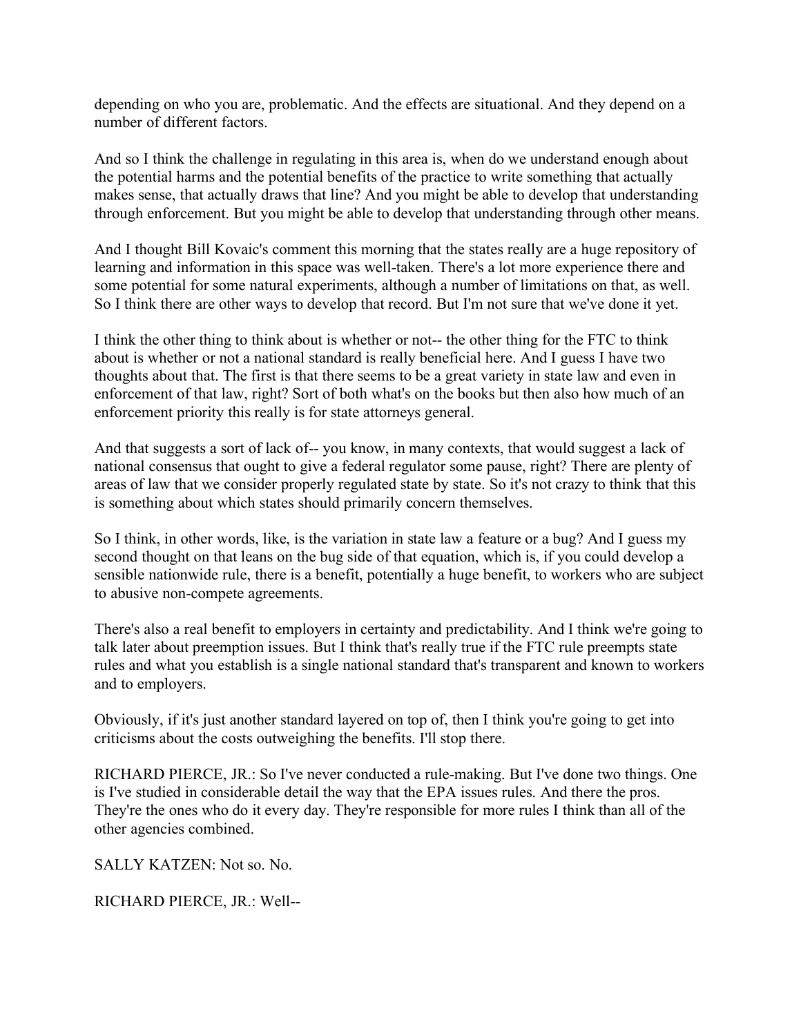depending on who you are, problematic. And the effects are situational. And they depend on a number of different factors.

And so I think the challenge in regulating in this area is, when do we understand enough about the potential harms and the potential benefits of the practice to write something that actually makes sense, that actually draws that line? And you might be able to develop that understanding through enforcement. But you might be able to develop that understanding through other means.

And I thought Bill Kovaic's comment this morning that the states really are a huge repository of learning and information in this space was well-taken. There's a lot more experience there and some potential for some natural experiments, although a number of limitations on that, as well. So I think there are other ways to develop that record. But I'm not sure that we've done it yet.

I think the other thing to think about is whether or not-- the other thing for the FTC to think about is whether or not a national standard is really beneficial here. And I guess I have two thoughts about that. The first is that there seems to be a great variety in state law and even in enforcement of that law, right? Sort of both what's on the books but then also how much of an enforcement priority this really is for state attorneys general.

And that suggests a sort of lack of-- you know, in many contexts, that would suggest a lack of national consensus that ought to give a federal regulator some pause, right? There are plenty of areas of law that we consider properly regulated state by state. So it's not crazy to think that this is something about which states should primarily concern themselves.

So I think, in other words, like, is the variation in state law a feature or a bug? And I guess my second thought on that leans on the bug side of that equation, which is, if you could develop a sensible nationwide rule, there is a benefit, potentially a huge benefit, to workers who are subject to abusive non-compete agreements.

There's also a real benefit to employers in certainty and predictability. And I think we're going to talk later about preemption issues. But I think that's really true if the FTC rule preempts state rules and what you establish is a single national standard that's transparent and known to workers and to employers.

Obviously, if it's just another standard layered on top of, then I think you're going to get into criticisms about the costs outweighing the benefits. I'll stop there.

RICHARD PIERCE, JR.: So I've never conducted a rule-making. But I've done two things. One is I've studied in considerable detail the way that the EPA issues rules. And there the pros. They're the ones who do it every day. They're responsible for more rules I think than all of the other agencies combined.

SALLY KATZEN: Not so. No.

RICHARD PIERCE, JR.: Well--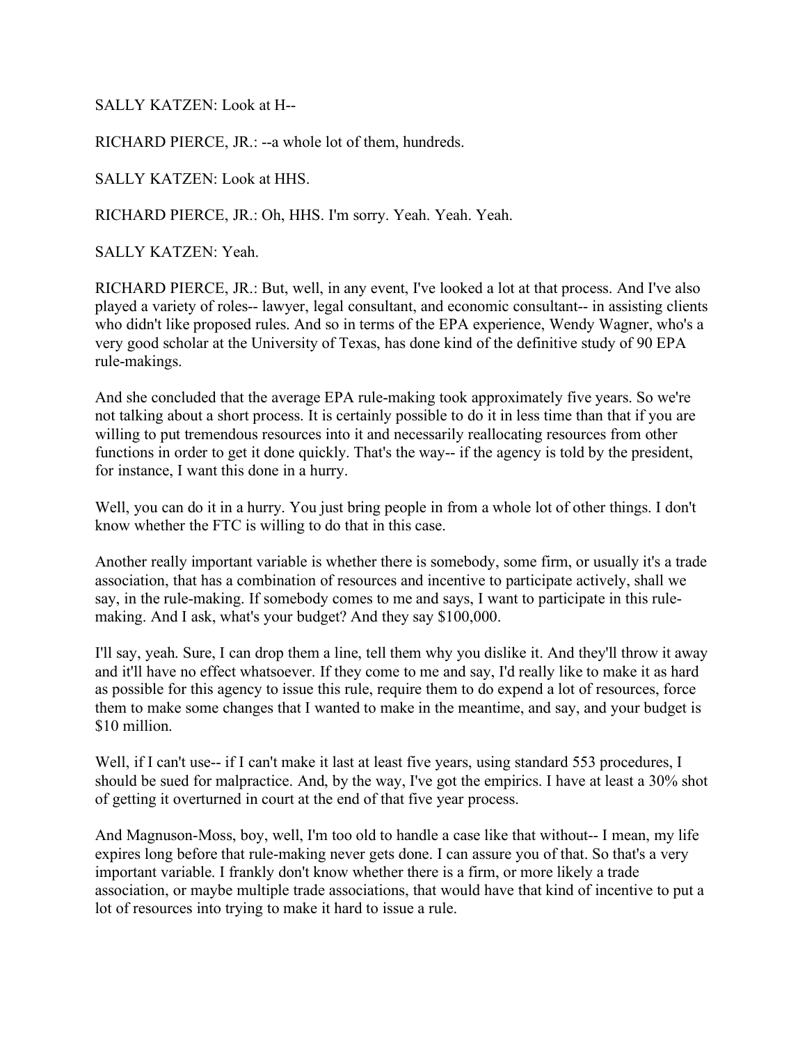SALLY KATZEN: Look at H--

RICHARD PIERCE, JR.: --a whole lot of them, hundreds.

SALLY KATZEN: Look at HHS.

RICHARD PIERCE, JR.: Oh, HHS. I'm sorry. Yeah. Yeah. Yeah.

SALLY KATZEN: Yeah.

RICHARD PIERCE, JR.: But, well, in any event, I've looked a lot at that process. And I've also played a variety of roles-- lawyer, legal consultant, and economic consultant-- in assisting clients who didn't like proposed rules. And so in terms of the EPA experience, Wendy Wagner, who's a very good scholar at the University of Texas, has done kind of the definitive study of 90 EPA rule-makings.

And she concluded that the average EPA rule-making took approximately five years. So we're not talking about a short process. It is certainly possible to do it in less time than that if you are willing to put tremendous resources into it and necessarily reallocating resources from other functions in order to get it done quickly. That's the way-- if the agency is told by the president, for instance, I want this done in a hurry.

Well, you can do it in a hurry. You just bring people in from a whole lot of other things. I don't know whether the FTC is willing to do that in this case.

Another really important variable is whether there is somebody, some firm, or usually it's a trade association, that has a combination of resources and incentive to participate actively, shall we say, in the rule-making. If somebody comes to me and says, I want to participate in this rule-making. And I ask, what's your budget? And they say $100,000.

I'll say, yeah. Sure, I can drop them a line, tell them why you dislike it. And they'll throw it away and it'll have no effect whatsoever. If they come to me and say, I'd really like to make it as hard as possible for this agency to issue this rule, require them to do expend a lot of resources, force them to make some changes that I wanted to make in the meantime, and say, and your budget is $10 million.

Well, if I can't use-- if I can't make it last at least five years, using standard 553 procedures, I should be sued for malpractice. And, by the way, I've got the empirics. I have at least a 30% shot of getting it overturned in court at the end of that five year process.

And Magnuson-Moss, boy, well, I'm too old to handle a case like that without-- I mean, my life expires long before that rule-making never gets done. I can assure you of that. So that's a very important variable. I frankly don't know whether there is a firm, or more likely a trade association, or maybe multiple trade associations, that would have that kind of incentive to put a lot of resources into trying to make it hard to issue a rule.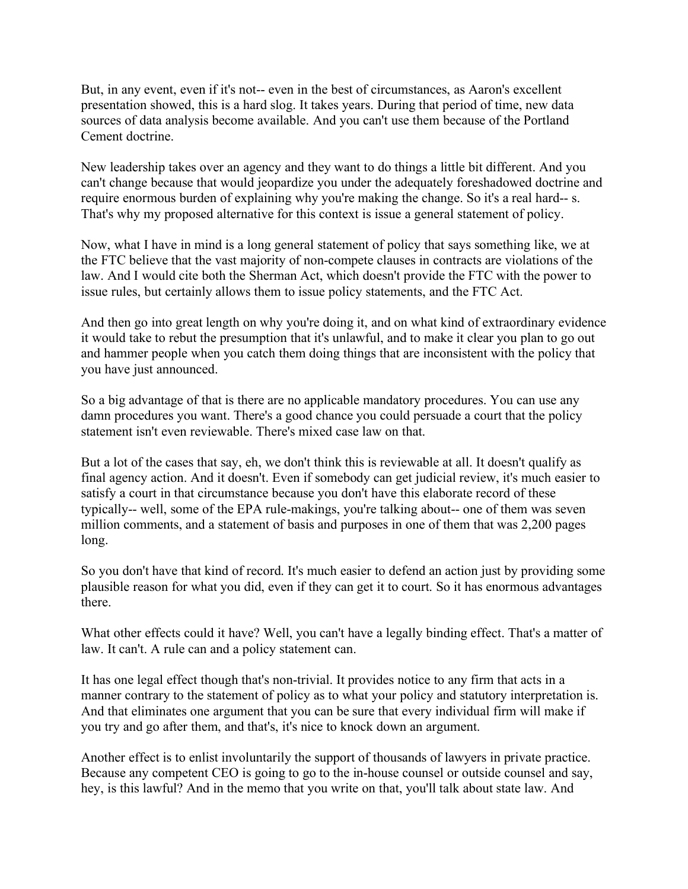But, in any event, even if it's not-- even in the best of circumstances, as Aaron's excellent presentation showed, this is a hard slog. It takes years. During that period of time, new data sources of data analysis become available. And you can't use them because of the Portland Cement doctrine.

New leadership takes over an agency and they want to do things a little bit different. And you can't change because that would jeopardize you under the adequately foreshadowed doctrine and require enormous burden of explaining why you're making the change. So it's a real hard-- s. That's why my proposed alternative for this context is issue a general statement of policy.

Now, what I have in mind is a long general statement of policy that says something like, we at the FTC believe that the vast majority of non-compete clauses in contracts are violations of the law. And I would cite both the Sherman Act, which doesn't provide the FTC with the power to issue rules, but certainly allows them to issue policy statements, and the FTC Act.

And then go into great length on why you're doing it, and on what kind of extraordinary evidence it would take to rebut the presumption that it's unlawful, and to make it clear you plan to go out and hammer people when you catch them doing things that are inconsistent with the policy that you have just announced.

So a big advantage of that is there are no applicable mandatory procedures. You can use any damn procedures you want. There's a good chance you could persuade a court that the policy statement isn't even reviewable. There's mixed case law on that.

But a lot of the cases that say, eh, we don't think this is reviewable at all. It doesn't qualify as final agency action. And it doesn't. Even if somebody can get judicial review, it's much easier to satisfy a court in that circumstance because you don't have this elaborate record of these typically-- well, some of the EPA rule-makings, you're talking about-- one of them was seven million comments, and a statement of basis and purposes in one of them that was 2,200 pages long.

So you don't have that kind of record. It's much easier to defend an action just by providing some plausible reason for what you did, even if they can get it to court. So it has enormous advantages there.

What other effects could it have? Well, you can't have a legally binding effect. That's a matter of law. It can't. A rule can and a policy statement can.

It has one legal effect though that's non-trivial. It provides notice to any firm that acts in a manner contrary to the statement of policy as to what your policy and statutory interpretation is. And that eliminates one argument that you can be sure that every individual firm will make if you try and go after them, and that's, it's nice to knock down an argument.

Another effect is to enlist involuntarily the support of thousands of lawyers in private practice. Because any competent CEO is going to go to the in-house counsel or outside counsel and say, hey, is this lawful? And in the memo that you write on that, you'll talk about state law. And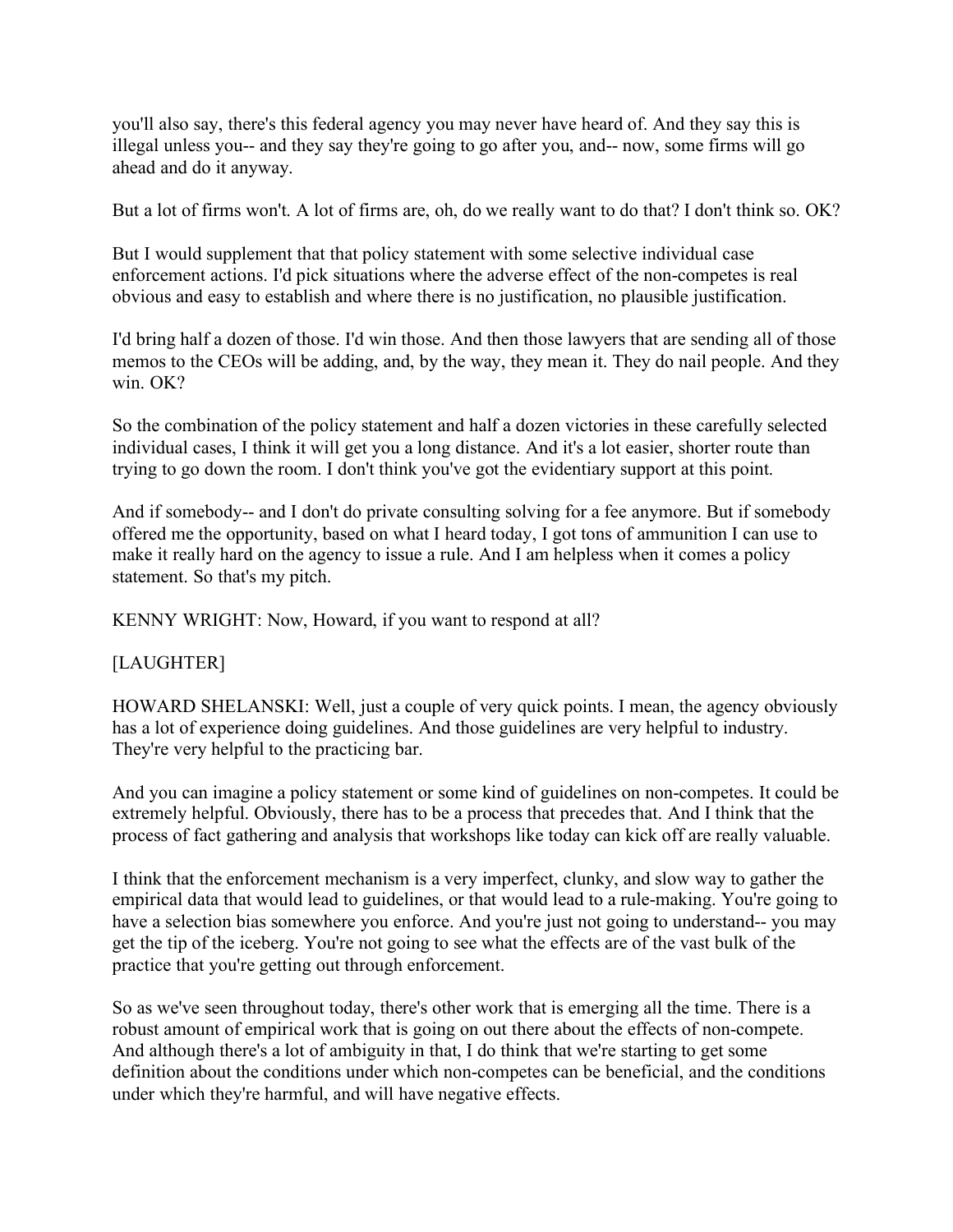you'll also say, there's this federal agency you may never have heard of. And they say this is illegal unless you-- and they say they're going to go after you, and-- now, some firms will go ahead and do it anyway.

But a lot of firms won't. A lot of firms are, oh, do we really want to do that? I don't think so. OK?

But I would supplement that that policy statement with some selective individual case enforcement actions. I'd pick situations where the adverse effect of the non-competes is real obvious and easy to establish and where there is no justification, no plausible justification.

I'd bring half a dozen of those. I'd win those. And then those lawyers that are sending all of those memos to the CEOs will be adding, and, by the way, they mean it. They do nail people. And they win. OK?

So the combination of the policy statement and half a dozen victories in these carefully selected individual cases, I think it will get you a long distance. And it's a lot easier, shorter route than trying to go down the room. I don't think you've got the evidentiary support at this point.

And if somebody-- and I don't do private consulting solving for a fee anymore. But if somebody offered me the opportunity, based on what I heard today, I got tons of ammunition I can use to make it really hard on the agency to issue a rule. And I am helpless when it comes a policy statement. So that's my pitch.

KENNY WRIGHT: Now, Howard, if you want to respond at all?

[LAUGHTER]

HOWARD SHELANSKI: Well, just a couple of very quick points. I mean, the agency obviously has a lot of experience doing guidelines. And those guidelines are very helpful to industry. They're very helpful to the practicing bar.

And you can imagine a policy statement or some kind of guidelines on non-competes. It could be extremely helpful. Obviously, there has to be a process that precedes that. And I think that the process of fact gathering and analysis that workshops like today can kick off are really valuable.

I think that the enforcement mechanism is a very imperfect, clunky, and slow way to gather the empirical data that would lead to guidelines, or that would lead to a rule-making. You're going to have a selection bias somewhere you enforce. And you're just not going to understand-- you may get the tip of the iceberg. You're not going to see what the effects are of the vast bulk of the practice that you're getting out through enforcement.

So as we've seen throughout today, there's other work that is emerging all the time. There is a robust amount of empirical work that is going on out there about the effects of non-compete. And although there's a lot of ambiguity in that, I do think that we're starting to get some definition about the conditions under which non-competes can be beneficial, and the conditions under which they're harmful, and will have negative effects.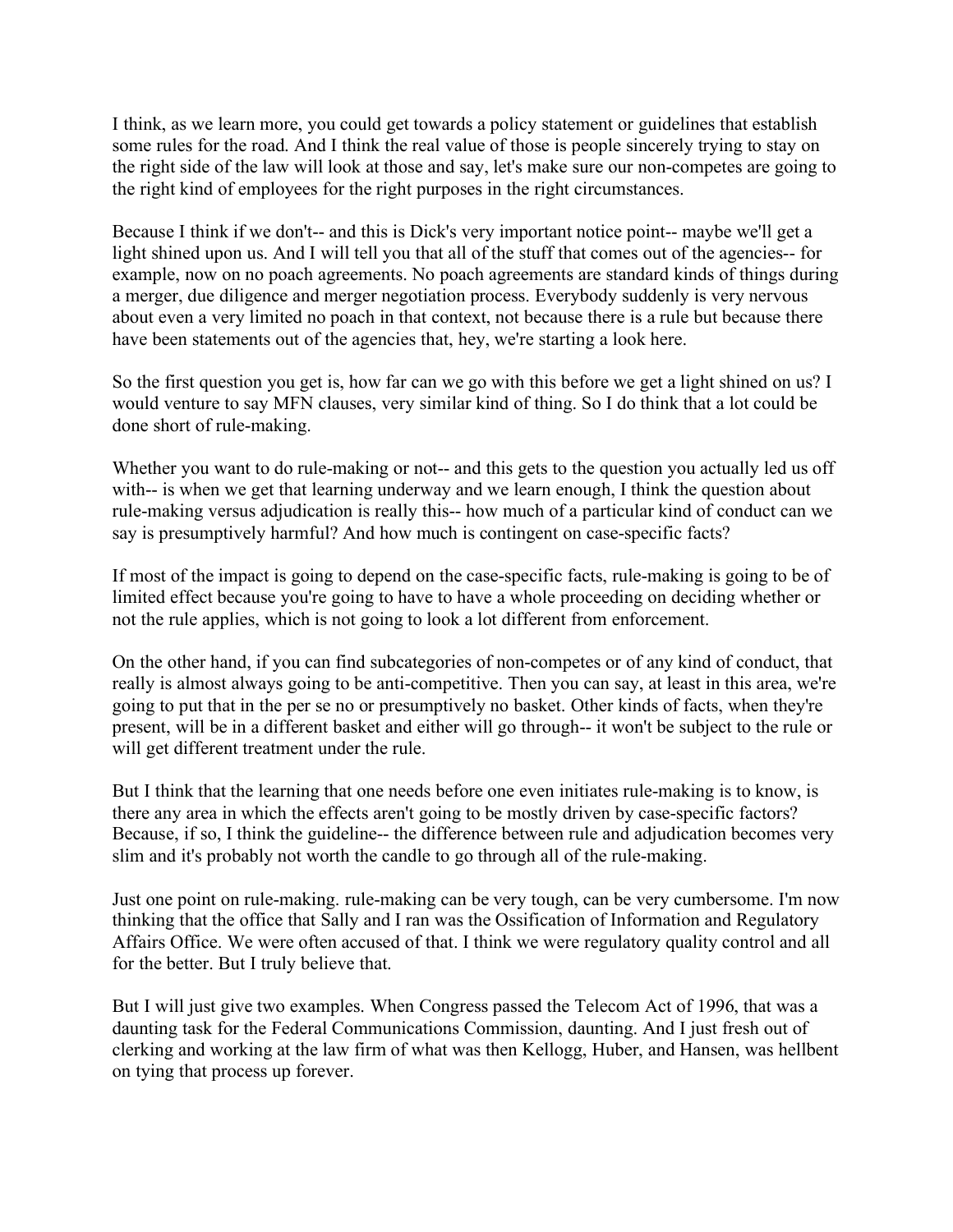I think, as we learn more, you could get towards a policy statement or guidelines that establish some rules for the road. And I think the real value of those is people sincerely trying to stay on the right side of the law will look at those and say, let's make sure our non-competes are going to the right kind of employees for the right purposes in the right circumstances.

Because I think if we don't-- and this is Dick's very important notice point-- maybe we'll get a light shined upon us. And I will tell you that all of the stuff that comes out of the agencies-- for example, now on no poach agreements. No poach agreements are standard kinds of things during a merger, due diligence and merger negotiation process. Everybody suddenly is very nervous about even a very limited no poach in that context, not because there is a rule but because there have been statements out of the agencies that, hey, we're starting a look here.

So the first question you get is, how far can we go with this before we get a light shined on us? I would venture to say MFN clauses, very similar kind of thing. So I do think that a lot could be done short of rule-making.

Whether you want to do rule-making or not-- and this gets to the question you actually led us off with-- is when we get that learning underway and we learn enough, I think the question about rule-making versus adjudication is really this-- how much of a particular kind of conduct can we say is presumptively harmful? And how much is contingent on case-specific facts?

If most of the impact is going to depend on the case-specific facts, rule-making is going to be of limited effect because you're going to have to have a whole proceeding on deciding whether or not the rule applies, which is not going to look a lot different from enforcement.

On the other hand, if you can find subcategories of non-competes or of any kind of conduct, that really is almost always going to be anti-competitive. Then you can say, at least in this area, we're going to put that in the per se no or presumptively no basket. Other kinds of facts, when they're present, will be in a different basket and either will go through-- it won't be subject to the rule or will get different treatment under the rule.

But I think that the learning that one needs before one even initiates rule-making is to know, is there any area in which the effects aren't going to be mostly driven by case-specific factors? Because, if so, I think the guideline-- the difference between rule and adjudication becomes very slim and it's probably not worth the candle to go through all of the rule-making.

Just one point on rule-making. rule-making can be very tough, can be very cumbersome. I'm now thinking that the office that Sally and I ran was the Ossification of Information and Regulatory Affairs Office. We were often accused of that. I think we were regulatory quality control and all for the better. But I truly believe that.

But I will just give two examples. When Congress passed the Telecom Act of 1996, that was a daunting task for the Federal Communications Commission, daunting. And I just fresh out of clerking and working at the law firm of what was then Kellogg, Huber, and Hansen, was hellbent on tying that process up forever.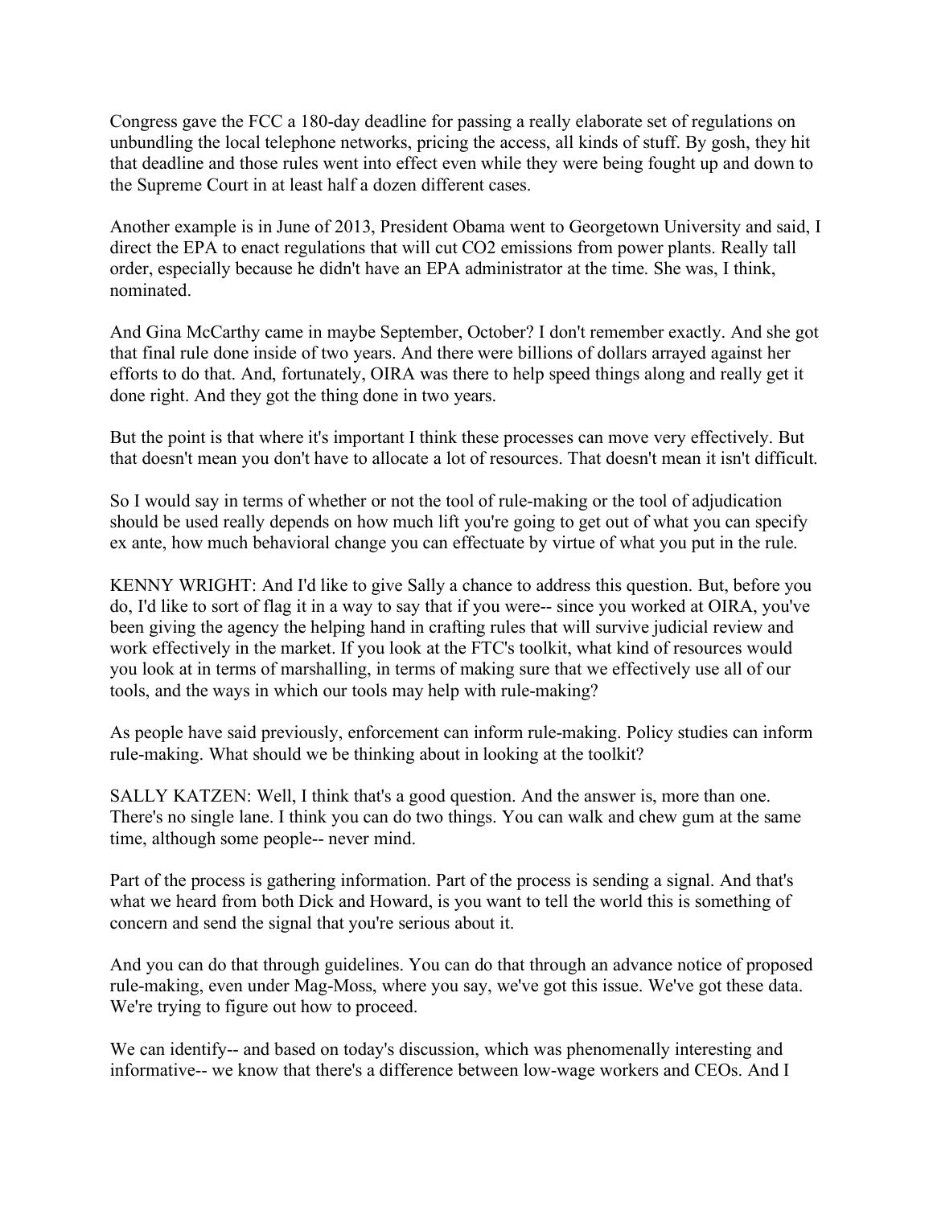Congress gave the FCC a 180-day deadline for passing a really elaborate set of regulations on unbundling the local telephone networks, pricing the access, all kinds of stuff. By gosh, they hit that deadline and those rules went into effect even while they were being fought up and down to the Supreme Court in at least half a dozen different cases.

Another example is in June of 2013, President Obama went to Georgetown University and said, I direct the EPA to enact regulations that will cut $CO_2$ emissions from power plants. Really tall order, especially because he didn't have an EPA administrator at the time. She was, I think, nominated.

And Gina McCarthy came in maybe September, October? I don't remember exactly. And she got that final rule done inside of two years. And there were billions of dollars arrayed against her efforts to do that. And, fortunately, OIRA was there to help speed things along and really get it done right. And they got the thing done in two years.

But the point is that where it's important I think these processes can move very effectively. But that doesn't mean you don't have to allocate a lot of resources. That doesn't mean it isn't difficult.

So I would say in terms of whether or not the tool of rule-making or the tool of adjudication should be used really depends on how much lift you're going to get out of what you can specify ex ante, how much behavioral change you can effectuate by virtue of what you put in the rule.

KENNY WRIGHT: And I'd like to give Sally a chance to address this question. But, before you do, I'd like to sort of flag it in a way to say that if you were-- since you worked at OIRA, you've been giving the agency the helping hand in crafting rules that will survive judicial review and work effectively in the market. If you look at the FTC's toolkit, what kind of resources would you look at in terms of marshalling, in terms of making sure that we effectively use all of our tools, and the ways in which our tools may help with rule-making?

As people have said previously, enforcement can inform rule-making. Policy studies can inform rule-making. What should we be thinking about in looking at the toolkit?

SALLY KATZEN: Well, I think that's a good question. And the answer is, more than one. There's no single lane. I think you can do two things. You can walk and chew gum at the same time, although some people-- never mind.

Part of the process is gathering information. Part of the process is sending a signal. And that's what we heard from both Dick and Howard, is you want to tell the world this is something of concern and send the signal that you're serious about it.

And you can do that through guidelines. You can do that through an advance notice of proposed rule-making, even under Mag-Moss, where you say, we've got this issue. We've got these data. We're trying to figure out how to proceed.

We can identify-- and based on today's discussion, which was phenomenally interesting and informative-- we know that there's a difference between low-wage workers and CEOs. And I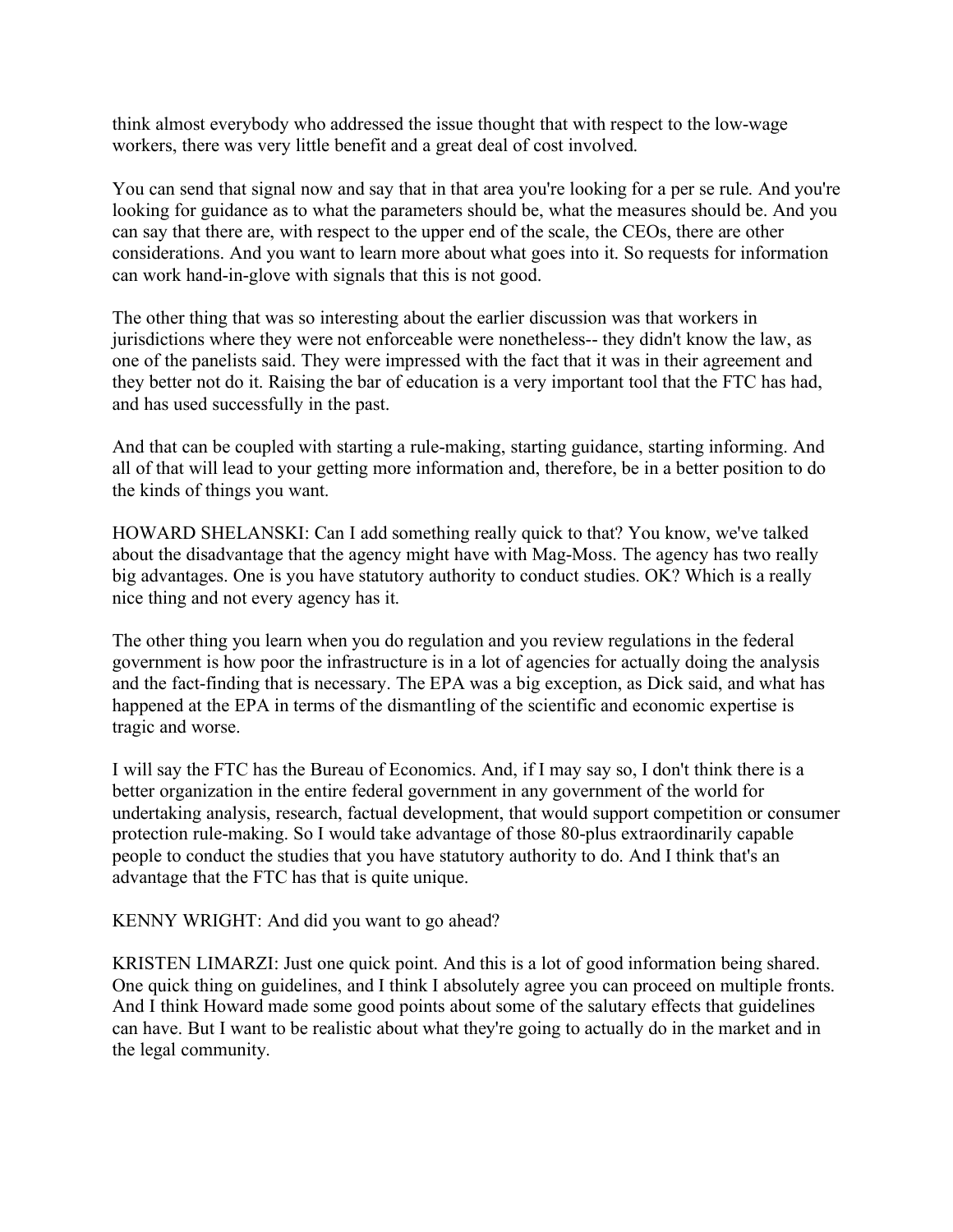think almost everybody who addressed the issue thought that with respect to the low-wage workers, there was very little benefit and a great deal of cost involved.

You can send that signal now and say that in that area you're looking for a per se rule. And you're looking for guidance as to what the parameters should be, what the measures should be. And you can say that there are, with respect to the upper end of the scale, the CEOs, there are other considerations. And you want to learn more about what goes into it. So requests for information can work hand-in-glove with signals that this is not good.

The other thing that was so interesting about the earlier discussion was that workers in jurisdictions where they were not enforceable were nonetheless-- they didn't know the law, as one of the panelists said. They were impressed with the fact that it was in their agreement and they better not do it. Raising the bar of education is a very important tool that the FTC has had, and has used successfully in the past.

And that can be coupled with starting a rule-making, starting guidance, starting informing. And all of that will lead to your getting more information and, therefore, be in a better position to do the kinds of things you want.

HOWARD SHELANSKI: Can I add something really quick to that? You know, we've talked about the disadvantage that the agency might have with Mag-Moss. The agency has two really big advantages. One is you have statutory authority to conduct studies. OK? Which is a really nice thing and not every agency has it.

The other thing you learn when you do regulation and you review regulations in the federal government is how poor the infrastructure is in a lot of agencies for actually doing the analysis and the fact-finding that is necessary. The EPA was a big exception, as Dick said, and what has happened at the EPA in terms of the dismantling of the scientific and economic expertise is tragic and worse.

I will say the FTC has the Bureau of Economics. And, if I may say so, I don't think there is a better organization in the entire federal government in any government of the world for undertaking analysis, research, factual development, that would support competition or consumer protection rule-making. So I would take advantage of those 80-plus extraordinarily capable people to conduct the studies that you have statutory authority to do. And I think that's an advantage that the FTC has that is quite unique.

KENNY WRIGHT: And did you want to go ahead?

KRISTEN LIMARZI: Just one quick point. And this is a lot of good information being shared. One quick thing on guidelines, and I think I absolutely agree you can proceed on multiple fronts. And I think Howard made some good points about some of the salutary effects that guidelines can have. But I want to be realistic about what they're going to actually do in the market and in the legal community.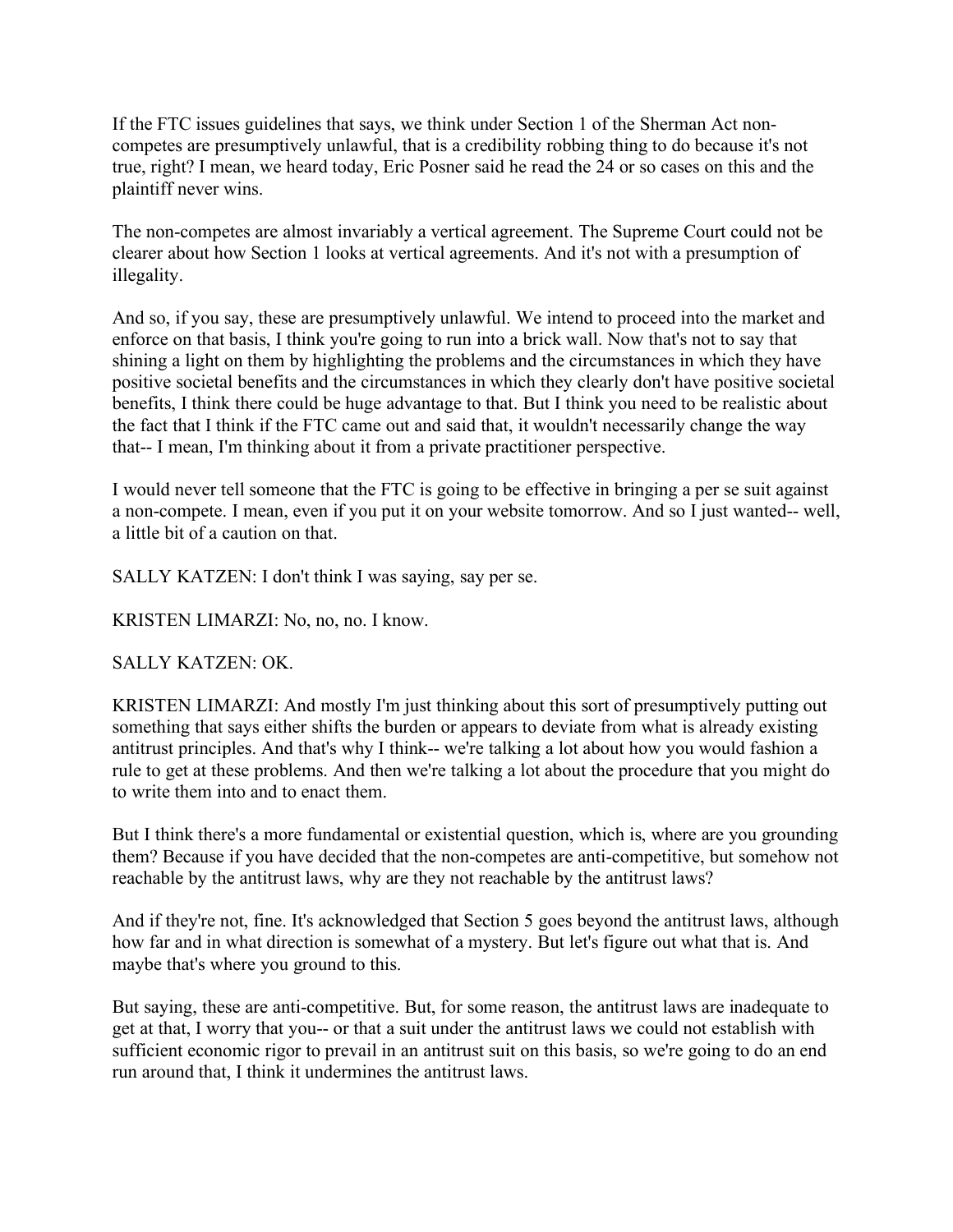If the FTC issues guidelines that says, we think under Section 1 of the Sherman Act non-competes are presumptively unlawful, that is a credibility robbing thing to do because it's not true, right? I mean, we heard today, Eric Posner said he read the 24 or so cases on this and the plaintiff never wins.

The non-competes are almost invariably a vertical agreement. The Supreme Court could not be clearer about how Section 1 looks at vertical agreements. And it's not with a presumption of illegality.

And so, if you say, these are presumptively unlawful. We intend to proceed into the market and enforce on that basis, I think you're going to run into a brick wall. Now that's not to say that shining a light on them by highlighting the problems and the circumstances in which they have positive societal benefits and the circumstances in which they clearly don't have positive societal benefits, I think there could be huge advantage to that. But I think you need to be realistic about the fact that I think if the FTC came out and said that, it wouldn't necessarily change the way that-- I mean, I'm thinking about it from a private practitioner perspective.

I would never tell someone that the FTC is going to be effective in bringing a per se suit against a non-compete. I mean, even if you put it on your website tomorrow. And so I just wanted-- well, a little bit of a caution on that.

SALLY KATZEN: I don't think I was saying, say per se.

KRISTEN LIMARZI: No, no, no. I know.

SALLY KATZEN: OK.

KRISTEN LIMARZI: And mostly I'm just thinking about this sort of presumptively putting out something that says either shifts the burden or appears to deviate from what is already existing antitrust principles. And that's why I think-- we're talking a lot about how you would fashion a rule to get at these problems. And then we're talking a lot about the procedure that you might do to write them into and to enact them.

But I think there's a more fundamental or existential question, which is, where are you grounding them? Because if you have decided that the non-competes are anti-competitive, but somehow not reachable by the antitrust laws, why are they not reachable by the antitrust laws?

And if they're not, fine. It's acknowledged that Section 5 goes beyond the antitrust laws, although how far and in what direction is somewhat of a mystery. But let's figure out what that is. And maybe that's where you ground to this.

But saying, these are anti-competitive. But, for some reason, the antitrust laws are inadequate to get at that, I worry that you-- or that a suit under the antitrust laws we could not establish with sufficient economic rigor to prevail in an antitrust suit on this basis, so we're going to do an end run around that, I think it undermines the antitrust laws.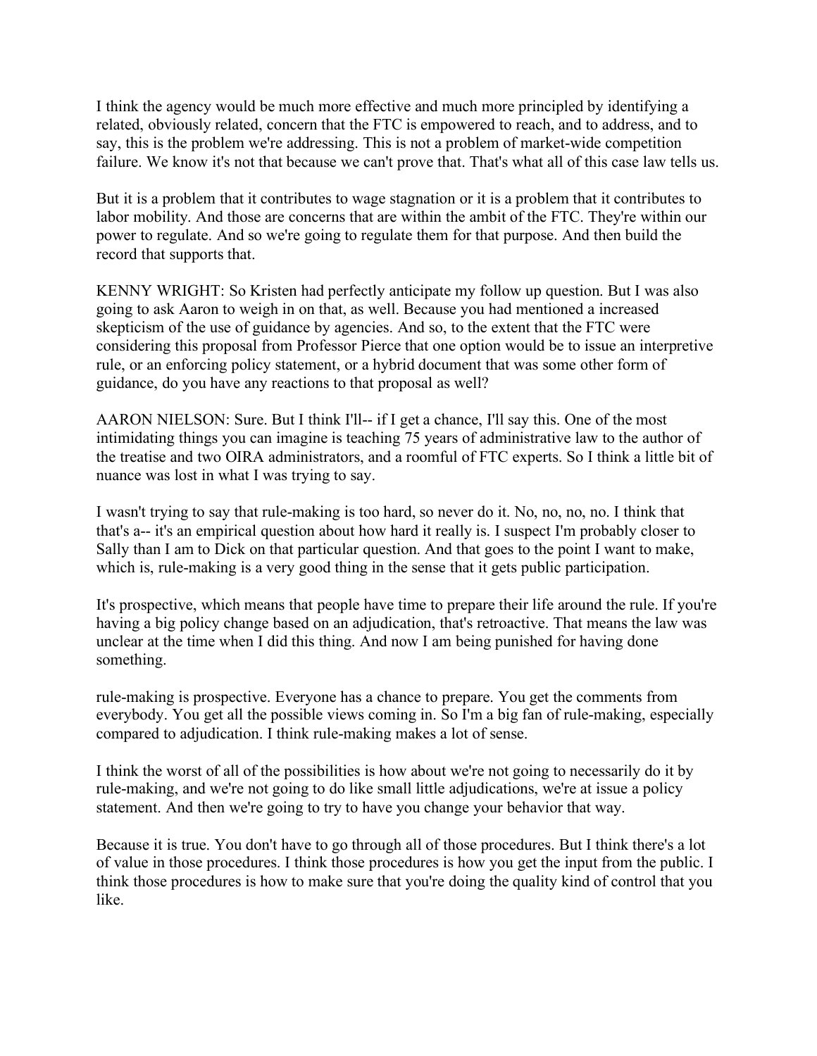I think the agency would be much more effective and much more principled by identifying a related, obviously related, concern that the FTC is empowered to reach, and to address, and to say, this is the problem we're addressing. This is not a problem of market-wide competition failure. We know it's not that because we can't prove that. That's what all of this case law tells us.

But it is a problem that it contributes to wage stagnation or it is a problem that it contributes to labor mobility. And those are concerns that are within the ambit of the FTC. They're within our power to regulate. And so we're going to regulate them for that purpose. And then build the record that supports that.

KENNY WRIGHT: So Kristen had perfectly anticipate my follow up question. But I was also going to ask Aaron to weigh in on that, as well. Because you had mentioned a increased skepticism of the use of guidance by agencies. And so, to the extent that the FTC were considering this proposal from Professor Pierce that one option would be to issue an interpretive rule, or an enforcing policy statement, or a hybrid document that was some other form of guidance, do you have any reactions to that proposal as well?

AARON NIELSON: Sure. But I think I'll-- if I get a chance, I'll say this. One of the most intimidating things you can imagine is teaching 75 years of administrative law to the author of the treatise and two OIRA administrators, and a roomful of FTC experts. So I think a little bit of nuance was lost in what I was trying to say.

I wasn't trying to say that rule-making is too hard, so never do it. No, no, no, no. I think that that's a-- it's an empirical question about how hard it really is. I suspect I'm probably closer to Sally than I am to Dick on that particular question. And that goes to the point I want to make, which is, rule-making is a very good thing in the sense that it gets public participation.

It's prospective, which means that people have time to prepare their life around the rule. If you're having a big policy change based on an adjudication, that's retroactive. That means the law was unclear at the time when I did this thing. And now I am being punished for having done something.

rule-making is prospective. Everyone has a chance to prepare. You get the comments from everybody. You get all the possible views coming in. So I'm a big fan of rule-making, especially compared to adjudication. I think rule-making makes a lot of sense.

I think the worst of all of the possibilities is how about we're not going to necessarily do it by rule-making, and we're not going to do like small little adjudications, we're at issue a policy statement. And then we're going to try to have you change your behavior that way.

Because it is true. You don't have to go through all of those procedures. But I think there's a lot of value in those procedures. I think those procedures is how you get the input from the public. I think those procedures is how to make sure that you're doing the quality kind of control that you like.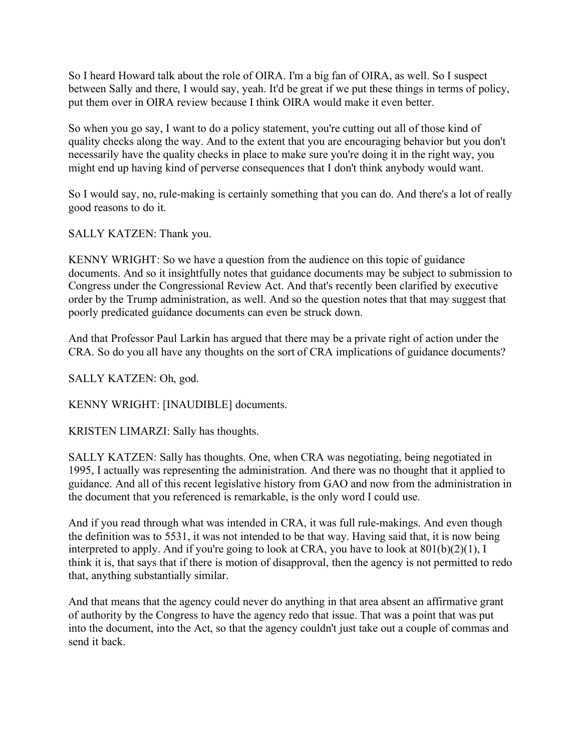So I heard Howard talk about the role of OIRA. I'm a big fan of OIRA, as well. So I suspect between Sally and there, I would say, yeah. It'd be great if we put these things in terms of policy, put them over in OIRA review because I think OIRA would make it even better.

So when you go say, I want to do a policy statement, you're cutting out all of those kind of quality checks along the way. And to the extent that you are encouraging behavior but you don't necessarily have the quality checks in place to make sure you're doing it in the right way, you might end up having kind of perverse consequences that I don't think anybody would want.

So I would say, no, rule-making is certainly something that you can do. And there's a lot of really good reasons to do it.

SALLY KATZEN: Thank you.

KENNY WRIGHT: So we have a question from the audience on this topic of guidance documents. And so it insightfully notes that guidance documents may be subject to submission to Congress under the Congressional Review Act. And that's recently been clarified by executive order by the Trump administration, as well. And so the question notes that that may suggest that poorly predicated guidance documents can even be struck down.

And that Professor Paul Larkin has argued that there may be a private right of action under the CRA. So do you all have any thoughts on the sort of CRA implications of guidance documents?

SALLY KATZEN: Oh, god.

KENNY WRIGHT: [INAUDIBLE] documents.

KRISTEN LIMARZI: Sally has thoughts.

SALLY KATZEN: Sally has thoughts. One, when CRA was negotiating, being negotiated in 1995, I actually was representing the administration. And there was no thought that it applied to guidance. And all of this recent legislative history from GAO and now from the administration in the document that you referenced is remarkable, is the only word I could use.

And if you read through what was intended in CRA, it was full rule-makings. And even though the definition was to 5531, it was not intended to be that way. Having said that, it is now being interpreted to apply. And if you're going to look at CRA, you have to look at 801(b)(2)(1), I think it is, that says that if there is motion of disapproval, then the agency is not permitted to redo that, anything substantially similar.

And that means that the agency could never do anything in that area absent an affirmative grant of authority by the Congress to have the agency redo that issue. That was a point that was put into the document, into the Act, so that the agency couldn't just take out a couple of commas and send it back.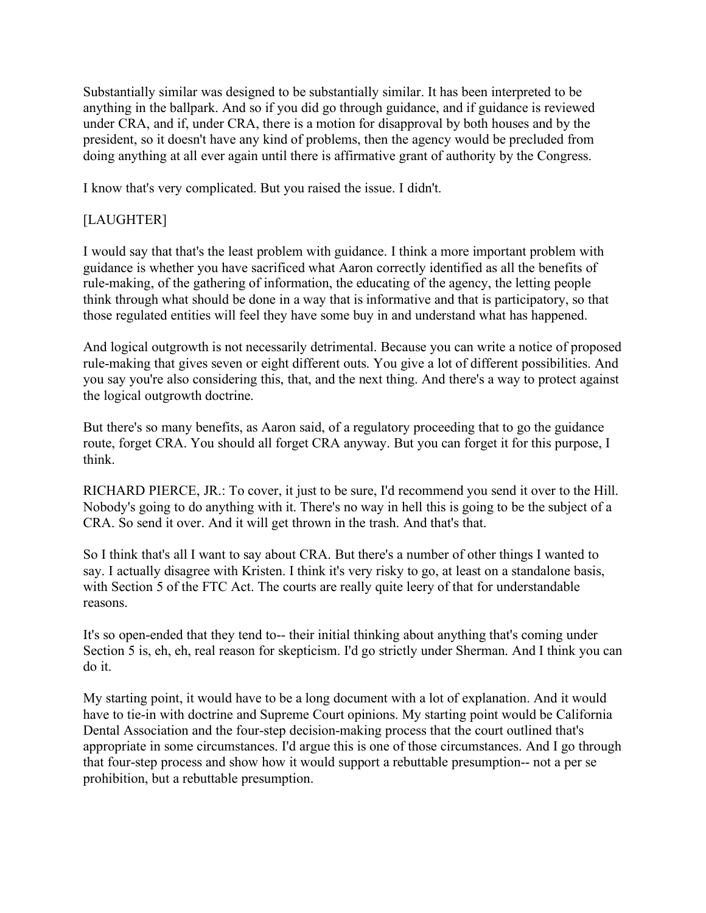Substantially similar was designed to be substantially similar. It has been interpreted to be anything in the ballpark. And so if you did go through guidance, and if guidance is reviewed under CRA, and if, under CRA, there is a motion for disapproval by both houses and by the president, so it doesn't have any kind of problems, then the agency would be precluded from doing anything at all ever again until there is affirmative grant of authority by the Congress.

I know that's very complicated. But you raised the issue. I didn't.

[LAUGHTER]

I would say that that's the least problem with guidance. I think a more important problem with guidance is whether you have sacrificed what Aaron correctly identified as all the benefits of rule-making, of the gathering of information, the educating of the agency, the letting people think through what should be done in a way that is informative and that is participatory, so that those regulated entities will feel they have some buy in and understand what has happened.

And logical outgrowth is not necessarily detrimental. Because you can write a notice of proposed rule-making that gives seven or eight different outs. You give a lot of different possibilities. And you say you're also considering this, that, and the next thing. And there's a way to protect against the logical outgrowth doctrine.

But there's so many benefits, as Aaron said, of a regulatory proceeding that to go the guidance route, forget CRA. You should all forget CRA anyway. But you can forget it for this purpose, I think.

RICHARD PIERCE, JR.: To cover, it just to be sure, I'd recommend you send it over to the Hill. Nobody's going to do anything with it. There's no way in hell this is going to be the subject of a CRA. So send it over. And it will get thrown in the trash. And that's that.

So I think that's all I want to say about CRA. But there's a number of other things I wanted to say. I actually disagree with Kristen. I think it's very risky to go, at least on a standalone basis, with Section 5 of the FTC Act. The courts are really quite leery of that for understandable reasons.

It's so open-ended that they tend to-- their initial thinking about anything that's coming under Section 5 is, eh, eh, real reason for skepticism. I'd go strictly under Sherman. And I think you can do it.

My starting point, it would have to be a long document with a lot of explanation. And it would have to tie-in with doctrine and Supreme Court opinions. My starting point would be California Dental Association and the four-step decision-making process that the court outlined that's appropriate in some circumstances. I'd argue this is one of those circumstances. And I go through that four-step process and show how it would support a rebuttable presumption-- not a per se prohibition, but a rebuttable presumption.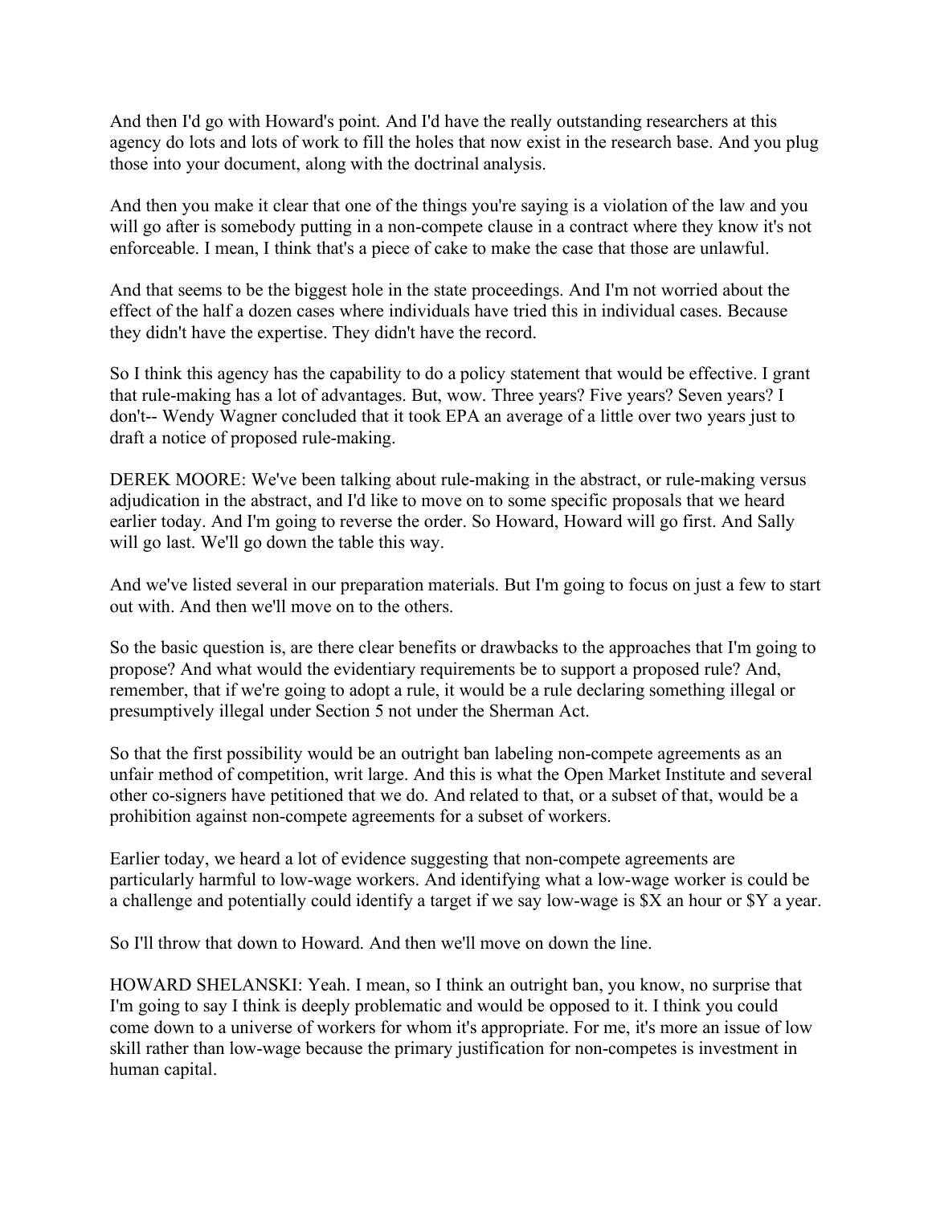And then I'd go with Howard's point. And I'd have the really outstanding researchers at this agency do lots and lots of work to fill the holes that now exist in the research base. And you plug those into your document, along with the doctrinal analysis.

And then you make it clear that one of the things you're saying is a violation of the law and you will go after is somebody putting in a non-compete clause in a contract where they know it's not enforceable. I mean, I think that's a piece of cake to make the case that those are unlawful.

And that seems to be the biggest hole in the state proceedings. And I'm not worried about the effect of the half a dozen cases where individuals have tried this in individual cases. Because they didn't have the expertise. They didn't have the record.

So I think this agency has the capability to do a policy statement that would be effective. I grant that rule-making has a lot of advantages. But, wow. Three years? Five years? Seven years? I don't-- Wendy Wagner concluded that it took EPA an average of a little over two years just to draft a notice of proposed rule-making.

DEREK MOORE: We've been talking about rule-making in the abstract, or rule-making versus adjudication in the abstract, and I'd like to move on to some specific proposals that we heard earlier today. And I'm going to reverse the order. So Howard, Howard will go first. And Sally will go last. We'll go down the table this way.

And we've listed several in our preparation materials. But I'm going to focus on just a few to start out with. And then we'll move on to the others.

So the basic question is, are there clear benefits or drawbacks to the approaches that I'm going to propose? And what would the evidentiary requirements be to support a proposed rule? And, remember, that if we're going to adopt a rule, it would be a rule declaring something illegal or presumptively illegal under Section 5 not under the Sherman Act.

So that the first possibility would be an outright ban labeling non-compete agreements as an unfair method of competition, writ large. And this is what the Open Market Institute and several other co-signers have petitioned that we do. And related to that, or a subset of that, would be a prohibition against non-compete agreements for a subset of workers.

Earlier today, we heard a lot of evidence suggesting that non-compete agreements are particularly harmful to low-wage workers. And identifying what a low-wage worker is could be a challenge and potentially could identify a target if we say low-wage is $X an hour or $Y a year.

So I'll throw that down to Howard. And then we'll move on down the line.

HOWARD SHELANSKI: Yeah. I mean, so I think an outright ban, you know, no surprise that I'm going to say I think is deeply problematic and would be opposed to it. I think you could come down to a universe of workers for whom it's appropriate. For me, it's more an issue of low skill rather than low-wage because the primary justification for non-competes is investment in human capital.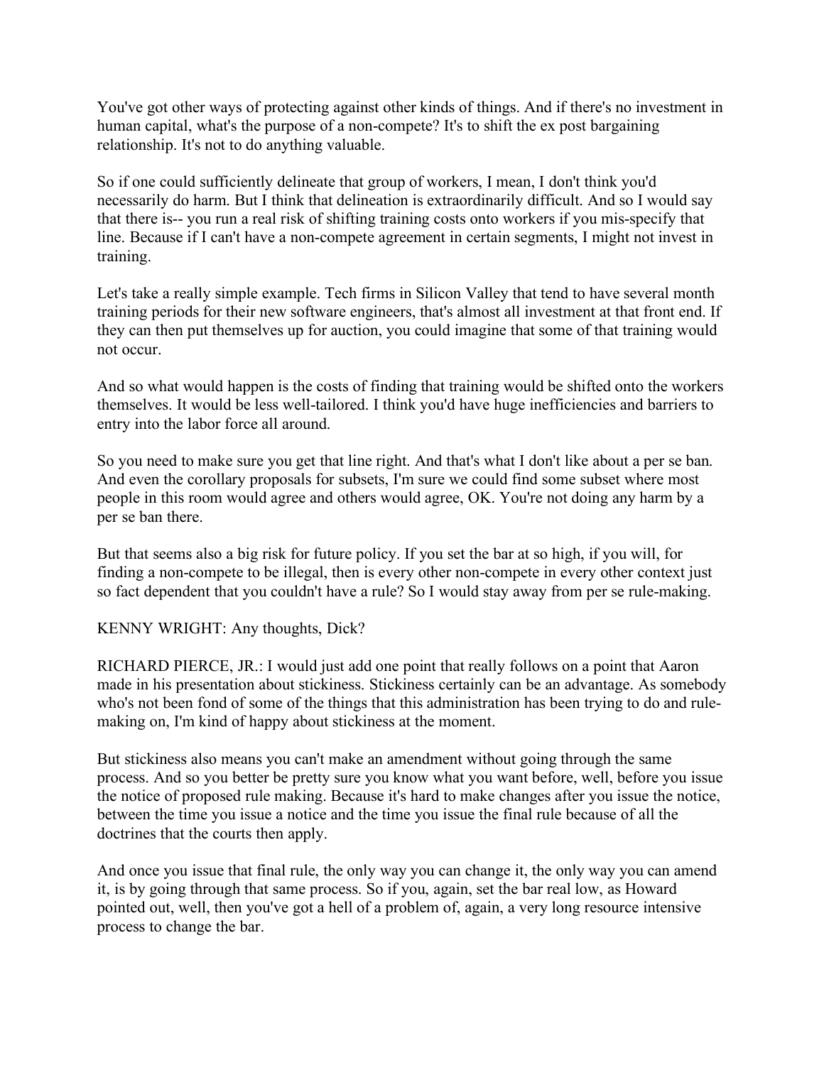You've got other ways of protecting against other kinds of things. And if there's no investment in human capital, what's the purpose of a non-compete? It's to shift the ex post bargaining relationship. It's not to do anything valuable.

So if one could sufficiently delineate that group of workers, I mean, I don't think you'd necessarily do harm. But I think that delineation is extraordinarily difficult. And so I would say that there is-- you run a real risk of shifting training costs onto workers if you mis-specify that line. Because if I can't have a non-compete agreement in certain segments, I might not invest in training.

Let's take a really simple example. Tech firms in Silicon Valley that tend to have several month training periods for their new software engineers, that's almost all investment at that front end. If they can then put themselves up for auction, you could imagine that some of that training would not occur.

And so what would happen is the costs of finding that training would be shifted onto the workers themselves. It would be less well-tailored. I think you'd have huge inefficiencies and barriers to entry into the labor force all around.

So you need to make sure you get that line right. And that's what I don't like about a per se ban. And even the corollary proposals for subsets, I'm sure we could find some subset where most people in this room would agree and others would agree, OK. You're not doing any harm by a per se ban there.

But that seems also a big risk for future policy. If you set the bar at so high, if you will, for finding a non-compete to be illegal, then is every other non-compete in every other context just so fact dependent that you couldn't have a rule? So I would stay away from per se rule-making.

KENNY WRIGHT: Any thoughts, Dick?

RICHARD PIERCE, JR.: I would just add one point that really follows on a point that Aaron made in his presentation about stickiness. Stickiness certainly can be an advantage. As somebody who's not been fond of some of the things that this administration has been trying to do and rule-making on, I'm kind of happy about stickiness at the moment.

But stickiness also means you can't make an amendment without going through the same process. And so you better be pretty sure you know what you want before, well, before you issue the notice of proposed rule making. Because it's hard to make changes after you issue the notice, between the time you issue a notice and the time you issue the final rule because of all the doctrines that the courts then apply.

And once you issue that final rule, the only way you can change it, the only way you can amend it, is by going through that same process. So if you, again, set the bar real low, as Howard pointed out, well, then you've got a hell of a problem of, again, a very long resource intensive process to change the bar.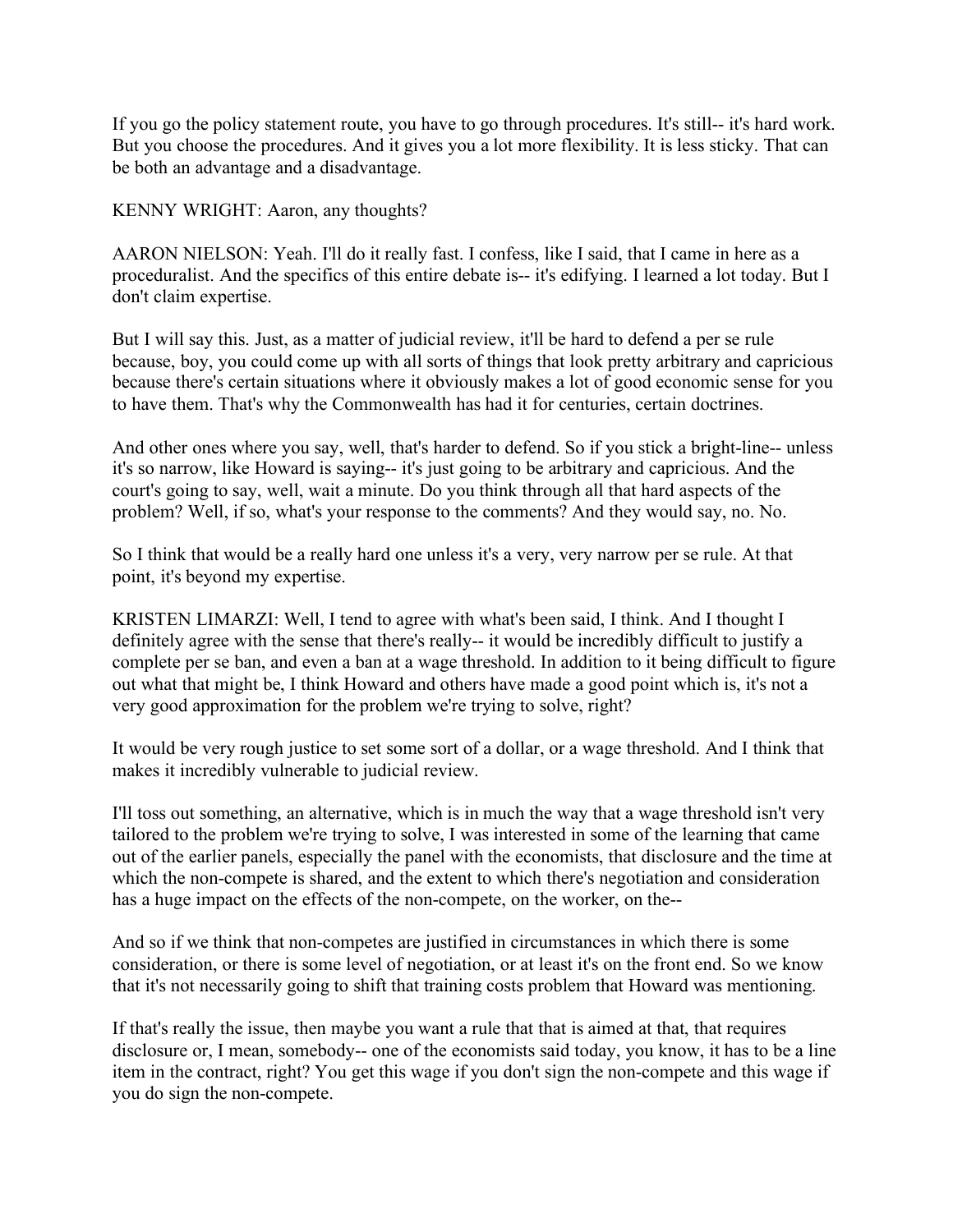If you go the policy statement route, you have to go through procedures. It's still-- it's hard work. But you choose the procedures. And it gives you a lot more flexibility. It is less sticky. That can be both an advantage and a disadvantage.

KENNY WRIGHT: Aaron, any thoughts?

AARON NIELSON: Yeah. I'll do it really fast. I confess, like I said, that I came in here as a proceduralist. And the specifics of this entire debate is-- it's edifying. I learned a lot today. But I don't claim expertise.

But I will say this. Just, as a matter of judicial review, it'll be hard to defend a per se rule because, boy, you could come up with all sorts of things that look pretty arbitrary and capricious because there's certain situations where it obviously makes a lot of good economic sense for you to have them. That's why the Commonwealth has had it for centuries, certain doctrines.

And other ones where you say, well, that's harder to defend. So if you stick a bright-line-- unless it's so narrow, like Howard is saying-- it's just going to be arbitrary and capricious. And the court's going to say, well, wait a minute. Do you think through all that hard aspects of the problem? Well, if so, what's your response to the comments? And they would say, no. No.

So I think that would be a really hard one unless it's a very, very narrow per se rule. At that point, it's beyond my expertise.

KRISTEN LIMARZI: Well, I tend to agree with what's been said, I think. And I thought I definitely agree with the sense that there's really-- it would be incredibly difficult to justify a complete per se ban, and even a ban at a wage threshold. In addition to it being difficult to figure out what that might be, I think Howard and others have made a good point which is, it's not a very good approximation for the problem we're trying to solve, right?

It would be very rough justice to set some sort of a dollar, or a wage threshold. And I think that makes it incredibly vulnerable to judicial review.

I'll toss out something, an alternative, which is in much the way that a wage threshold isn't very tailored to the problem we're trying to solve, I was interested in some of the learning that came out of the earlier panels, especially the panel with the economists, that disclosure and the time at which the non-compete is shared, and the extent to which there's negotiation and consideration has a huge impact on the effects of the non-compete, on the worker, on the--

And so if we think that non-competes are justified in circumstances in which there is some consideration, or there is some level of negotiation, or at least it's on the front end. So we know that it's not necessarily going to shift that training costs problem that Howard was mentioning.

If that's really the issue, then maybe you want a rule that that is aimed at that, that requires disclosure or, I mean, somebody-- one of the economists said today, you know, it has to be a line item in the contract, right? You get this wage if you don't sign the non-compete and this wage if you do sign the non-compete.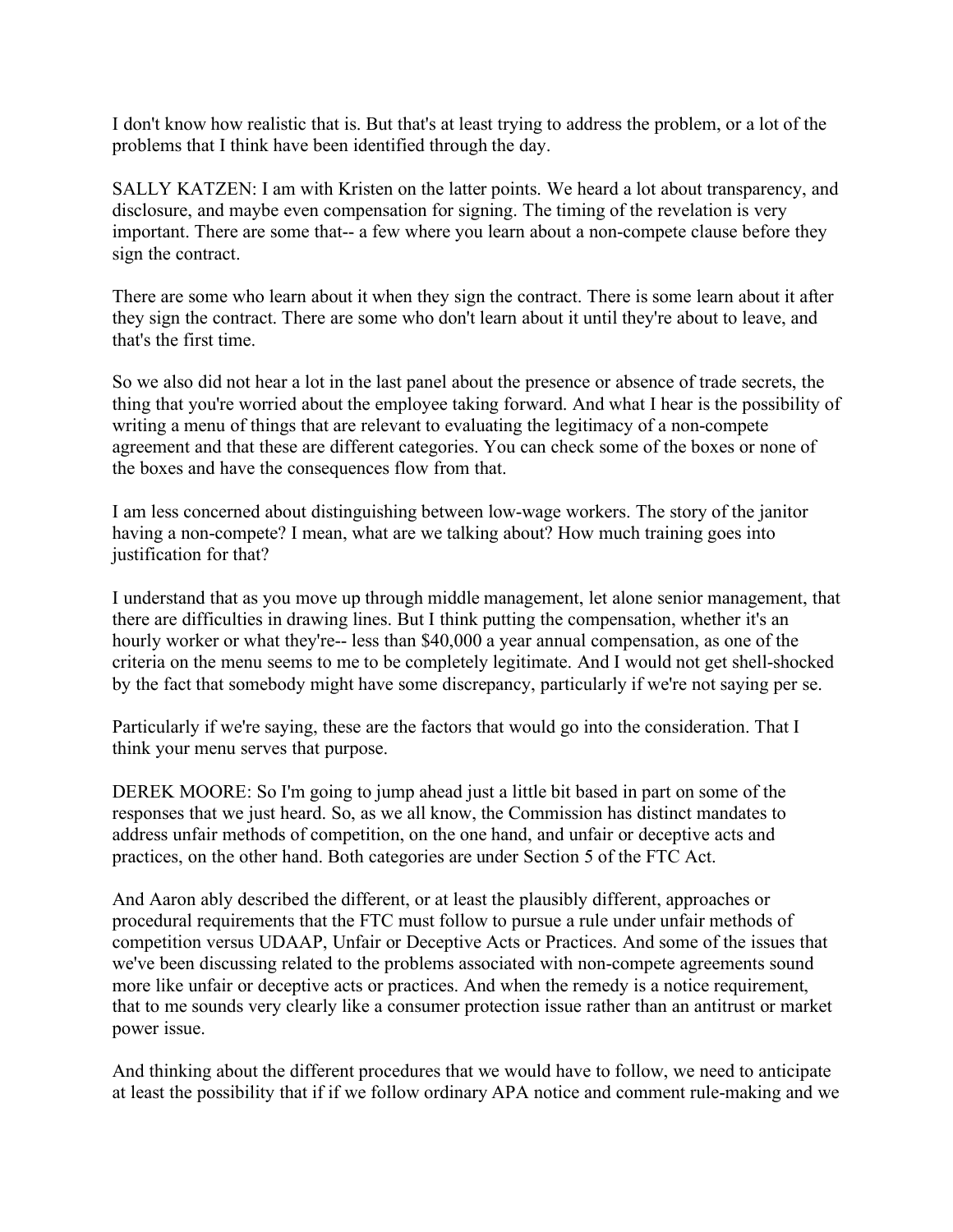I don't know how realistic that is. But that's at least trying to address the problem, or a lot of the problems that I think have been identified through the day.

SALLY KATZEN: I am with Kristen on the latter points. We heard a lot about transparency, and disclosure, and maybe even compensation for signing. The timing of the revelation is very important. There are some that-- a few where you learn about a non-compete clause before they sign the contract.

There are some who learn about it when they sign the contract. There is some learn about it after they sign the contract. There are some who don't learn about it until they're about to leave, and that's the first time.

So we also did not hear a lot in the last panel about the presence or absence of trade secrets, the thing that you're worried about the employee taking forward. And what I hear is the possibility of writing a menu of things that are relevant to evaluating the legitimacy of a non-compete agreement and that these are different categories. You can check some of the boxes or none of the boxes and have the consequences flow from that.

I am less concerned about distinguishing between low-wage workers. The story of the janitor having a non-compete? I mean, what are we talking about? How much training goes into justification for that?

I understand that as you move up through middle management, let alone senior management, that there are difficulties in drawing lines. But I think putting the compensation, whether it's an hourly worker or what they're-- less than $40,000 a year annual compensation, as one of the criteria on the menu seems to me to be completely legitimate. And I would not get shell-shocked by the fact that somebody might have some discrepancy, particularly if we're not saying per se.

Particularly if we're saying, these are the factors that would go into the consideration. That I think your menu serves that purpose.

DEREK MOORE: So I'm going to jump ahead just a little bit based in part on some of the responses that we just heard. So, as we all know, the Commission has distinct mandates to address unfair methods of competition, on the one hand, and unfair or deceptive acts and practices, on the other hand. Both categories are under Section 5 of the FTC Act.

And Aaron ably described the different, or at least the plausibly different, approaches or procedural requirements that the FTC must follow to pursue a rule under unfair methods of competition versus UDAAP, Unfair or Deceptive Acts or Practices. And some of the issues that we've been discussing related to the problems associated with non-compete agreements sound more like unfair or deceptive acts or practices. And when the remedy is a notice requirement, that to me sounds very clearly like a consumer protection issue rather than an antitrust or market power issue.

And thinking about the different procedures that we would have to follow, we need to anticipate at least the possibility that if if we follow ordinary APA notice and comment rule-making and we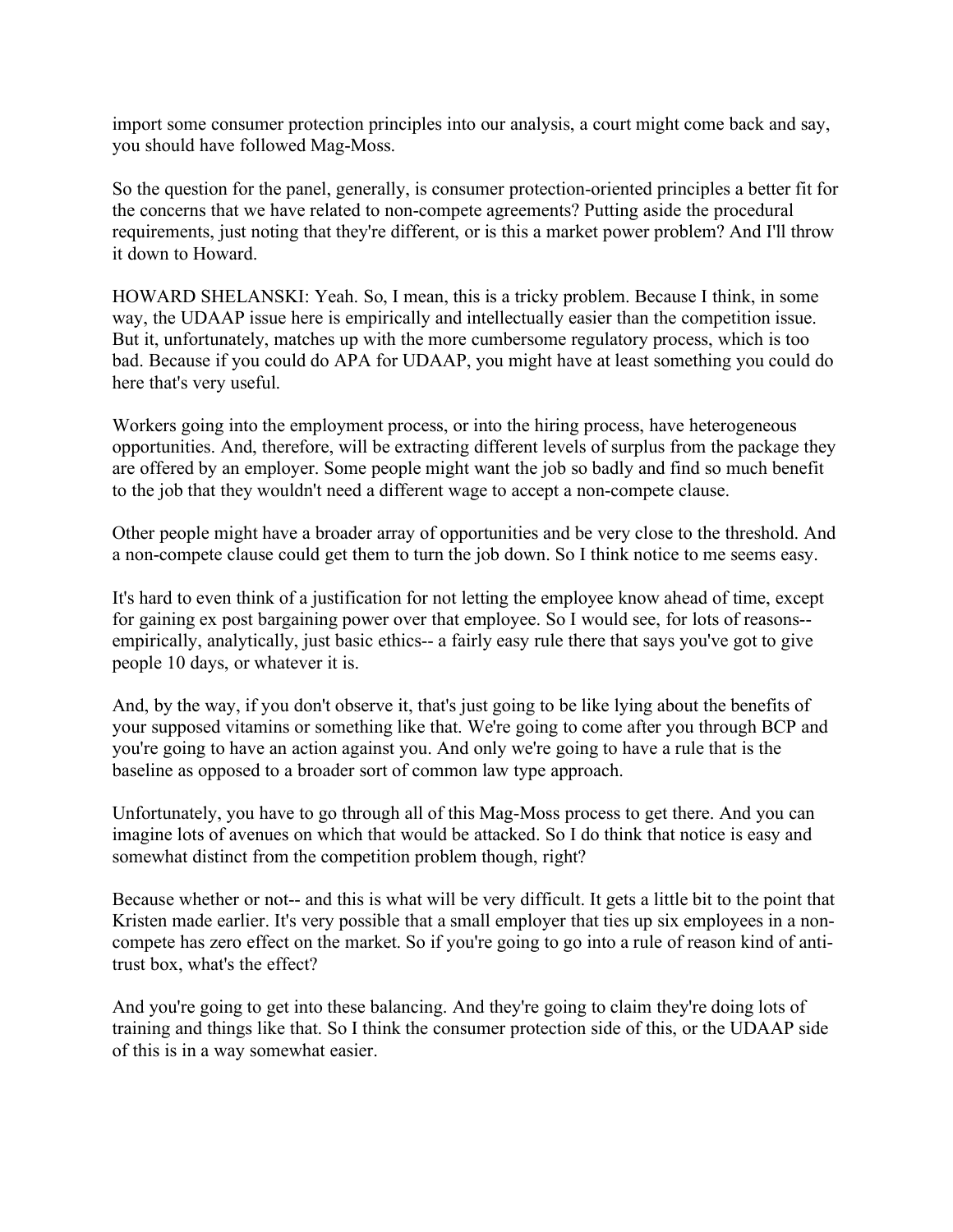import some consumer protection principles into our analysis, a court might come back and say, you should have followed Mag-Moss.

So the question for the panel, generally, is consumer protection-oriented principles a better fit for the concerns that we have related to non-compete agreements? Putting aside the procedural requirements, just noting that they're different, or is this a market power problem? And I'll throw it down to Howard.

HOWARD SHELANSKI: Yeah. So, I mean, this is a tricky problem. Because I think, in some way, the UDAAP issue here is empirically and intellectually easier than the competition issue. But it, unfortunately, matches up with the more cumbersome regulatory process, which is too bad. Because if you could do APA for UDAAP, you might have at least something you could do here that's very useful.

Workers going into the employment process, or into the hiring process, have heterogeneous opportunities. And, therefore, will be extracting different levels of surplus from the package they are offered by an employer. Some people might want the job so badly and find so much benefit to the job that they wouldn't need a different wage to accept a non-compete clause.

Other people might have a broader array of opportunities and be very close to the threshold. And a non-compete clause could get them to turn the job down. So I think notice to me seems easy.

It's hard to even think of a justification for not letting the employee know ahead of time, except for gaining ex post bargaining power over that employee. So I would see, for lots of reasons-- empirically, analytically, just basic ethics-- a fairly easy rule there that says you've got to give people 10 days, or whatever it is.

And, by the way, if you don't observe it, that's just going to be like lying about the benefits of your supposed vitamins or something like that. We're going to come after you through BCP and you're going to have an action against you. And only we're going to have a rule that is the baseline as opposed to a broader sort of common law type approach.

Unfortunately, you have to go through all of this Mag-Moss process to get there. And you can imagine lots of avenues on which that would be attacked. So I do think that notice is easy and somewhat distinct from the competition problem though, right?

Because whether or not-- and this is what will be very difficult. It gets a little bit to the point that Kristen made earlier. It's very possible that a small employer that ties up six employees in a non-compete has zero effect on the market. So if you're going to go into a rule of reason kind of anti-trust box, what's the effect?

And you're going to get into these balancing. And they're going to claim they're doing lots of training and things like that. So I think the consumer protection side of this, or the UDAAP side of this is in a way somewhat easier.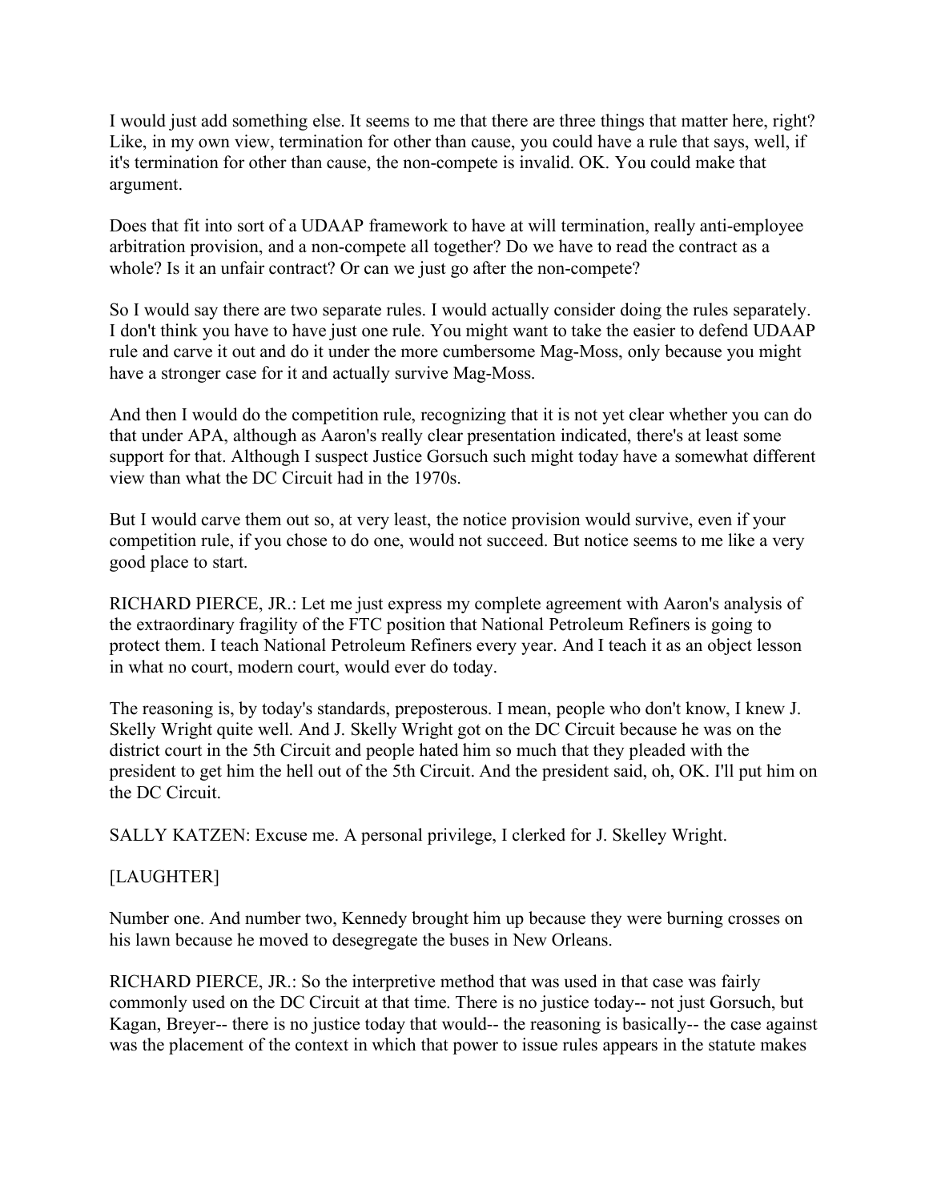I would just add something else. It seems to me that there are three things that matter here, right? Like, in my own view, termination for other than cause, you could have a rule that says, well, if it's termination for other than cause, the non-compete is invalid. OK. You could make that argument.

Does that fit into sort of a UDAAP framework to have at will termination, really anti-employee arbitration provision, and a non-compete all together? Do we have to read the contract as a whole? Is it an unfair contract? Or can we just go after the non-compete?

So I would say there are two separate rules. I would actually consider doing the rules separately. I don't think you have to have just one rule. You might want to take the easier to defend UDAAP rule and carve it out and do it under the more cumbersome Mag-Moss, only because you might have a stronger case for it and actually survive Mag-Moss.

And then I would do the competition rule, recognizing that it is not yet clear whether you can do that under APA, although as Aaron's really clear presentation indicated, there's at least some support for that. Although I suspect Justice Gorsuch such might today have a somewhat different view than what the DC Circuit had in the 1970s.

But I would carve them out so, at very least, the notice provision would survive, even if your competition rule, if you chose to do one, would not succeed. But notice seems to me like a very good place to start.

RICHARD PIERCE, JR.: Let me just express my complete agreement with Aaron's analysis of the extraordinary fragility of the FTC position that National Petroleum Refiners is going to protect them. I teach National Petroleum Refiners every year. And I teach it as an object lesson in what no court, modern court, would ever do today.

The reasoning is, by today's standards, preposterous. I mean, people who don't know, I knew J. Skelly Wright quite well. And J. Skelly Wright got on the DC Circuit because he was on the district court in the 5th Circuit and people hated him so much that they pleaded with the president to get him the hell out of the 5th Circuit. And the president said, oh, OK. I'll put him on the DC Circuit.

SALLY KATZEN: Excuse me. A personal privilege, I clerked for J. Skelley Wright.

[LAUGHTER]

Number one. And number two, Kennedy brought him up because they were burning crosses on his lawn because he moved to desegregate the buses in New Orleans.

RICHARD PIERCE, JR.: So the interpretive method that was used in that case was fairly commonly used on the DC Circuit at that time. There is no justice today-- not just Gorsuch, but Kagan, Breyer-- there is no justice today that would-- the reasoning is basically-- the case against was the placement of the context in which that power to issue rules appears in the statute makes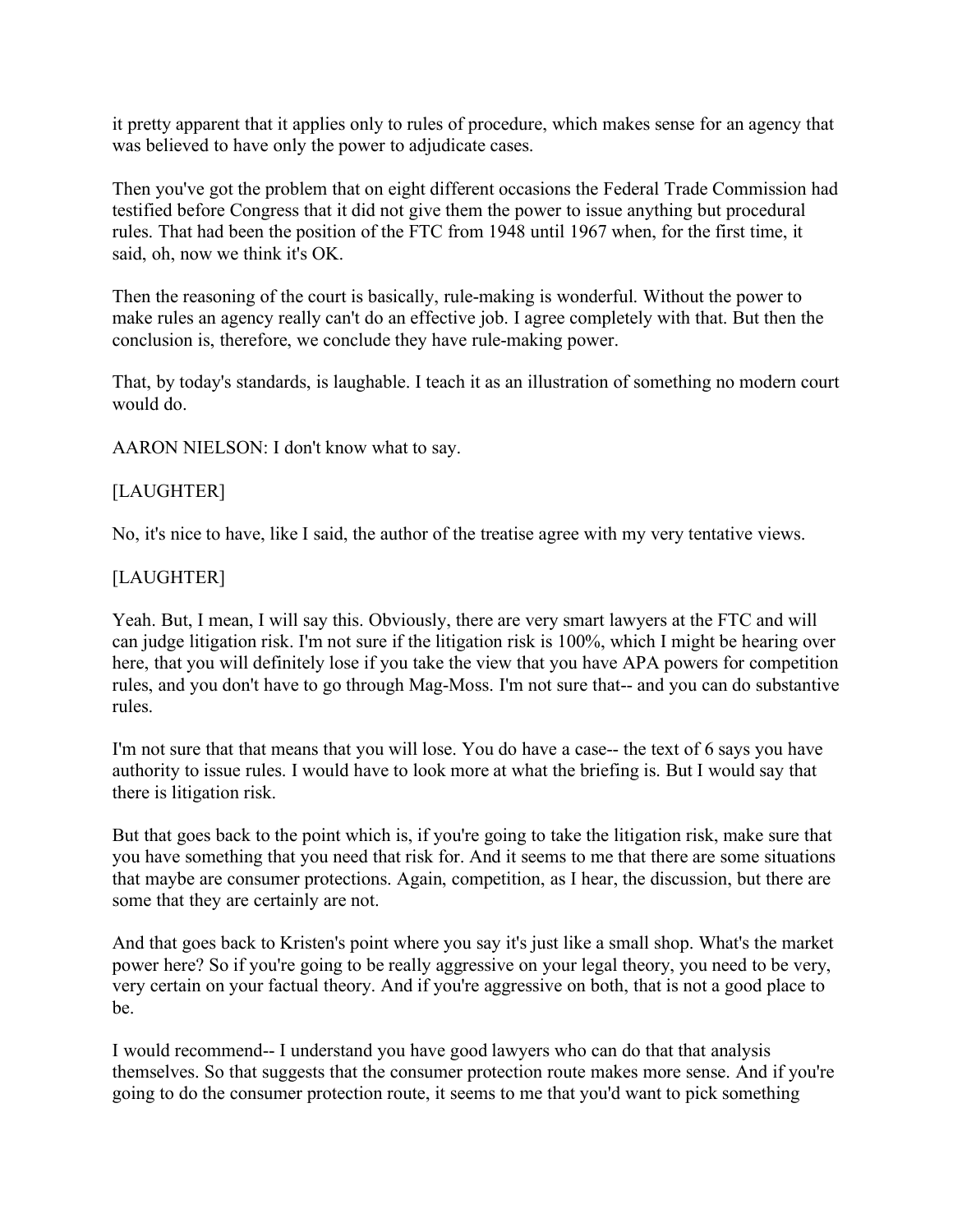it pretty apparent that it applies only to rules of procedure, which makes sense for an agency that was believed to have only the power to adjudicate cases.

Then you've got the problem that on eight different occasions the Federal Trade Commission had testified before Congress that it did not give them the power to issue anything but procedural rules. That had been the position of the FTC from 1948 until 1967 when, for the first time, it said, oh, now we think it's OK.

Then the reasoning of the court is basically, rule-making is wonderful. Without the power to make rules an agency really can't do an effective job. I agree completely with that. But then the conclusion is, therefore, we conclude they have rule-making power.

That, by today's standards, is laughable. I teach it as an illustration of something no modern court would do.

AARON NIELSON: I don't know what to say.

[LAUGHTER]

No, it's nice to have, like I said, the author of the treatise agree with my very tentative views.

[LAUGHTER]

Yeah. But, I mean, I will say this. Obviously, there are very smart lawyers at the FTC and will can judge litigation risk. I'm not sure if the litigation risk is 100%, which I might be hearing over here, that you will definitely lose if you take the view that you have APA powers for competition rules, and you don't have to go through Mag-Moss. I'm not sure that-- and you can do substantive rules.

I'm not sure that that means that you will lose. You do have a case-- the text of 6 says you have authority to issue rules. I would have to look more at what the briefing is. But I would say that there is litigation risk.

But that goes back to the point which is, if you're going to take the litigation risk, make sure that you have something that you need that risk for. And it seems to me that there are some situations that maybe are consumer protections. Again, competition, as I hear, the discussion, but there are some that they are certainly are not.

And that goes back to Kristen's point where you say it's just like a small shop. What's the market power here? So if you're going to be really aggressive on your legal theory, you need to be very, very certain on your factual theory. And if you're aggressive on both, that is not a good place to be.

I would recommend-- I understand you have good lawyers who can do that that analysis themselves. So that suggests that the consumer protection route makes more sense. And if you're going to do the consumer protection route, it seems to me that you'd want to pick something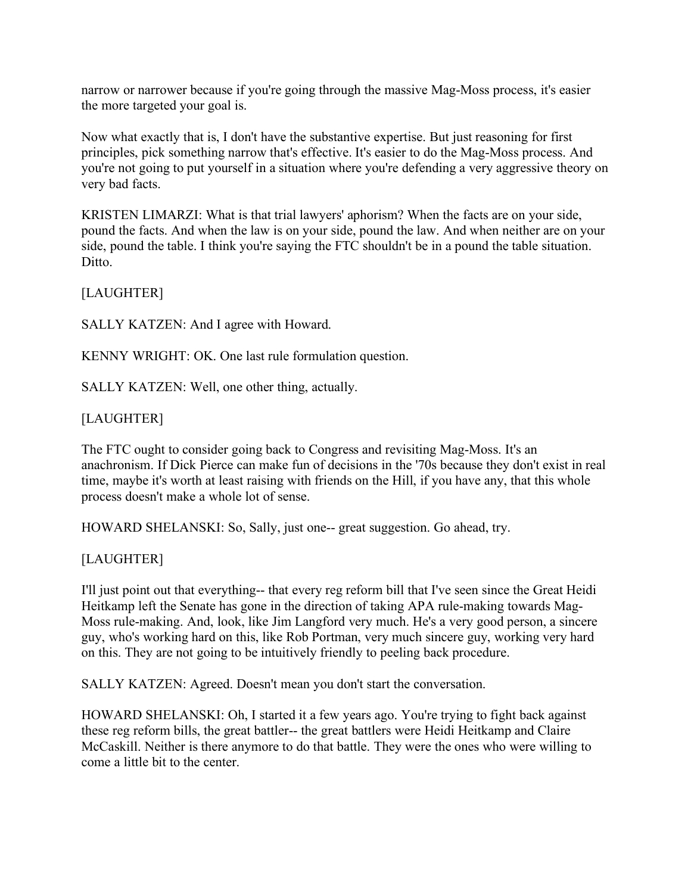narrow or narrower because if you're going through the massive Mag-Moss process, it's easier the more targeted your goal is.

Now what exactly that is, I don't have the substantive expertise. But just reasoning for first principles, pick something narrow that's effective. It's easier to do the Mag-Moss process. And you're not going to put yourself in a situation where you're defending a very aggressive theory on very bad facts.

KRISTEN LIMARZI: What is that trial lawyers' aphorism? When the facts are on your side, pound the facts. And when the law is on your side, pound the law. And when neither are on your side, pound the table. I think you're saying the FTC shouldn't be in a pound the table situation. Ditto.

[LAUGHTER]

SALLY KATZEN: And I agree with Howard.

KENNY WRIGHT: OK. One last rule formulation question.

SALLY KATZEN: Well, one other thing, actually.

[LAUGHTER]

The FTC ought to consider going back to Congress and revisiting Mag-Moss. It's an anachronism. If Dick Pierce can make fun of decisions in the '70s because they don't exist in real time, maybe it's worth at least raising with friends on the Hill, if you have any, that this whole process doesn't make a whole lot of sense.

HOWARD SHELANSKI: So, Sally, just one-- great suggestion. Go ahead, try.

[LAUGHTER]

I'll just point out that everything-- that every reg reform bill that I've seen since the Great Heidi Heitkamp left the Senate has gone in the direction of taking APA rule-making towards Mag-Moss rule-making. And, look, like Jim Langford very much. He's a very good person, a sincere guy, who's working hard on this, like Rob Portman, very much sincere guy, working very hard on this. They are not going to be intuitively friendly to peeling back procedure.

SALLY KATZEN: Agreed. Doesn't mean you don't start the conversation.

HOWARD SHELANSKI: Oh, I started it a few years ago. You're trying to fight back against these reg reform bills, the great battler-- the great battlers were Heidi Heitkamp and Claire McCaskill. Neither is there anymore to do that battle. They were the ones who were willing to come a little bit to the center.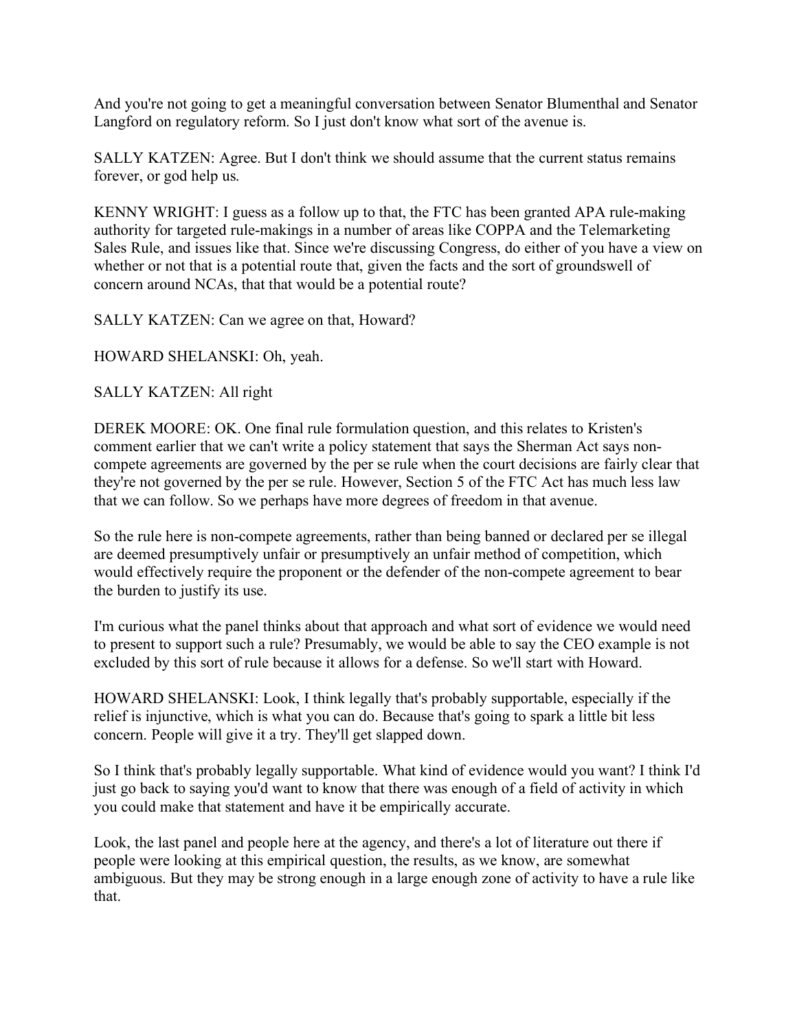And you're not going to get a meaningful conversation between Senator Blumenthal and Senator Langford on regulatory reform. So I just don't know what sort of the avenue is.

SALLY KATZEN: Agree. But I don't think we should assume that the current status remains forever, or god help us.

KENNY WRIGHT: I guess as a follow up to that, the FTC has been granted APA rule-making authority for targeted rule-makings in a number of areas like COPPA and the Telemarketing Sales Rule, and issues like that. Since we're discussing Congress, do either of you have a view on whether or not that is a potential route that, given the facts and the sort of groundswell of concern around NCAs, that that would be a potential route?

SALLY KATZEN: Can we agree on that, Howard?

HOWARD SHELANSKI: Oh, yeah.

SALLY KATZEN: All right

DEREK MOORE: OK. One final rule formulation question, and this relates to Kristen's comment earlier that we can't write a policy statement that says the Sherman Act says non-compete agreements are governed by the per se rule when the court decisions are fairly clear that they're not governed by the per se rule. However, Section 5 of the FTC Act has much less law that we can follow. So we perhaps have more degrees of freedom in that avenue.

So the rule here is non-compete agreements, rather than being banned or declared per se illegal are deemed presumptively unfair or presumptively an unfair method of competition, which would effectively require the proponent or the defender of the non-compete agreement to bear the burden to justify its use.

I'm curious what the panel thinks about that approach and what sort of evidence we would need to present to support such a rule? Presumably, we would be able to say the CEO example is not excluded by this sort of rule because it allows for a defense. So we'll start with Howard.

HOWARD SHELANSKI: Look, I think legally that's probably supportable, especially if the relief is injunctive, which is what you can do. Because that's going to spark a little bit less concern. People will give it a try. They'll get slapped down.

So I think that's probably legally supportable. What kind of evidence would you want? I think I'd just go back to saying you'd want to know that there was enough of a field of activity in which you could make that statement and have it be empirically accurate.

Look, the last panel and people here at the agency, and there's a lot of literature out there if people were looking at this empirical question, the results, as we know, are somewhat ambiguous. But they may be strong enough in a large enough zone of activity to have a rule like that.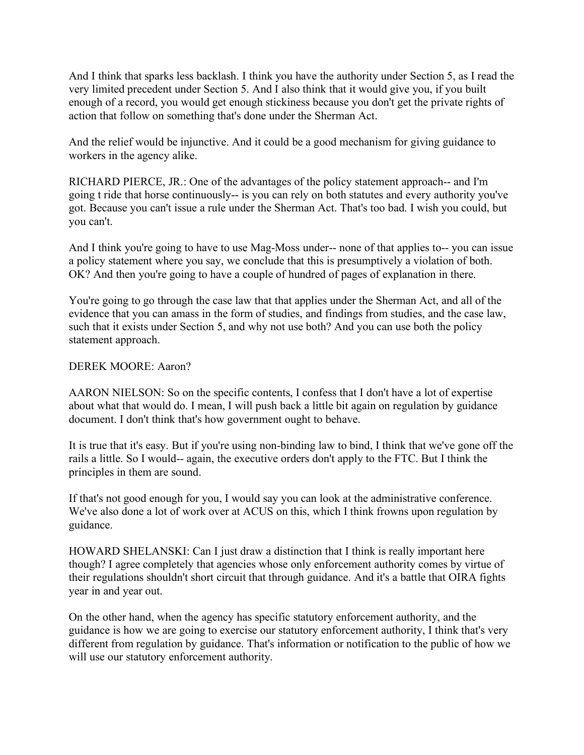And I think that sparks less backlash. I think you have the authority under Section 5, as I read the very limited precedent under Section 5. And I also think that it would give you, if you built enough of a record, you would get enough stickiness because you don't get the private rights of action that follow on something that's done under the Sherman Act.

And the relief would be injunctive. And it could be a good mechanism for giving guidance to workers in the agency alike.

RICHARD PIERCE, JR.: One of the advantages of the policy statement approach-- and I'm going t ride that horse continuously-- is you can rely on both statutes and every authority you've got. Because you can't issue a rule under the Sherman Act. That's too bad. I wish you could, but you can't.

And I think you're going to have to use Mag-Moss under-- none of that applies to-- you can issue a policy statement where you say, we conclude that this is presumptively a violation of both. OK? And then you're going to have a couple of hundred of pages of explanation in there.

You're going to go through the case law that that applies under the Sherman Act, and all of the evidence that you can amass in the form of studies, and findings from studies, and the case law, such that it exists under Section 5, and why not use both? And you can use both the policy statement approach.

DEREK MOORE: Aaron?

AARON NIELSON: So on the specific contents, I confess that I don't have a lot of expertise about what that would do. I mean, I will push back a little bit again on regulation by guidance document. I don't think that's how government ought to behave.

It is true that it's easy. But if you're using non-binding law to bind, I think that we've gone off the rails a little. So I would-- again, the executive orders don't apply to the FTC. But I think the principles in them are sound.

If that's not good enough for you, I would say you can look at the administrative conference. We've also done a lot of work over at ACUS on this, which I think frowns upon regulation by guidance.

HOWARD SHELANSKI: Can I just draw a distinction that I think is really important here though? I agree completely that agencies whose only enforcement authority comes by virtue of their regulations shouldn't short circuit that through guidance. And it's a battle that OIRA fights year in and year out.

On the other hand, when the agency has specific statutory enforcement authority, and the guidance is how we are going to exercise our statutory enforcement authority, I think that's very different from regulation by guidance. That's information or notification to the public of how we will use our statutory enforcement authority.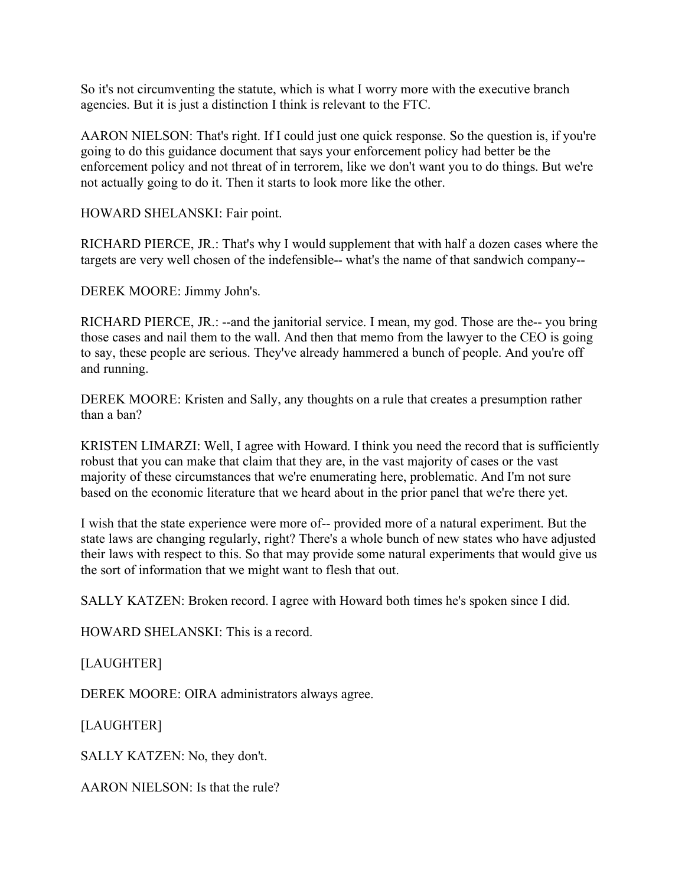So it's not circumventing the statute, which is what I worry more with the executive branch agencies. But it is just a distinction I think is relevant to the FTC.

AARON NIELSON: That's right. If I could just one quick response. So the question is, if you're going to do this guidance document that says your enforcement policy had better be the enforcement policy and not threat of in terrorem, like we don't want you to do things. But we're not actually going to do it. Then it starts to look more like the other.

HOWARD SHELANSKI: Fair point.

RICHARD PIERCE, JR.: That's why I would supplement that with half a dozen cases where the targets are very well chosen of the indefensible-- what's the name of that sandwich company--

DEREK MOORE: Jimmy John's.

RICHARD PIERCE, JR.: --and the janitorial service. I mean, my god. Those are the-- you bring those cases and nail them to the wall. And then that memo from the lawyer to the CEO is going to say, these people are serious. They've already hammered a bunch of people. And you're off and running.

DEREK MOORE: Kristen and Sally, any thoughts on a rule that creates a presumption rather than a ban?

KRISTEN LIMARZI: Well, I agree with Howard. I think you need the record that is sufficiently robust that you can make that claim that they are, in the vast majority of cases or the vast majority of these circumstances that we're enumerating here, problematic. And I'm not sure based on the economic literature that we heard about in the prior panel that we're there yet.

I wish that the state experience were more of-- provided more of a natural experiment. But the state laws are changing regularly, right? There's a whole bunch of new states who have adjusted their laws with respect to this. So that may provide some natural experiments that would give us the sort of information that we might want to flesh that out.

SALLY KATZEN: Broken record. I agree with Howard both times he's spoken since I did.

HOWARD SHELANSKI: This is a record.

[LAUGHTER]

DEREK MOORE: OIRA administrators always agree.

[LAUGHTER]

SALLY KATZEN: No, they don't.

AARON NIELSON: Is that the rule?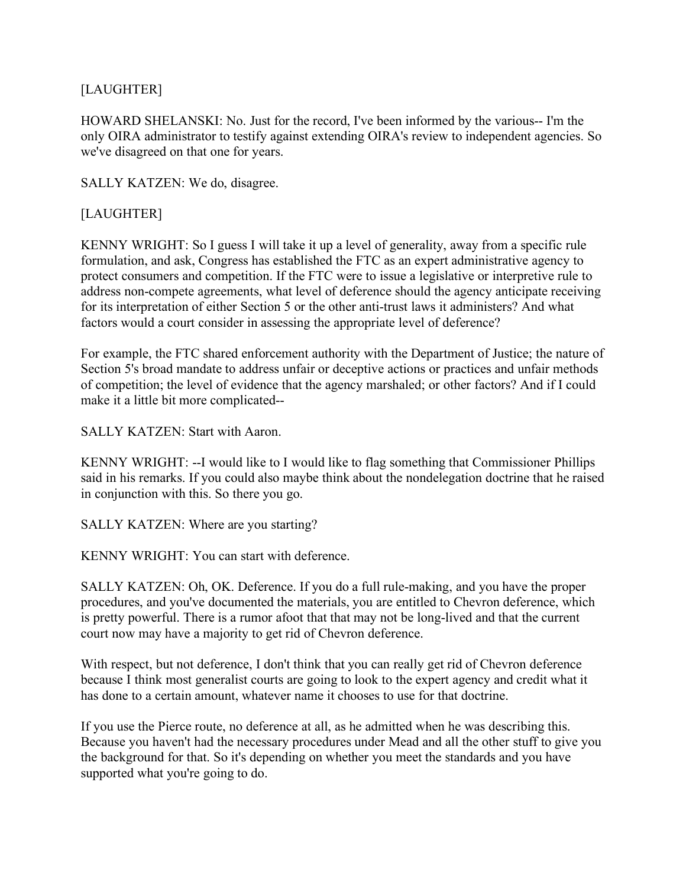[LAUGHTER]

HOWARD SHELANSKI: No. Just for the record, I've been informed by the various-- I'm the only OIRA administrator to testify against extending OIRA's review to independent agencies. So we've disagreed on that one for years.

SALLY KATZEN: We do, disagree.

[LAUGHTER]

KENNY WRIGHT: So I guess I will take it up a level of generality, away from a specific rule formulation, and ask, Congress has established the FTC as an expert administrative agency to protect consumers and competition. If the FTC were to issue a legislative or interpretive rule to address non-compete agreements, what level of deference should the agency anticipate receiving for its interpretation of either Section 5 or the other anti-trust laws it administers? And what factors would a court consider in assessing the appropriate level of deference?

For example, the FTC shared enforcement authority with the Department of Justice; the nature of Section 5's broad mandate to address unfair or deceptive actions or practices and unfair methods of competition; the level of evidence that the agency marshaled; or other factors? And if I could make it a little bit more complicated--

SALLY KATZEN: Start with Aaron.

KENNY WRIGHT: --I would like to I would like to flag something that Commissioner Phillips said in his remarks. If you could also maybe think about the nondelegation doctrine that he raised in conjunction with this. So there you go.

SALLY KATZEN: Where are you starting?

KENNY WRIGHT: You can start with deference.

SALLY KATZEN: Oh, OK. Deference. If you do a full rule-making, and you have the proper procedures, and you've documented the materials, you are entitled to Chevron deference, which is pretty powerful. There is a rumor afoot that that may not be long-lived and that the current court now may have a majority to get rid of Chevron deference.

With respect, but not deference, I don't think that you can really get rid of Chevron deference because I think most generalist courts are going to look to the expert agency and credit what it has done to a certain amount, whatever name it chooses to use for that doctrine.

If you use the Pierce route, no deference at all, as he admitted when he was describing this. Because you haven't had the necessary procedures under Mead and all the other stuff to give you the background for that. So it's depending on whether you meet the standards and you have supported what you're going to do.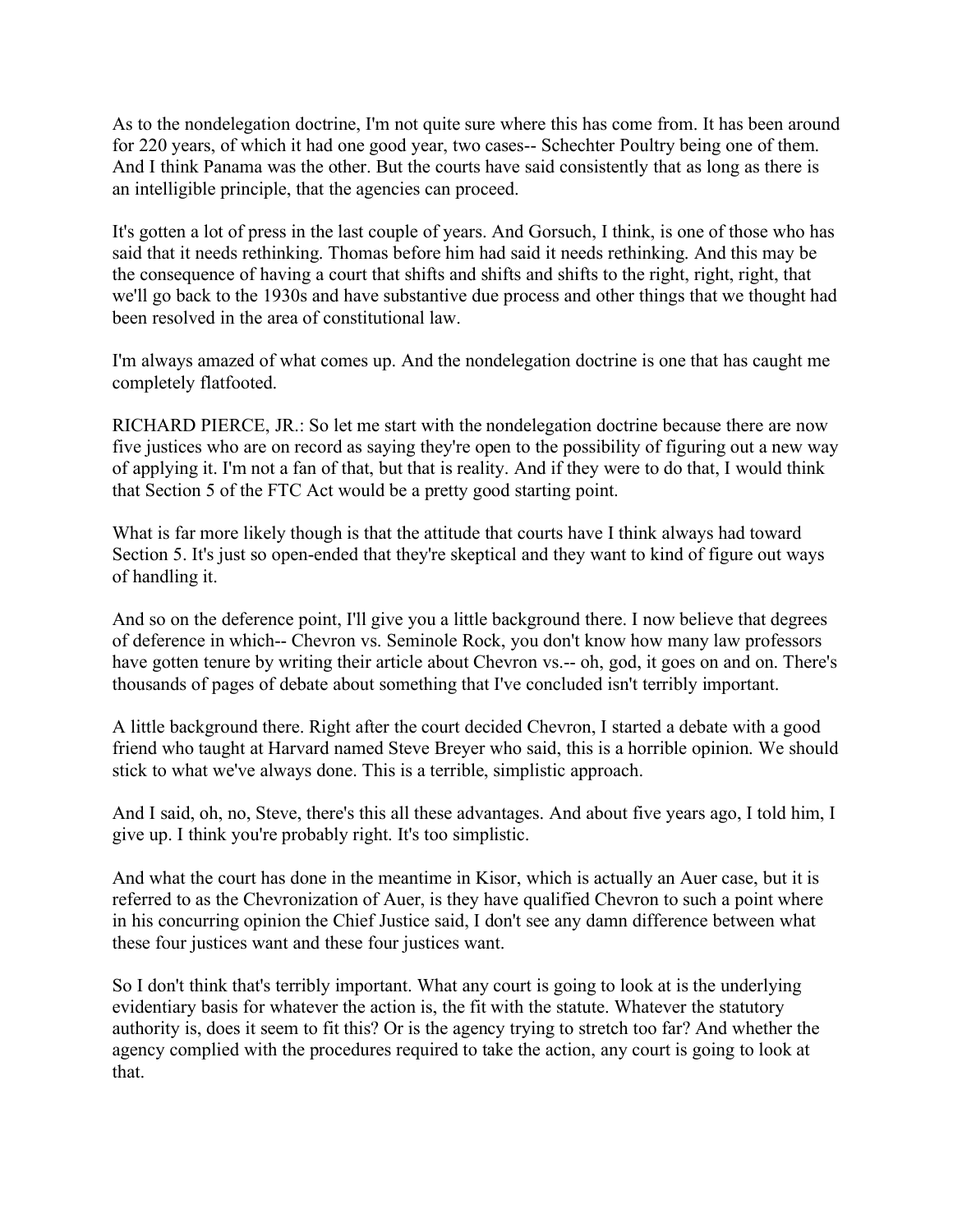As to the nondelegation doctrine, I'm not quite sure where this has come from. It has been around for 220 years, of which it had one good year, two cases-- Schechter Poultry being one of them. And I think Panama was the other. But the courts have said consistently that as long as there is an intelligible principle, that the agencies can proceed.

It's gotten a lot of press in the last couple of years. And Gorsuch, I think, is one of those who has said that it needs rethinking. Thomas before him had said it needs rethinking. And this may be the consequence of having a court that shifts and shifts and shifts to the right, right, right, that we'll go back to the 1930s and have substantive due process and other things that we thought had been resolved in the area of constitutional law.

I'm always amazed of what comes up. And the nondelegation doctrine is one that has caught me completely flatfooted.

RICHARD PIERCE, JR.: So let me start with the nondelegation doctrine because there are now five justices who are on record as saying they're open to the possibility of figuring out a new way of applying it. I'm not a fan of that, but that is reality. And if they were to do that, I would think that Section 5 of the FTC Act would be a pretty good starting point.

What is far more likely though is that the attitude that courts have I think always had toward Section 5. It's just so open-ended that they're skeptical and they want to kind of figure out ways of handling it.

And so on the deference point, I'll give you a little background there. I now believe that degrees of deference in which-- Chevron vs. Seminole Rock, you don't know how many law professors have gotten tenure by writing their article about Chevron vs.-- oh, god, it goes on and on. There's thousands of pages of debate about something that I've concluded isn't terribly important.

A little background there. Right after the court decided Chevron, I started a debate with a good friend who taught at Harvard named Steve Breyer who said, this is a horrible opinion. We should stick to what we've always done. This is a terrible, simplistic approach.

And I said, oh, no, Steve, there's this all these advantages. And about five years ago, I told him, I give up. I think you're probably right. It's too simplistic.

And what the court has done in the meantime in Kisor, which is actually an Auer case, but it is referred to as the Chevronization of Auer, is they have qualified Chevron to such a point where in his concurring opinion the Chief Justice said, I don't see any damn difference between what these four justices want and these four justices want.

So I don't think that's terribly important. What any court is going to look at is the underlying evidentiary basis for whatever the action is, the fit with the statute. Whatever the statutory authority is, does it seem to fit this? Or is the agency trying to stretch too far? And whether the agency complied with the procedures required to take the action, any court is going to look at that.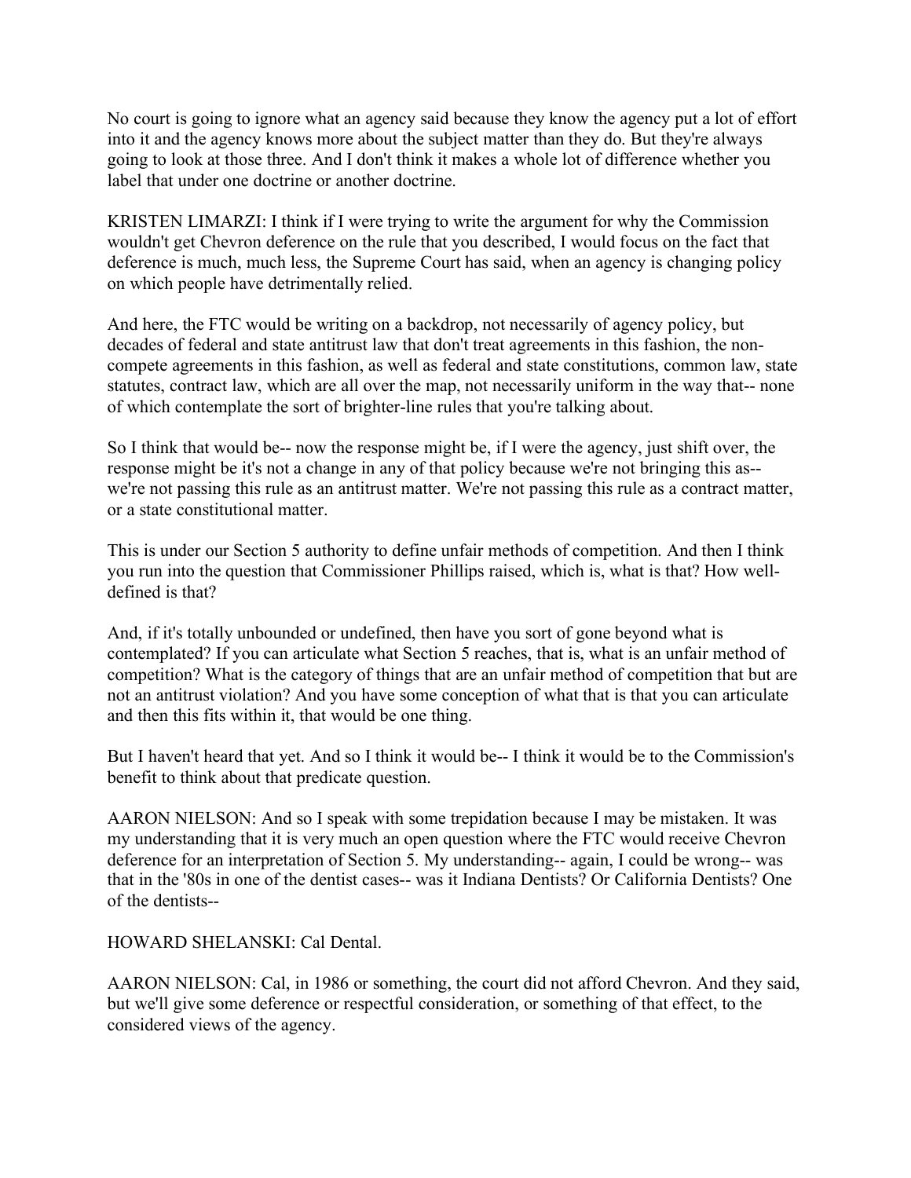No court is going to ignore what an agency said because they know the agency put a lot of effort into it and the agency knows more about the subject matter than they do. But they're always going to look at those three. And I don't think it makes a whole lot of difference whether you label that under one doctrine or another doctrine.

KRISTEN LIMARZI: I think if I were trying to write the argument for why the Commission wouldn't get Chevron deference on the rule that you described, I would focus on the fact that deference is much, much less, the Supreme Court has said, when an agency is changing policy on which people have detrimentally relied.

And here, the FTC would be writing on a backdrop, not necessarily of agency policy, but decades of federal and state antitrust law that don't treat agreements in this fashion, the non-compete agreements in this fashion, as well as federal and state constitutions, common law, state statutes, contract law, which are all over the map, not necessarily uniform in the way that-- none of which contemplate the sort of brighter-line rules that you're talking about.

So I think that would be-- now the response might be, if I were the agency, just shift over, the response might be it's not a change in any of that policy because we're not bringing this as-- we're not passing this rule as an antitrust matter. We're not passing this rule as a contract matter, or a state constitutional matter.

This is under our Section 5 authority to define unfair methods of competition. And then I think you run into the question that Commissioner Phillips raised, which is, what is that? How well-defined is that?

And, if it's totally unbounded or undefined, then have you sort of gone beyond what is contemplated? If you can articulate what Section 5 reaches, that is, what is an unfair method of competition? What is the category of things that are an unfair method of competition that but are not an antitrust violation? And you have some conception of what that is that you can articulate and then this fits within it, that would be one thing.

But I haven't heard that yet. And so I think it would be-- I think it would be to the Commission's benefit to think about that predicate question.

AARON NIELSON: And so I speak with some trepidation because I may be mistaken. It was my understanding that it is very much an open question where the FTC would receive Chevron deference for an interpretation of Section 5. My understanding-- again, I could be wrong-- was that in the '80s in one of the dentist cases-- was it Indiana Dentists? Or California Dentists? One of the dentists--

HOWARD SHELANSKI: Cal Dental.

AARON NIELSON: Cal, in 1986 or something, the court did not afford Chevron. And they said, but we'll give some deference or respectful consideration, or something of that effect, to the considered views of the agency.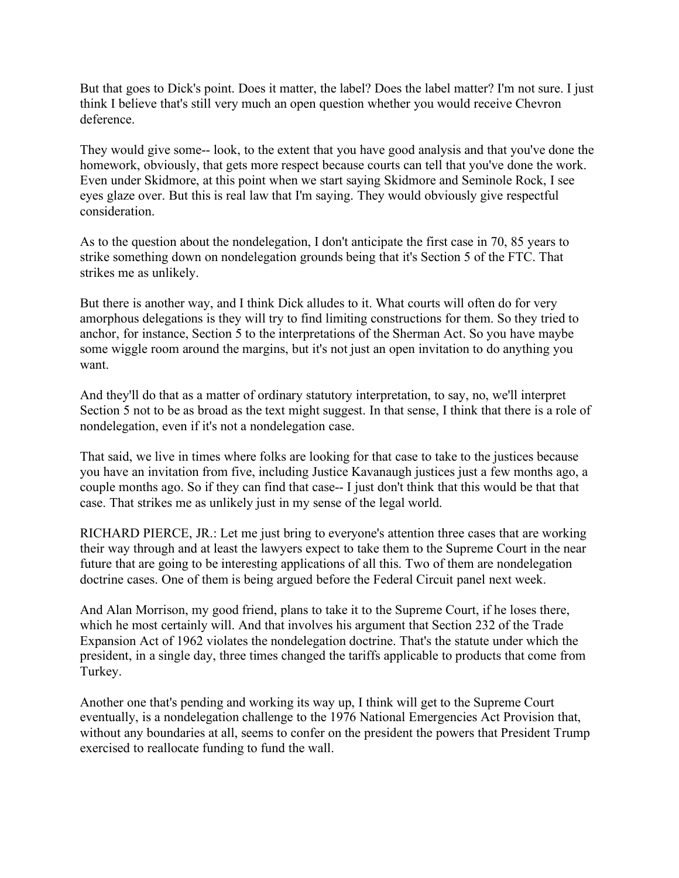But that goes to Dick's point. Does it matter, the label? Does the label matter? I'm not sure. I just think I believe that's still very much an open question whether you would receive Chevron deference.

They would give some-- look, to the extent that you have good analysis and that you've done the homework, obviously, that gets more respect because courts can tell that you've done the work. Even under Skidmore, at this point when we start saying Skidmore and Seminole Rock, I see eyes glaze over. But this is real law that I'm saying. They would obviously give respectful consideration.

As to the question about the nondelegation, I don't anticipate the first case in 70, 85 years to strike something down on nondelegation grounds being that it's Section 5 of the FTC. That strikes me as unlikely.

But there is another way, and I think Dick alludes to it. What courts will often do for very amorphous delegations is they will try to find limiting constructions for them. So they tried to anchor, for instance, Section 5 to the interpretations of the Sherman Act. So you have maybe some wiggle room around the margins, but it's not just an open invitation to do anything you want.

And they'll do that as a matter of ordinary statutory interpretation, to say, no, we'll interpret Section 5 not to be as broad as the text might suggest. In that sense, I think that there is a role of nondelegation, even if it's not a nondelegation case.

That said, we live in times where folks are looking for that case to take to the justices because you have an invitation from five, including Justice Kavanaugh justices just a few months ago, a couple months ago. So if they can find that case-- I just don't think that this would be that that case. That strikes me as unlikely just in my sense of the legal world.

RICHARD PIERCE, JR.: Let me just bring to everyone's attention three cases that are working their way through and at least the lawyers expect to take them to the Supreme Court in the near future that are going to be interesting applications of all this. Two of them are nondelegation doctrine cases. One of them is being argued before the Federal Circuit panel next week.

And Alan Morrison, my good friend, plans to take it to the Supreme Court, if he loses there, which he most certainly will. And that involves his argument that Section 232 of the Trade Expansion Act of 1962 violates the nondelegation doctrine. That's the statute under which the president, in a single day, three times changed the tariffs applicable to products that come from Turkey.

Another one that's pending and working its way up, I think will get to the Supreme Court eventually, is a nondelegation challenge to the 1976 National Emergencies Act Provision that, without any boundaries at all, seems to confer on the president the powers that President Trump exercised to reallocate funding to fund the wall.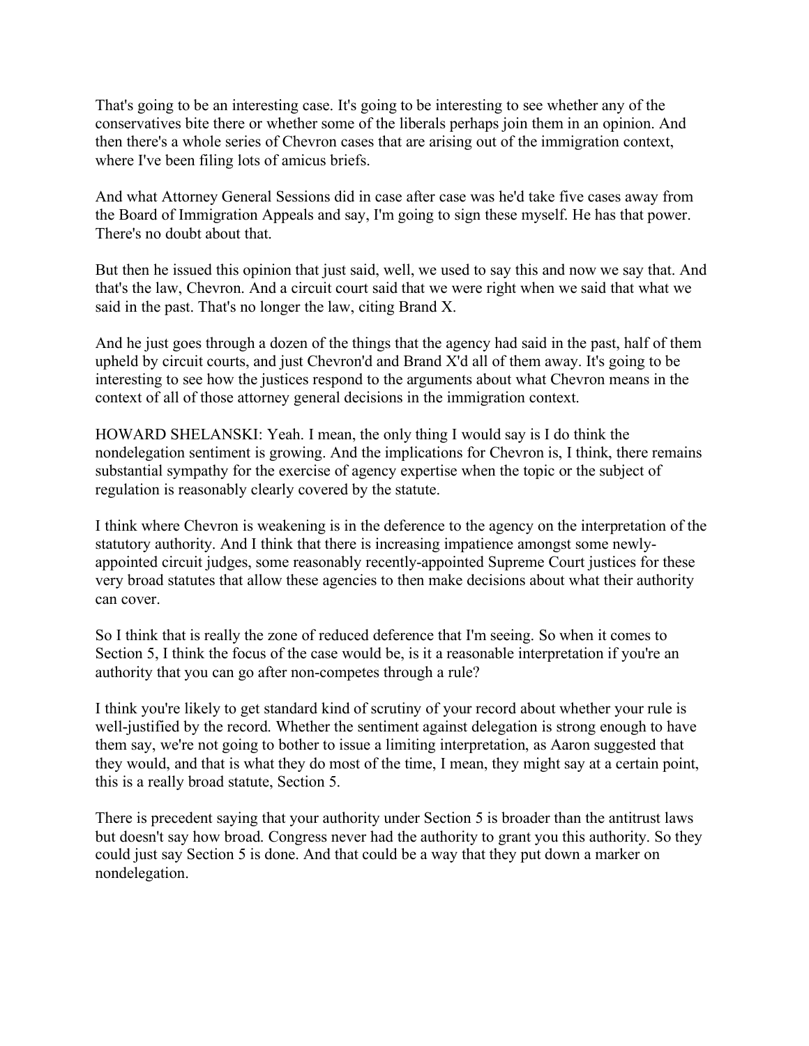That's going to be an interesting case. It's going to be interesting to see whether any of the conservatives bite there or whether some of the liberals perhaps join them in an opinion. And then there's a whole series of Chevron cases that are arising out of the immigration context, where I've been filing lots of amicus briefs.

And what Attorney General Sessions did in case after case was he'd take five cases away from the Board of Immigration Appeals and say, I'm going to sign these myself. He has that power. There's no doubt about that.

But then he issued this opinion that just said, well, we used to say this and now we say that. And that's the law, Chevron. And a circuit court said that we were right when we said that what we said in the past. That's no longer the law, citing Brand X.

And he just goes through a dozen of the things that the agency had said in the past, half of them upheld by circuit courts, and just Chevron'd and Brand X'd all of them away. It's going to be interesting to see how the justices respond to the arguments about what Chevron means in the context of all of those attorney general decisions in the immigration context.

HOWARD SHELANSKI: Yeah. I mean, the only thing I would say is I do think the nondelegation sentiment is growing. And the implications for Chevron is, I think, there remains substantial sympathy for the exercise of agency expertise when the topic or the subject of regulation is reasonably clearly covered by the statute.

I think where Chevron is weakening is in the deference to the agency on the interpretation of the statutory authority. And I think that there is increasing impatience amongst some newly-appointed circuit judges, some reasonably recently-appointed Supreme Court justices for these very broad statutes that allow these agencies to then make decisions about what their authority can cover.

So I think that is really the zone of reduced deference that I'm seeing. So when it comes to Section 5, I think the focus of the case would be, is it a reasonable interpretation if you're an authority that you can go after non-competes through a rule?

I think you're likely to get standard kind of scrutiny of your record about whether your rule is well-justified by the record. Whether the sentiment against delegation is strong enough to have them say, we're not going to bother to issue a limiting interpretation, as Aaron suggested that they would, and that is what they do most of the time, I mean, they might say at a certain point, this is a really broad statute, Section 5.

There is precedent saying that your authority under Section 5 is broader than the antitrust laws but doesn't say how broad. Congress never had the authority to grant you this authority. So they could just say Section 5 is done. And that could be a way that they put down a marker on nondelegation.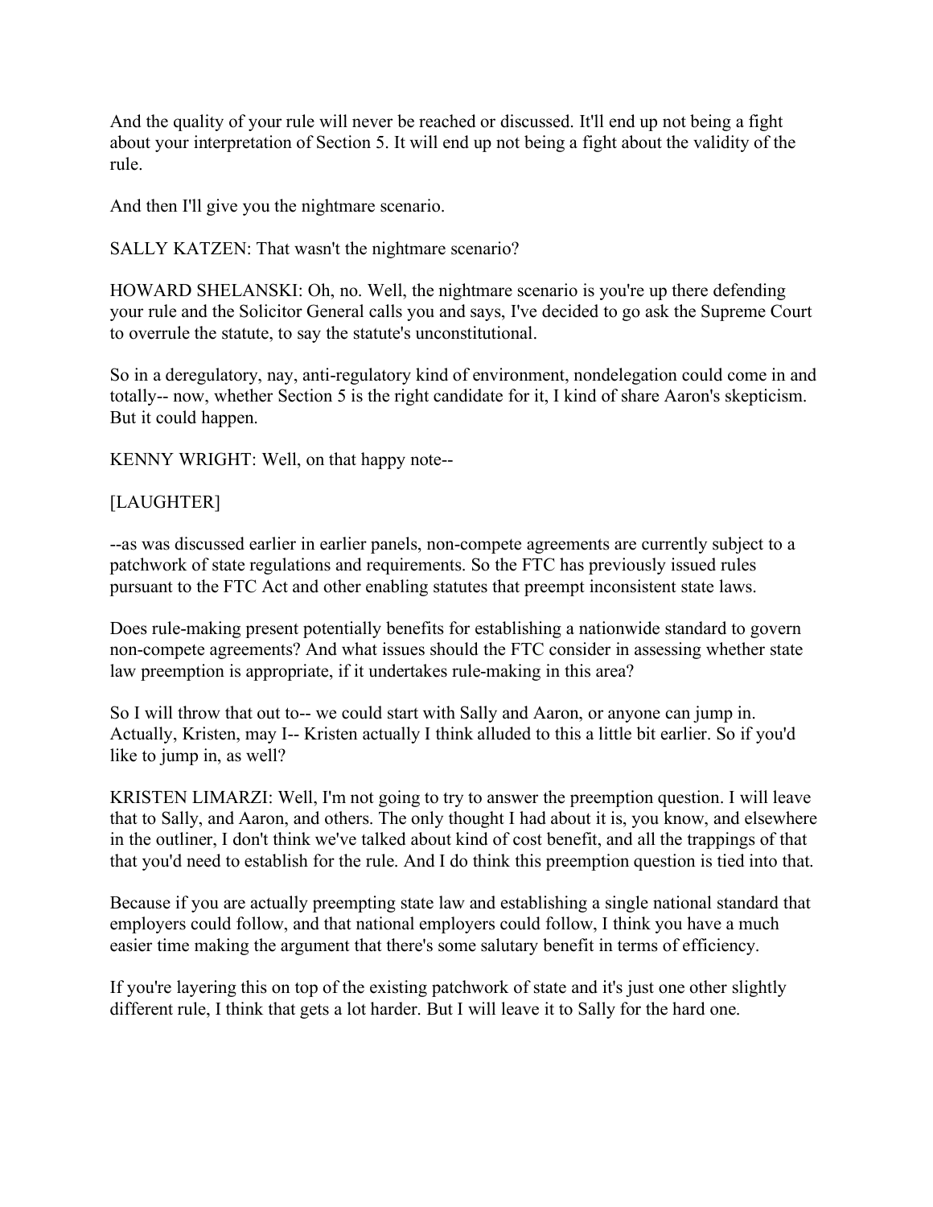And the quality of your rule will never be reached or discussed. It'll end up not being a fight about your interpretation of Section 5. It will end up not being a fight about the validity of the rule.

And then I'll give you the nightmare scenario.

SALLY KATZEN: That wasn't the nightmare scenario?

HOWARD SHELANSKI: Oh, no. Well, the nightmare scenario is you're up there defending your rule and the Solicitor General calls you and says, I've decided to go ask the Supreme Court to overrule the statute, to say the statute's unconstitutional.

So in a deregulatory, nay, anti-regulatory kind of environment, nondelegation could come in and totally-- now, whether Section 5 is the right candidate for it, I kind of share Aaron's skepticism. But it could happen.

KENNY WRIGHT: Well, on that happy note--

[LAUGHTER]

--as was discussed earlier in earlier panels, non-compete agreements are currently subject to a patchwork of state regulations and requirements. So the FTC has previously issued rules pursuant to the FTC Act and other enabling statutes that preempt inconsistent state laws.

Does rule-making present potentially benefits for establishing a nationwide standard to govern non-compete agreements? And what issues should the FTC consider in assessing whether state law preemption is appropriate, if it undertakes rule-making in this area?

So I will throw that out to-- we could start with Sally and Aaron, or anyone can jump in. Actually, Kristen, may I-- Kristen actually I think alluded to this a little bit earlier. So if you'd like to jump in, as well?

KRISTEN LIMARZI: Well, I'm not going to try to answer the preemption question. I will leave that to Sally, and Aaron, and others. The only thought I had about it is, you know, and elsewhere in the outliner, I don't think we've talked about kind of cost benefit, and all the trappings of that that you'd need to establish for the rule. And I do think this preemption question is tied into that.

Because if you are actually preempting state law and establishing a single national standard that employers could follow, and that national employers could follow, I think you have a much easier time making the argument that there's some salutary benefit in terms of efficiency.

If you're layering this on top of the existing patchwork of state and it's just one other slightly different rule, I think that gets a lot harder. But I will leave it to Sally for the hard one.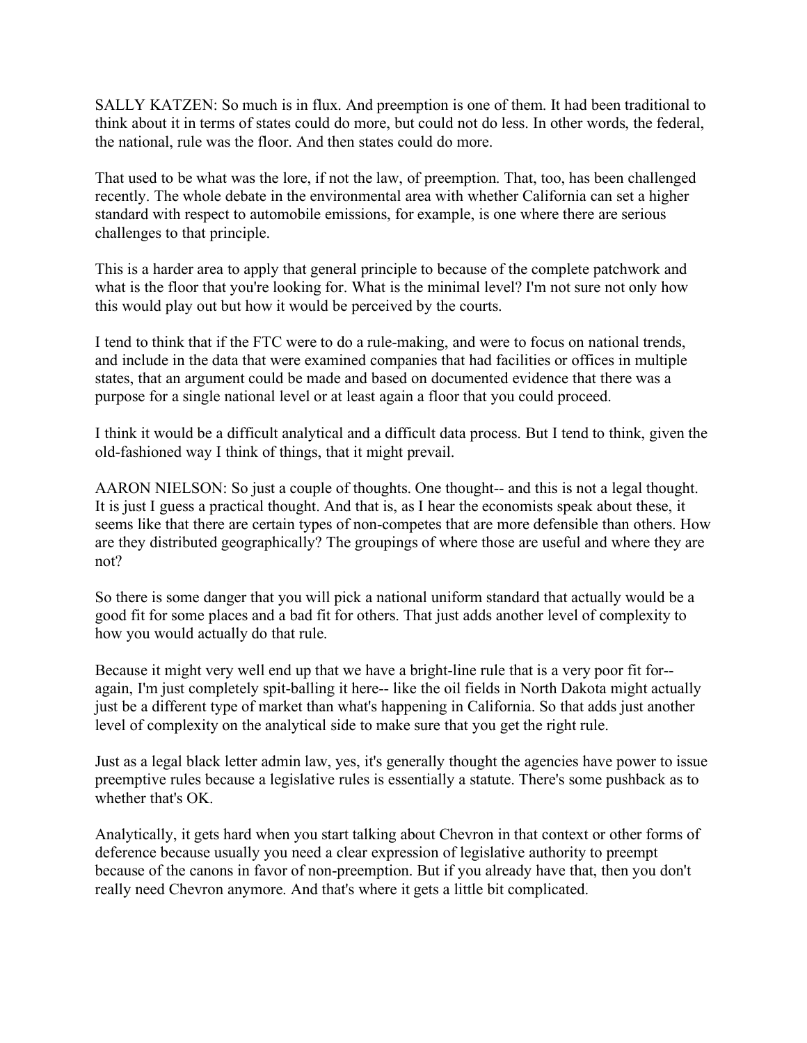SALLY KATZEN: So much is in flux. And preemption is one of them. It had been traditional to think about it in terms of states could do more, but could not do less. In other words, the federal, the national, rule was the floor. And then states could do more.

That used to be what was the lore, if not the law, of preemption. That, too, has been challenged recently. The whole debate in the environmental area with whether California can set a higher standard with respect to automobile emissions, for example, is one where there are serious challenges to that principle.

This is a harder area to apply that general principle to because of the complete patchwork and what is the floor that you're looking for. What is the minimal level? I'm not sure not only how this would play out but how it would be perceived by the courts.

I tend to think that if the FTC were to do a rule-making, and were to focus on national trends, and include in the data that were examined companies that had facilities or offices in multiple states, that an argument could be made and based on documented evidence that there was a purpose for a single national level or at least again a floor that you could proceed.

I think it would be a difficult analytical and a difficult data process. But I tend to think, given the old-fashioned way I think of things, that it might prevail.

AARON NIELSON: So just a couple of thoughts. One thought-- and this is not a legal thought. It is just I guess a practical thought. And that is, as I hear the economists speak about these, it seems like that there are certain types of non-competes that are more defensible than others. How are they distributed geographically? The groupings of where those are useful and where they are not?

So there is some danger that you will pick a national uniform standard that actually would be a good fit for some places and a bad fit for others. That just adds another level of complexity to how you would actually do that rule.

Because it might very well end up that we have a bright-line rule that is a very poor fit for-- again, I'm just completely spit-balling it here-- like the oil fields in North Dakota might actually just be a different type of market than what's happening in California. So that adds just another level of complexity on the analytical side to make sure that you get the right rule.

Just as a legal black letter admin law, yes, it's generally thought the agencies have power to issue preemptive rules because a legislative rules is essentially a statute. There's some pushback as to whether that's OK.

Analytically, it gets hard when you start talking about Chevron in that context or other forms of deference because usually you need a clear expression of legislative authority to preempt because of the canons in favor of non-preemption. But if you already have that, then you don't really need Chevron anymore. And that's where it gets a little bit complicated.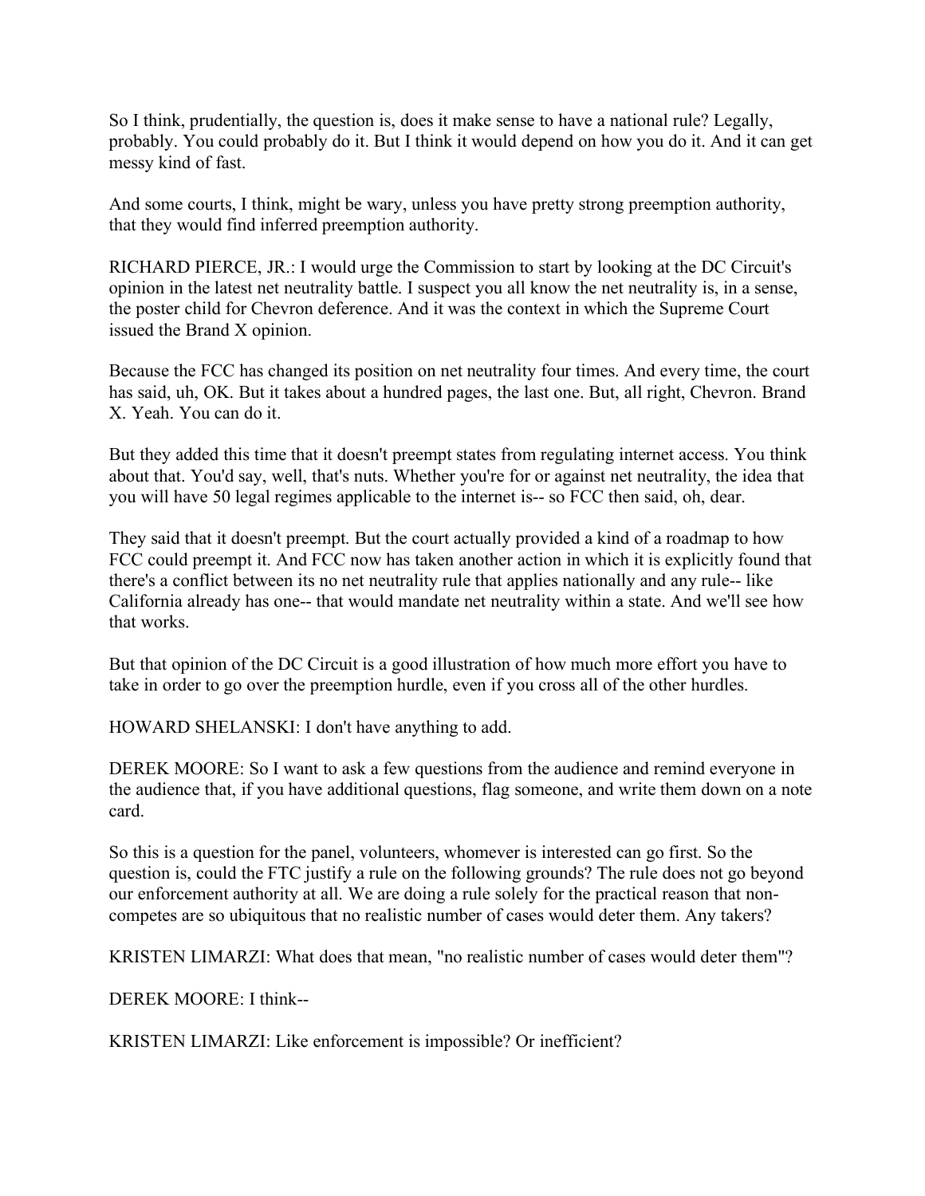So I think, prudentially, the question is, does it make sense to have a national rule? Legally, probably. You could probably do it. But I think it would depend on how you do it. And it can get messy kind of fast.

And some courts, I think, might be wary, unless you have pretty strong preemption authority, that they would find inferred preemption authority.

RICHARD PIERCE, JR.: I would urge the Commission to start by looking at the DC Circuit's opinion in the latest net neutrality battle. I suspect you all know the net neutrality is, in a sense, the poster child for Chevron deference. And it was the context in which the Supreme Court issued the Brand X opinion.

Because the FCC has changed its position on net neutrality four times. And every time, the court has said, uh, OK. But it takes about a hundred pages, the last one. But, all right, Chevron. Brand X. Yeah. You can do it.

But they added this time that it doesn't preempt states from regulating internet access. You think about that. You'd say, well, that's nuts. Whether you're for or against net neutrality, the idea that you will have 50 legal regimes applicable to the internet is-- so FCC then said, oh, dear.

They said that it doesn't preempt. But the court actually provided a kind of a roadmap to how FCC could preempt it. And FCC now has taken another action in which it is explicitly found that there's a conflict between its no net neutrality rule that applies nationally and any rule-- like California already has one-- that would mandate net neutrality within a state. And we'll see how that works.

But that opinion of the DC Circuit is a good illustration of how much more effort you have to take in order to go over the preemption hurdle, even if you cross all of the other hurdles.

HOWARD SHELANSKI: I don't have anything to add.

DEREK MOORE: So I want to ask a few questions from the audience and remind everyone in the audience that, if you have additional questions, flag someone, and write them down on a note card.

So this is a question for the panel, volunteers, whomever is interested can go first. So the question is, could the FTC justify a rule on the following grounds? The rule does not go beyond our enforcement authority at all. We are doing a rule solely for the practical reason that non-competes are so ubiquitous that no realistic number of cases would deter them. Any takers?

KRISTEN LIMARZI: What does that mean, "no realistic number of cases would deter them"?

DEREK MOORE: I think--

KRISTEN LIMARZI: Like enforcement is impossible? Or inefficient?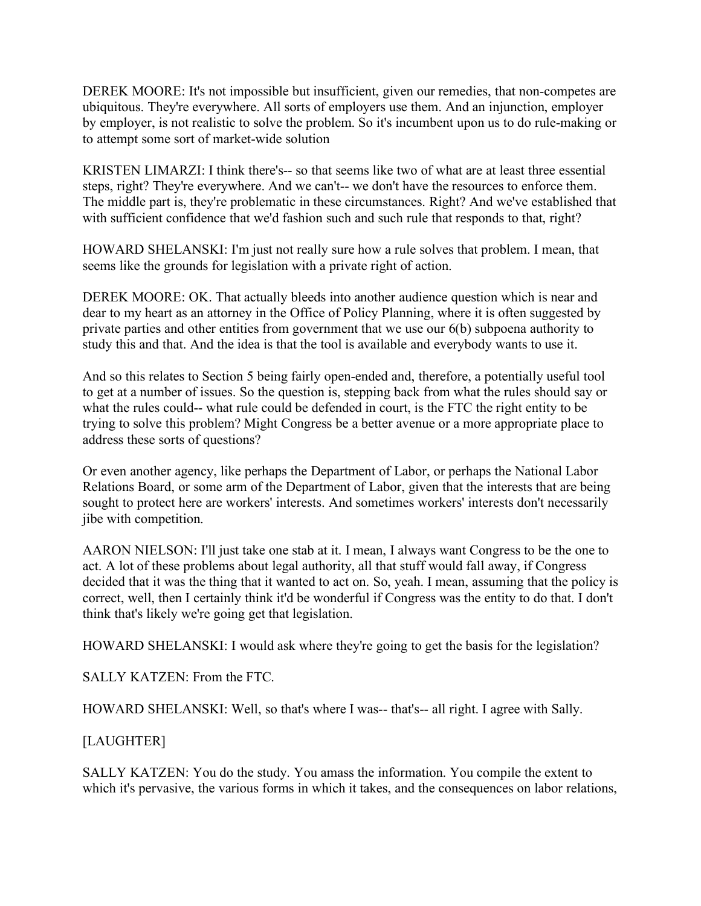DEREK MOORE: It's not impossible but insufficient, given our remedies, that non-competes are ubiquitous. They're everywhere. All sorts of employers use them. And an injunction, employer by employer, is not realistic to solve the problem. So it's incumbent upon us to do rule-making or to attempt some sort of market-wide solution

KRISTEN LIMARZI: I think there's-- so that seems like two of what are at least three essential steps, right? They're everywhere. And we can't-- we don't have the resources to enforce them. The middle part is, they're problematic in these circumstances. Right? And we've established that with sufficient confidence that we'd fashion such and such rule that responds to that, right?

HOWARD SHELANSKI: I'm just not really sure how a rule solves that problem. I mean, that seems like the grounds for legislation with a private right of action.

DEREK MOORE: OK. That actually bleeds into another audience question which is near and dear to my heart as an attorney in the Office of Policy Planning, where it is often suggested by private parties and other entities from government that we use our 6(b) subpoena authority to study this and that. And the idea is that the tool is available and everybody wants to use it.

And so this relates to Section 5 being fairly open-ended and, therefore, a potentially useful tool to get at a number of issues. So the question is, stepping back from what the rules should say or what the rules could-- what rule could be defended in court, is the FTC the right entity to be trying to solve this problem? Might Congress be a better avenue or a more appropriate place to address these sorts of questions?

Or even another agency, like perhaps the Department of Labor, or perhaps the National Labor Relations Board, or some arm of the Department of Labor, given that the interests that are being sought to protect here are workers' interests. And sometimes workers' interests don't necessarily jibe with competition.

AARON NIELSON: I'll just take one stab at it. I mean, I always want Congress to be the one to act. A lot of these problems about legal authority, all that stuff would fall away, if Congress decided that it was the thing that it wanted to act on. So, yeah. I mean, assuming that the policy is correct, well, then I certainly think it'd be wonderful if Congress was the entity to do that. I don't think that's likely we're going get that legislation.

HOWARD SHELANSKI: I would ask where they're going to get the basis for the legislation?

SALLY KATZEN: From the FTC.

HOWARD SHELANSKI: Well, so that's where I was-- that's-- all right. I agree with Sally.

[LAUGHTER]

SALLY KATZEN: You do the study. You amass the information. You compile the extent to which it's pervasive, the various forms in which it takes, and the consequences on labor relations,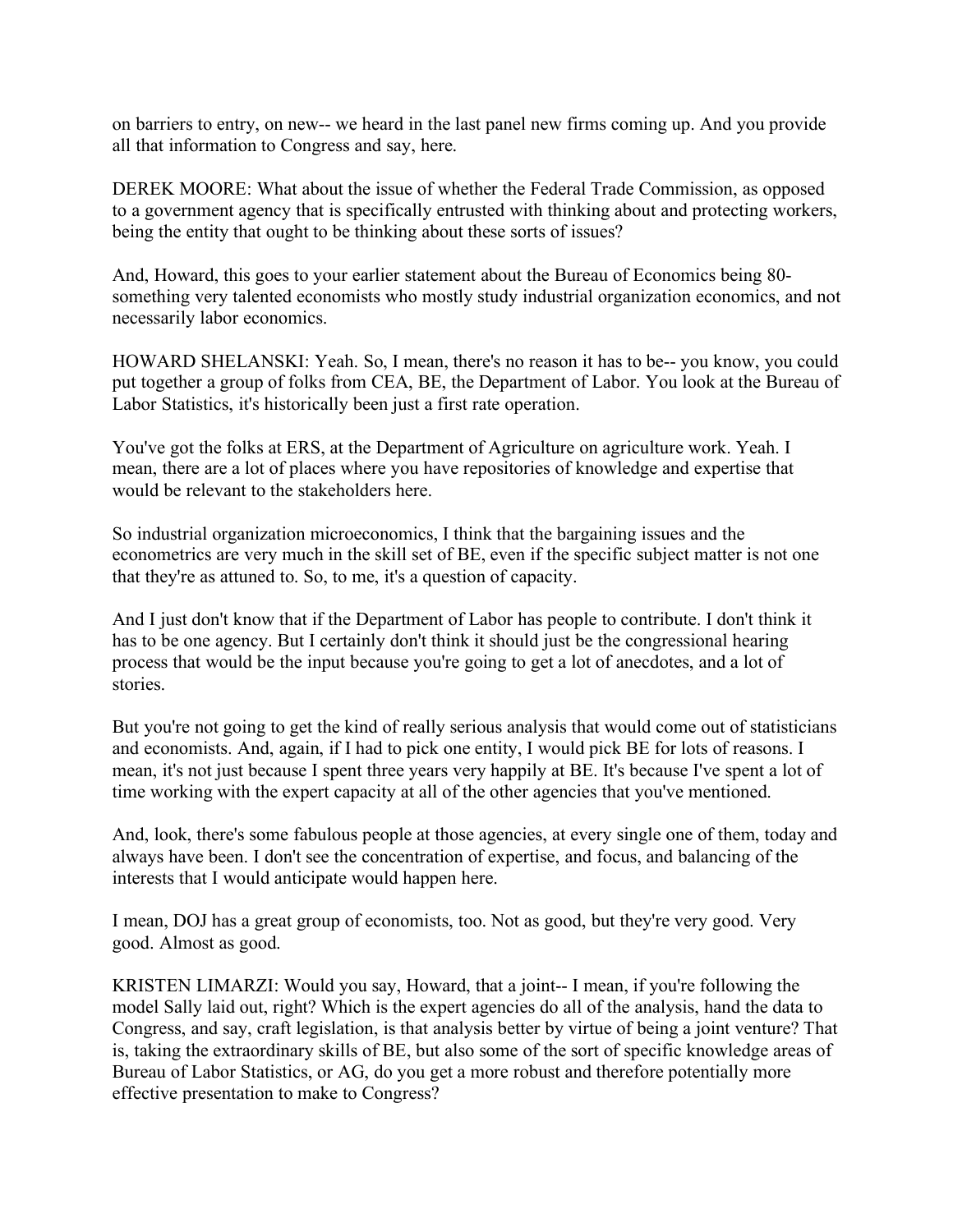on barriers to entry, on new-- we heard in the last panel new firms coming up. And you provide all that information to Congress and say, here.

DEREK MOORE: What about the issue of whether the Federal Trade Commission, as opposed to a government agency that is specifically entrusted with thinking about and protecting workers, being the entity that ought to be thinking about these sorts of issues?

And, Howard, this goes to your earlier statement about the Bureau of Economics being 80-something very talented economists who mostly study industrial organization economics, and not necessarily labor economics.

HOWARD SHELANSKI: Yeah. So, I mean, there's no reason it has to be-- you know, you could put together a group of folks from CEA, BE, the Department of Labor. You look at the Bureau of Labor Statistics, it's historically been just a first rate operation.

You've got the folks at ERS, at the Department of Agriculture on agriculture work. Yeah. I mean, there are a lot of places where you have repositories of knowledge and expertise that would be relevant to the stakeholders here.

So industrial organization microeconomics, I think that the bargaining issues and the econometrics are very much in the skill set of BE, even if the specific subject matter is not one that they're as attuned to. So, to me, it's a question of capacity.

And I just don't know that if the Department of Labor has people to contribute. I don't think it has to be one agency. But I certainly don't think it should just be the congressional hearing process that would be the input because you're going to get a lot of anecdotes, and a lot of stories.

But you're not going to get the kind of really serious analysis that would come out of statisticians and economists. And, again, if I had to pick one entity, I would pick BE for lots of reasons. I mean, it's not just because I spent three years very happily at BE. It's because I've spent a lot of time working with the expert capacity at all of the other agencies that you've mentioned.

And, look, there's some fabulous people at those agencies, at every single one of them, today and always have been. I don't see the concentration of expertise, and focus, and balancing of the interests that I would anticipate would happen here.

I mean, DOJ has a great group of economists, too. Not as good, but they're very good. Very good. Almost as good.

KRISTEN LIMARZI: Would you say, Howard, that a joint-- I mean, if you're following the model Sally laid out, right? Which is the expert agencies do all of the analysis, hand the data to Congress, and say, craft legislation, is that analysis better by virtue of being a joint venture? That is, taking the extraordinary skills of BE, but also some of the sort of specific knowledge areas of Bureau of Labor Statistics, or AG, do you get a more robust and therefore potentially more effective presentation to make to Congress?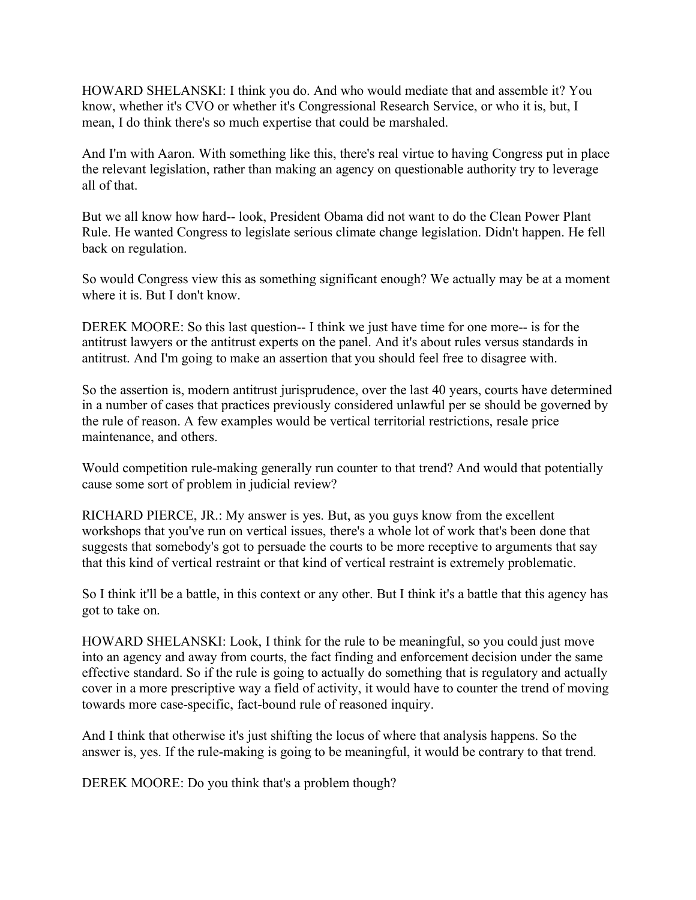HOWARD SHELANSKI: I think you do. And who would mediate that and assemble it? You know, whether it's CVO or whether it's Congressional Research Service, or who it is, but, I mean, I do think there's so much expertise that could be marshaled.

And I'm with Aaron. With something like this, there's real virtue to having Congress put in place the relevant legislation, rather than making an agency on questionable authority try to leverage all of that.

But we all know how hard-- look, President Obama did not want to do the Clean Power Plant Rule. He wanted Congress to legislate serious climate change legislation. Didn't happen. He fell back on regulation.

So would Congress view this as something significant enough? We actually may be at a moment where it is. But I don't know.

DEREK MOORE: So this last question-- I think we just have time for one more-- is for the antitrust lawyers or the antitrust experts on the panel. And it's about rules versus standards in antitrust. And I'm going to make an assertion that you should feel free to disagree with.

So the assertion is, modern antitrust jurisprudence, over the last 40 years, courts have determined in a number of cases that practices previously considered unlawful per se should be governed by the rule of reason. A few examples would be vertical territorial restrictions, resale price maintenance, and others.

Would competition rule-making generally run counter to that trend? And would that potentially cause some sort of problem in judicial review?

RICHARD PIERCE, JR.: My answer is yes. But, as you guys know from the excellent workshops that you've run on vertical issues, there's a whole lot of work that's been done that suggests that somebody's got to persuade the courts to be more receptive to arguments that say that this kind of vertical restraint or that kind of vertical restraint is extremely problematic.

So I think it'll be a battle, in this context or any other. But I think it's a battle that this agency has got to take on.

HOWARD SHELANSKI: Look, I think for the rule to be meaningful, so you could just move into an agency and away from courts, the fact finding and enforcement decision under the same effective standard. So if the rule is going to actually do something that is regulatory and actually cover in a more prescriptive way a field of activity, it would have to counter the trend of moving towards more case-specific, fact-bound rule of reasoned inquiry.

And I think that otherwise it's just shifting the locus of where that analysis happens. So the answer is, yes. If the rule-making is going to be meaningful, it would be contrary to that trend.

DEREK MOORE: Do you think that's a problem though?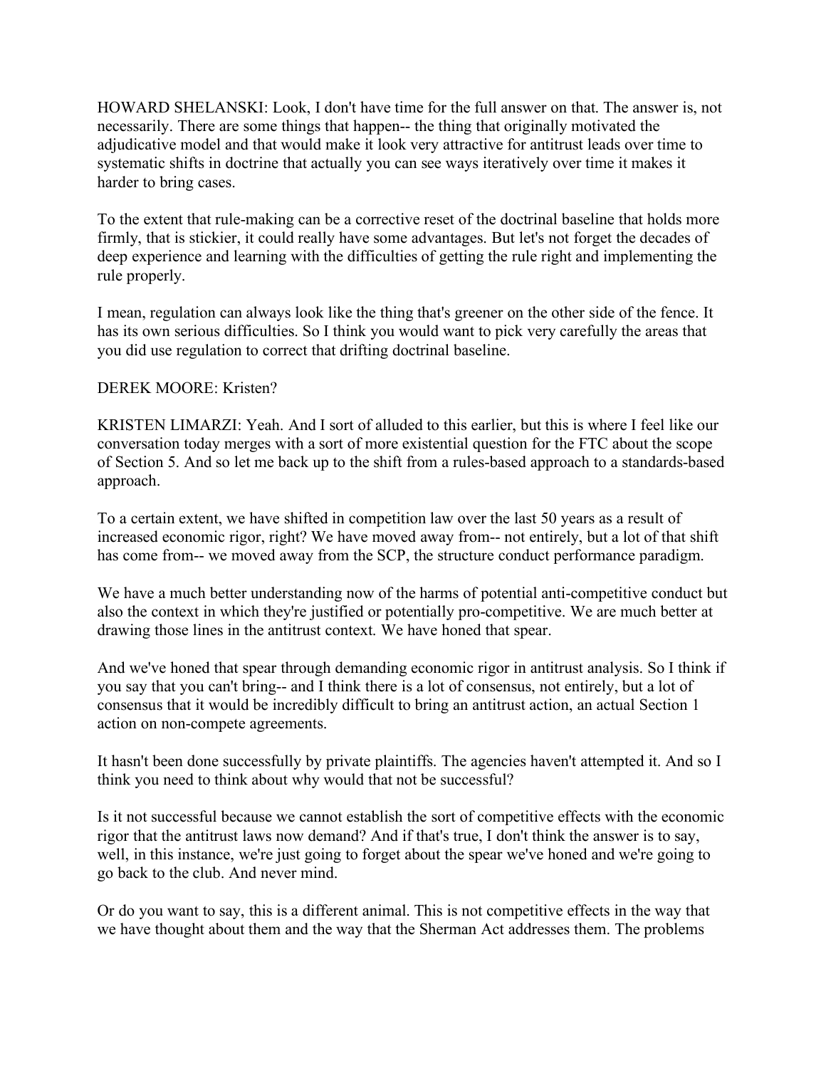HOWARD SHELANSKI: Look, I don't have time for the full answer on that. The answer is, not necessarily. There are some things that happen-- the thing that originally motivated the adjudicative model and that would make it look very attractive for antitrust leads over time to systematic shifts in doctrine that actually you can see ways iteratively over time it makes it harder to bring cases.

To the extent that rule-making can be a corrective reset of the doctrinal baseline that holds more firmly, that is stickier, it could really have some advantages. But let's not forget the decades of deep experience and learning with the difficulties of getting the rule right and implementing the rule properly.

I mean, regulation can always look like the thing that's greener on the other side of the fence. It has its own serious difficulties. So I think you would want to pick very carefully the areas that you did use regulation to correct that drifting doctrinal baseline.

DEREK MOORE: Kristen?

KRISTEN LIMARZI: Yeah. And I sort of alluded to this earlier, but this is where I feel like our conversation today merges with a sort of more existential question for the FTC about the scope of Section 5. And so let me back up to the shift from a rules-based approach to a standards-based approach.

To a certain extent, we have shifted in competition law over the last 50 years as a result of increased economic rigor, right? We have moved away from-- not entirely, but a lot of that shift has come from-- we moved away from the SCP, the structure conduct performance paradigm.

We have a much better understanding now of the harms of potential anti-competitive conduct but also the context in which they're justified or potentially pro-competitive. We are much better at drawing those lines in the antitrust context. We have honed that spear.

And we've honed that spear through demanding economic rigor in antitrust analysis. So I think if you say that you can't bring-- and I think there is a lot of consensus, not entirely, but a lot of consensus that it would be incredibly difficult to bring an antitrust action, an actual Section 1 action on non-compete agreements.

It hasn't been done successfully by private plaintiffs. The agencies haven't attempted it. And so I think you need to think about why would that not be successful?

Is it not successful because we cannot establish the sort of competitive effects with the economic rigor that the antitrust laws now demand? And if that's true, I don't think the answer is to say, well, in this instance, we're just going to forget about the spear we've honed and we're going to go back to the club. And never mind.

Or do you want to say, this is a different animal. This is not competitive effects in the way that we have thought about them and the way that the Sherman Act addresses them. The problems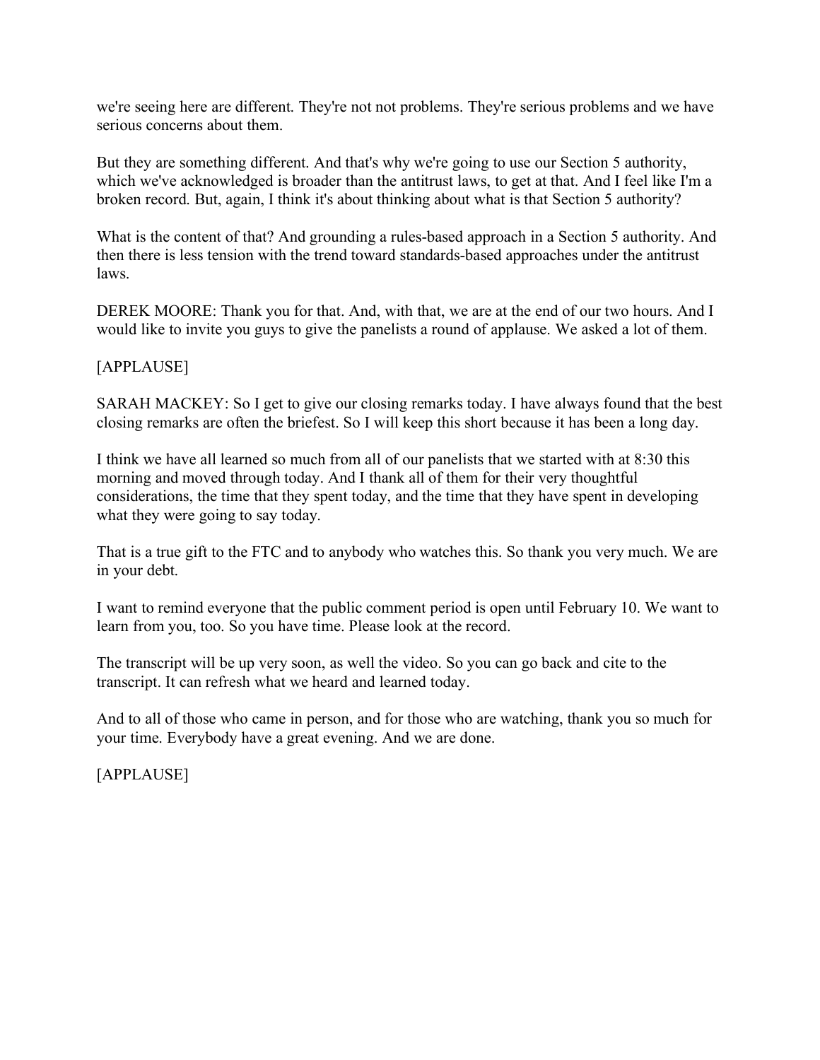we're seeing here are different. They're not not problems. They're serious problems and we have serious concerns about them.

But they are something different. And that's why we're going to use our Section 5 authority, which we've acknowledged is broader than the antitrust laws, to get at that. And I feel like I'm a broken record. But, again, I think it's about thinking about what is that Section 5 authority?

What is the content of that? And grounding a rules-based approach in a Section 5 authority. And then there is less tension with the trend toward standards-based approaches under the antitrust laws.

DEREK MOORE: Thank you for that. And, with that, we are at the end of our two hours. And I would like to invite you guys to give the panelists a round of applause. We asked a lot of them.

[APPLAUSE]

SARAH MACKEY: So I get to give our closing remarks today. I have always found that the best closing remarks are often the briefest. So I will keep this short because it has been a long day.

I think we have all learned so much from all of our panelists that we started with at 8:30 this morning and moved through today. And I thank all of them for their very thoughtful considerations, the time that they spent today, and the time that they have spent in developing what they were going to say today.

That is a true gift to the FTC and to anybody who watches this. So thank you very much. We are in your debt.

I want to remind everyone that the public comment period is open until February 10. We want to learn from you, too. So you have time. Please look at the record.

The transcript will be up very soon, as well the video. So you can go back and cite to the transcript. It can refresh what we heard and learned today.

And to all of those who came in person, and for those who are watching, thank you so much for your time. Everybody have a great evening. And we are done.

[APPLAUSE]